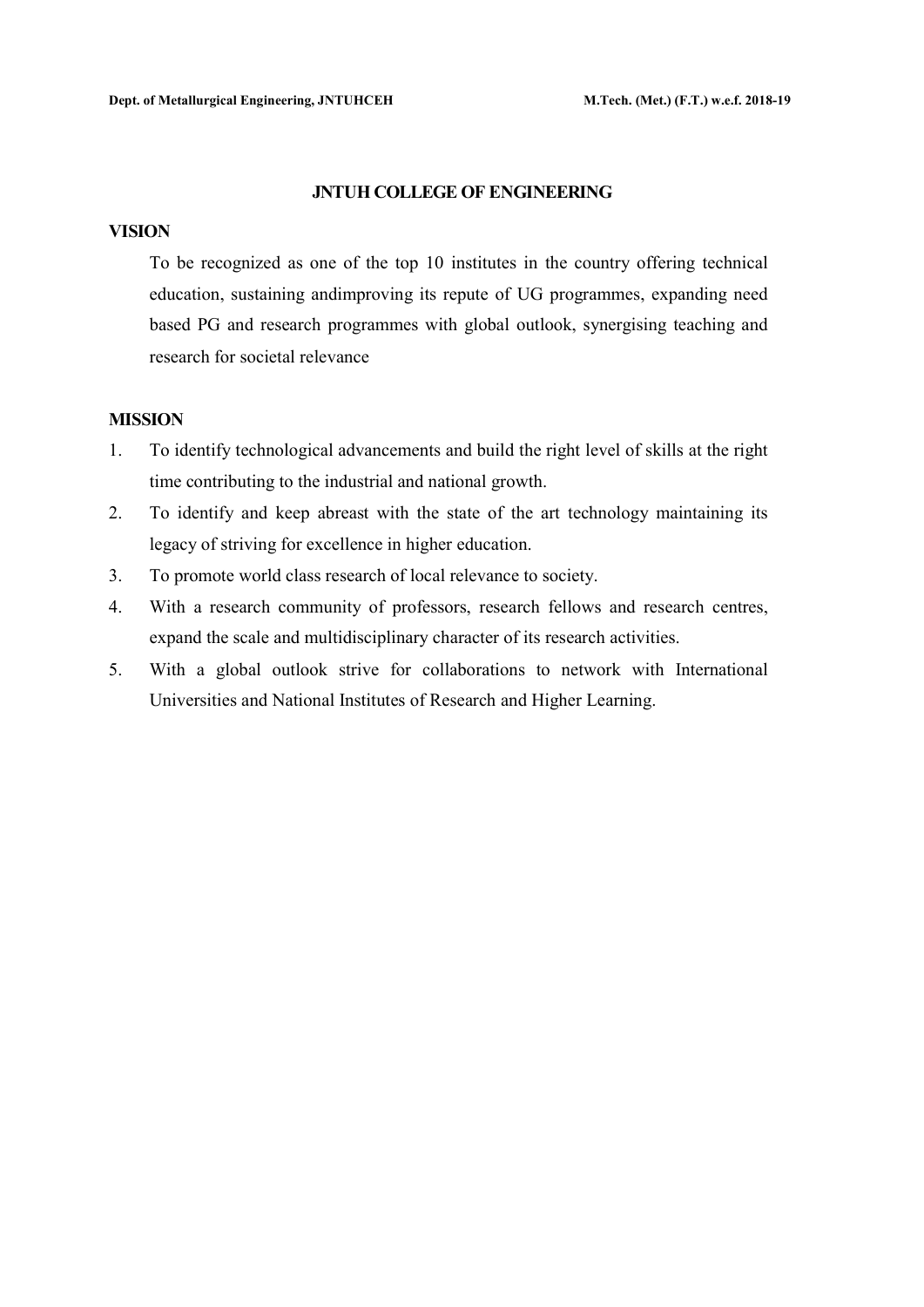# JNTUH COLLEGE OF ENGINEERING

## VISION

To be recognized as one of the top 10 institutes in the country offering technical education, sustaining andimproving its repute of UG programmes, expanding need based PG and research programmes with global outlook, synergising teaching and research for societal relevance

## MISSION

1. To identify technological advancements and build the right level of skills at the right time contributing to the industrial and national growth.
2. To identify and keep abreast with the state of the art technology maintaining its legacy of striving for excellence in higher education.
3. To promote world class research of local relevance to society.
4. With a research community of professors, research fellows and research centres, expand the scale and multidisciplinary character of its research activities.
5. With a global outlook strive for collaborations to network with International Universities and National Institutes of Research and Higher Learning.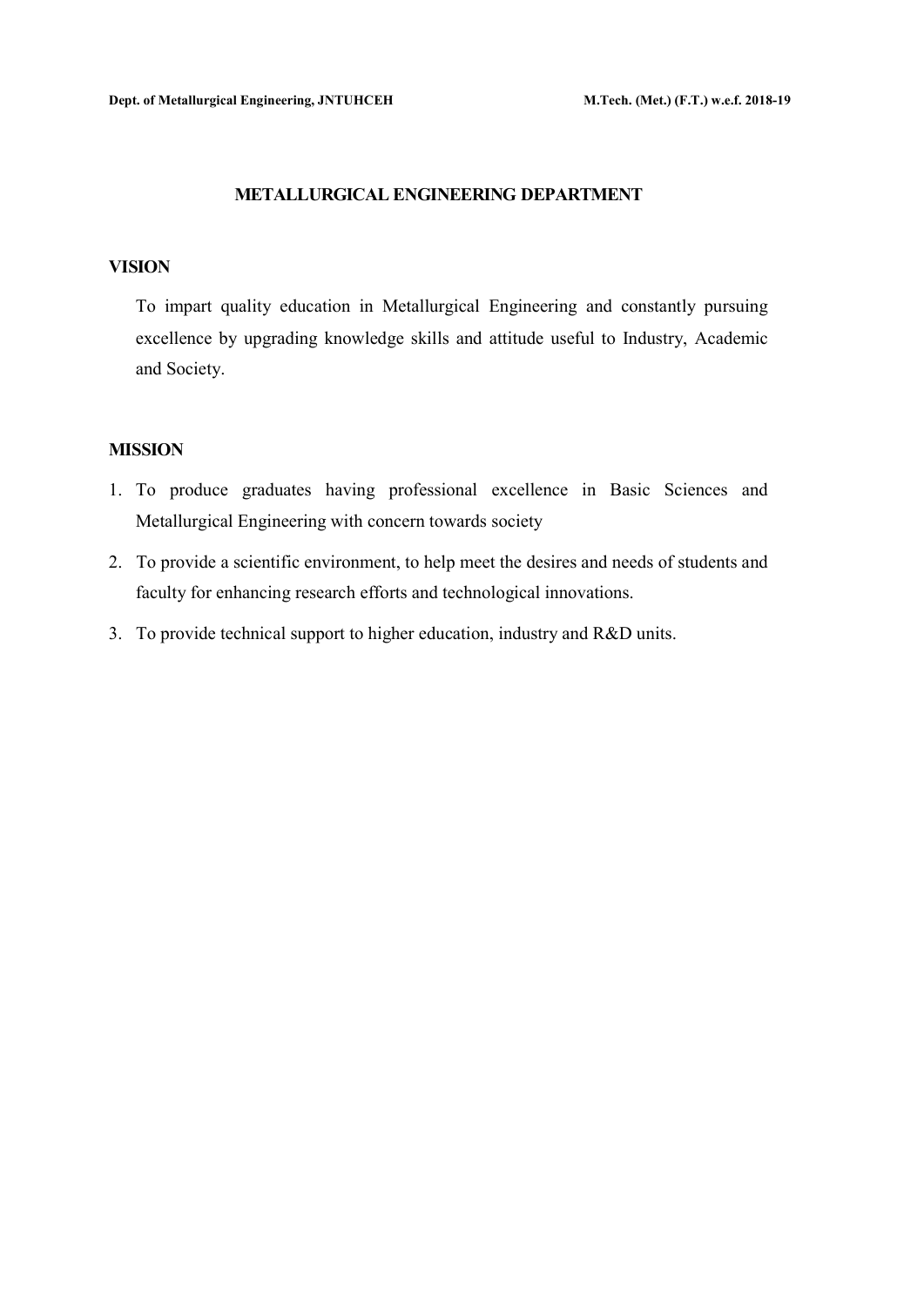## METALLURGICAL ENGINEERING DEPARTMENT

### VISION

To impart quality education in Metallurgical Engineering and constantly pursuing excellence by upgrading knowledge skills and attitude useful to Industry, Academic and Society.

### MISSION

1. To produce graduates having professional excellence in Basic Sciences and Metallurgical Engineering with concern towards society
2. To provide a scientific environment, to help meet the desires and needs of students and faculty for enhancing research efforts and technological innovations.
3. To provide technical support to higher education, industry and R&D units.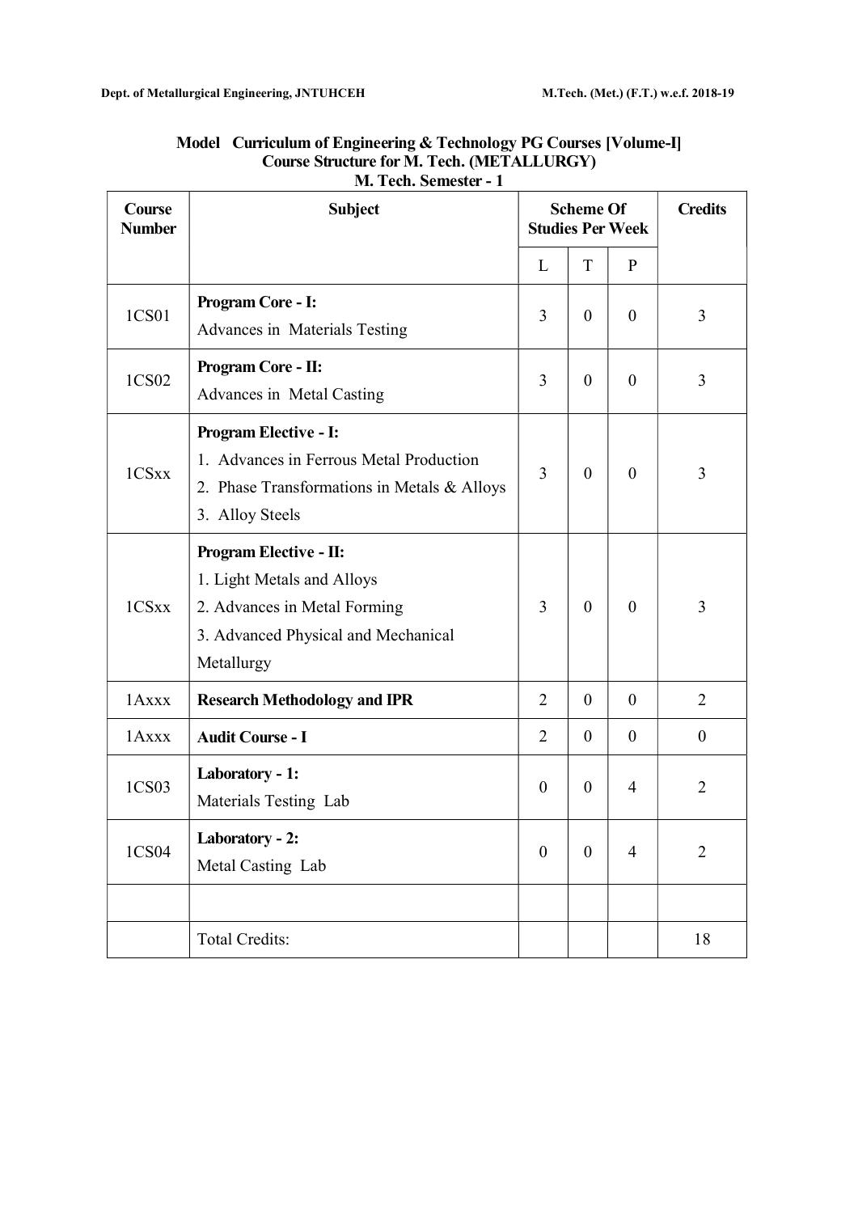## Model Curriculum of Engineering & Technology PG Courses [Volume-I]

## Course Structure for M. Tech. (METALLURGY)

### M. Tech. Semester - 1

| Course Number | Subject | Scheme Of Studies Per Week | | | Credits |
|---|---|---|---|---|---|
| | | L | T | P | |
| 1CS01 | **Program Core - I:** Advances in Materials Testing | 3 | 0 | 0 | 3 |
| 1CS02 | **Program Core - II:** Advances in Metal Casting | 3 | 0 | 0 | 3 |
| 1CSxx | **Program Elective - I:** 1. Advances in Ferrous Metal Production 2. Phase Transformations in Metals & Alloys 3. Alloy Steels | 3 | 0 | 0 | 3 |
| 1CSxx | **Program Elective - II:** 1. Light Metals and Alloys 2. Advances in Metal Forming 3. Advanced Physical and Mechanical Metallurgy | 3 | 0 | 0 | 3 |
| 1Axxx | **Research Methodology and IPR** | 2 | 0 | 0 | 2 |
| 1Axxx | **Audit Course - I** | 2 | 0 | 0 | 0 |
| 1CS03 | **Laboratory - 1:** Materials Testing Lab | 0 | 0 | 4 | 2 |
| 1CS04 | **Laboratory - 2:** Metal Casting Lab | 0 | 0 | 4 | 2 |
| | | | | | |
| | Total Credits: | | | | 18 |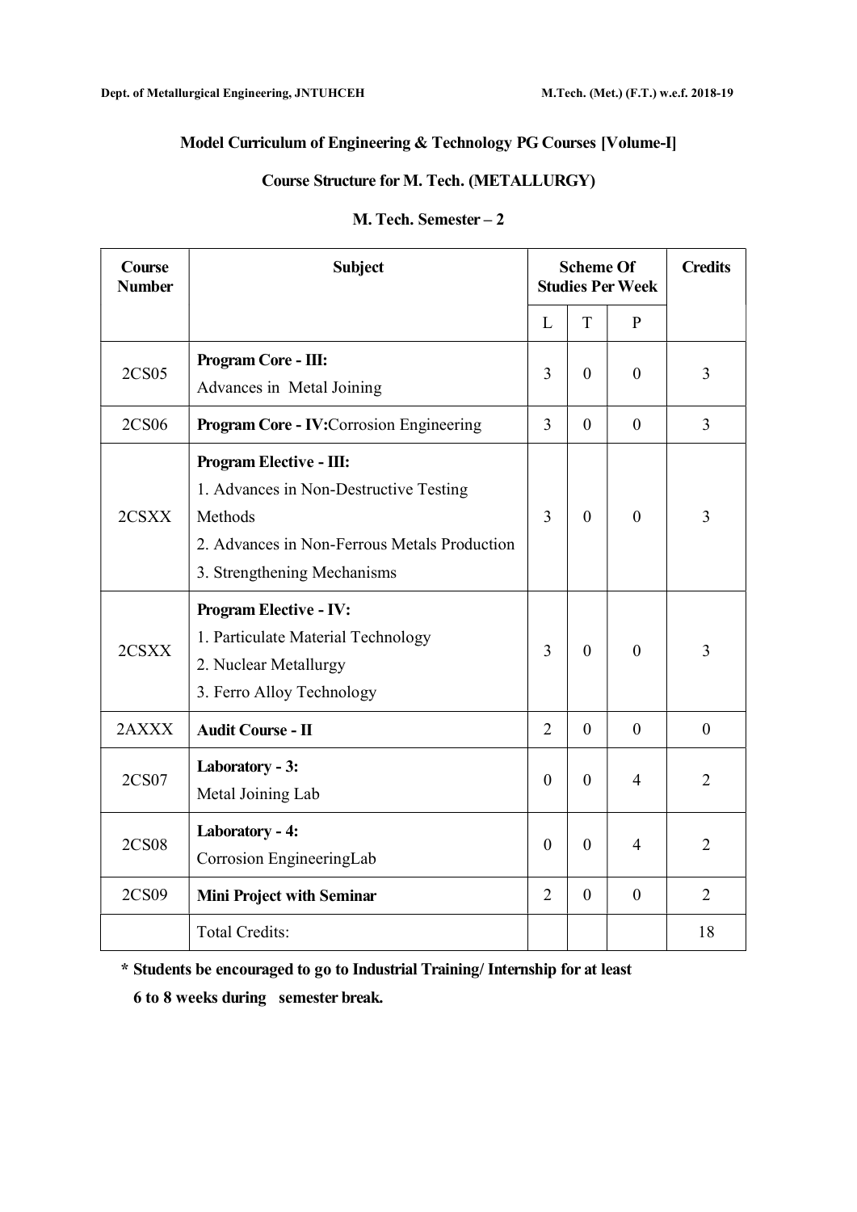## Model Curriculum of Engineering & Technology PG Courses [Volume-I]

### Course Structure for M. Tech. (METALLURGY)

### M. Tech. Semester – 2

| Course Number | Subject | Scheme Of Studies Per Week | | | Credits |
|---|---|---|---|---|---|
| | | L | T | P | |
| 2CS05 | **Program Core - III:** Advances in Metal Joining | 3 | 0 | 0 | 3 |
| 2CS06 | **Program Core - IV:** Corrosion Engineering | 3 | 0 | 0 | 3 |
| 2CSXX | **Program Elective - III:** 1. Advances in Non-Destructive Testing Methods 2. Advances in Non-Ferrous Metals Production 3. Strengthening Mechanisms | 3 | 0 | 0 | 3 |
| 2CSXX | **Program Elective - IV:** 1. Particulate Material Technology 2. Nuclear Metallurgy 3. Ferro Alloy Technology | 3 | 0 | 0 | 3 |
| 2AXXX | **Audit Course - II** | 2 | 0 | 0 | 0 |
| 2CS07 | **Laboratory - 3:** Metal Joining Lab | 0 | 0 | 4 | 2 |
| 2CS08 | **Laboratory - 4:** Corrosion EngineeringLab | 0 | 0 | 4 | 2 |
| 2CS09 | **Mini Project with Seminar** | 2 | 0 | 0 | 2 |
| | Total Credits: | | | | 18 |

**\* Students be encouraged to go to Industrial Training/ Internship for at least 6 to 8 weeks during semester break.**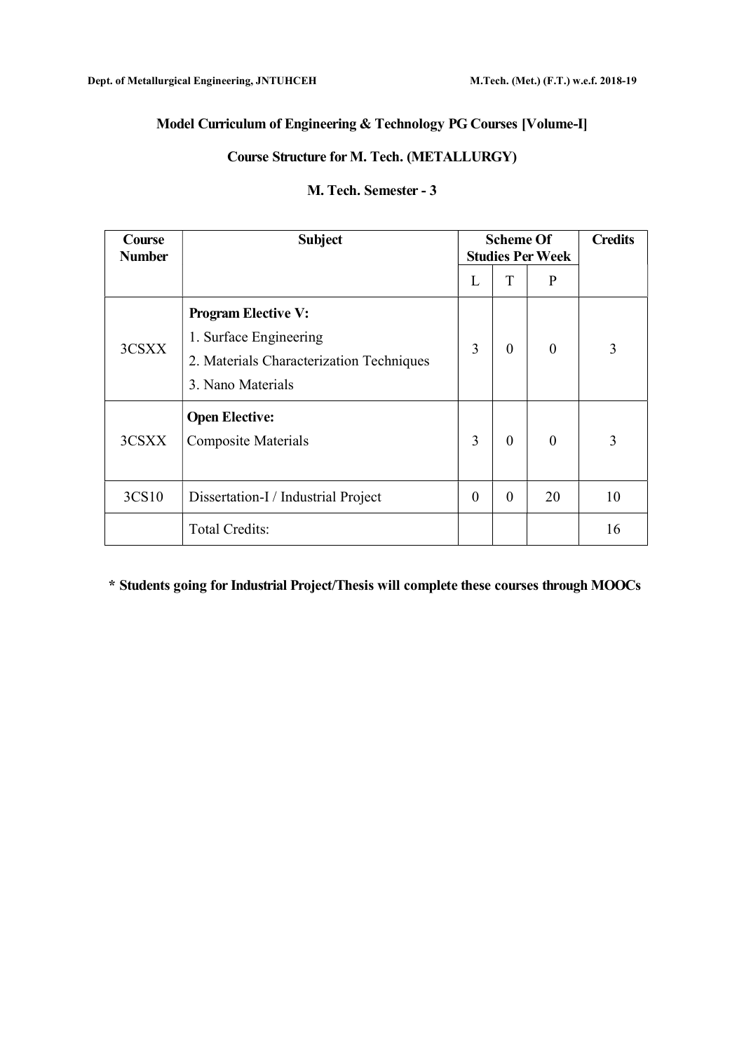## Model Curriculum of Engineering & Technology PG Courses [Volume-I]

## Course Structure for M. Tech. (METALLURGY)

### M. Tech. Semester - 3

| Course Number | Subject | Scheme Of Studies Per Week | | | Credits |
|---|---|---|---|---|---|
| | | L | T | P | |
| 3CSXX | **Program Elective V:**<br>1. Surface Engineering<br>2. Materials Characterization Techniques<br>3. Nano Materials | 3 | 0 | 0 | 3 |
| 3CSXX | **Open Elective:**<br>Composite Materials | 3 | 0 | 0 | 3 |
| 3CS10 | Dissertation-I / Industrial Project | 0 | 0 | 20 | 10 |
| | Total Credits: | | | | 16 |

**\* Students going for Industrial Project/Thesis will complete these courses through MOOCs**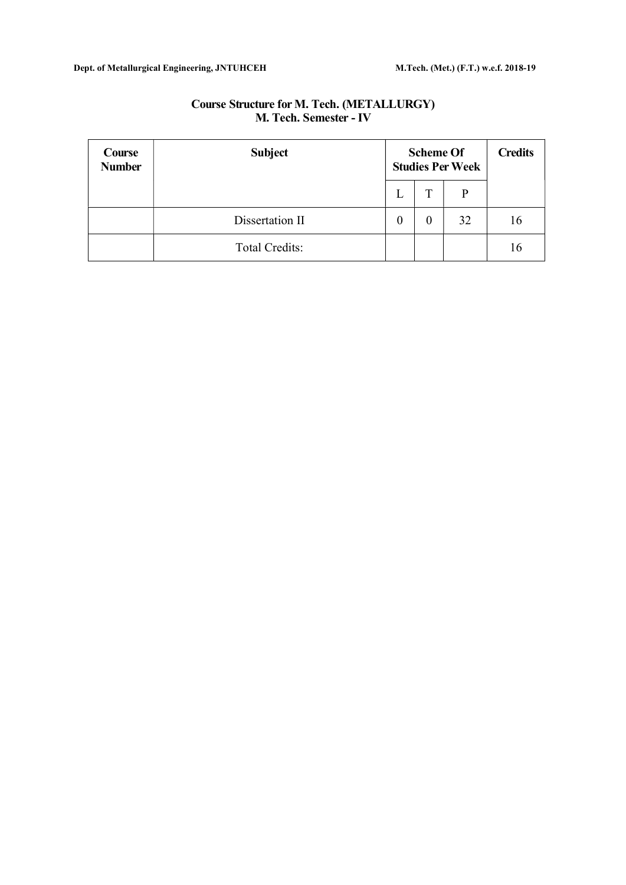## Course Structure for M. Tech. (METALLURGY)
## M. Tech. Semester - IV

| Course Number | Subject | Scheme Of Studies Per Week | | | Credits |
|---|---|---|---|---|---|
| | | L | T | P | |
| | Dissertation II | 0 | 0 | 32 | 16 |
| | Total Credits: | | | | 16 |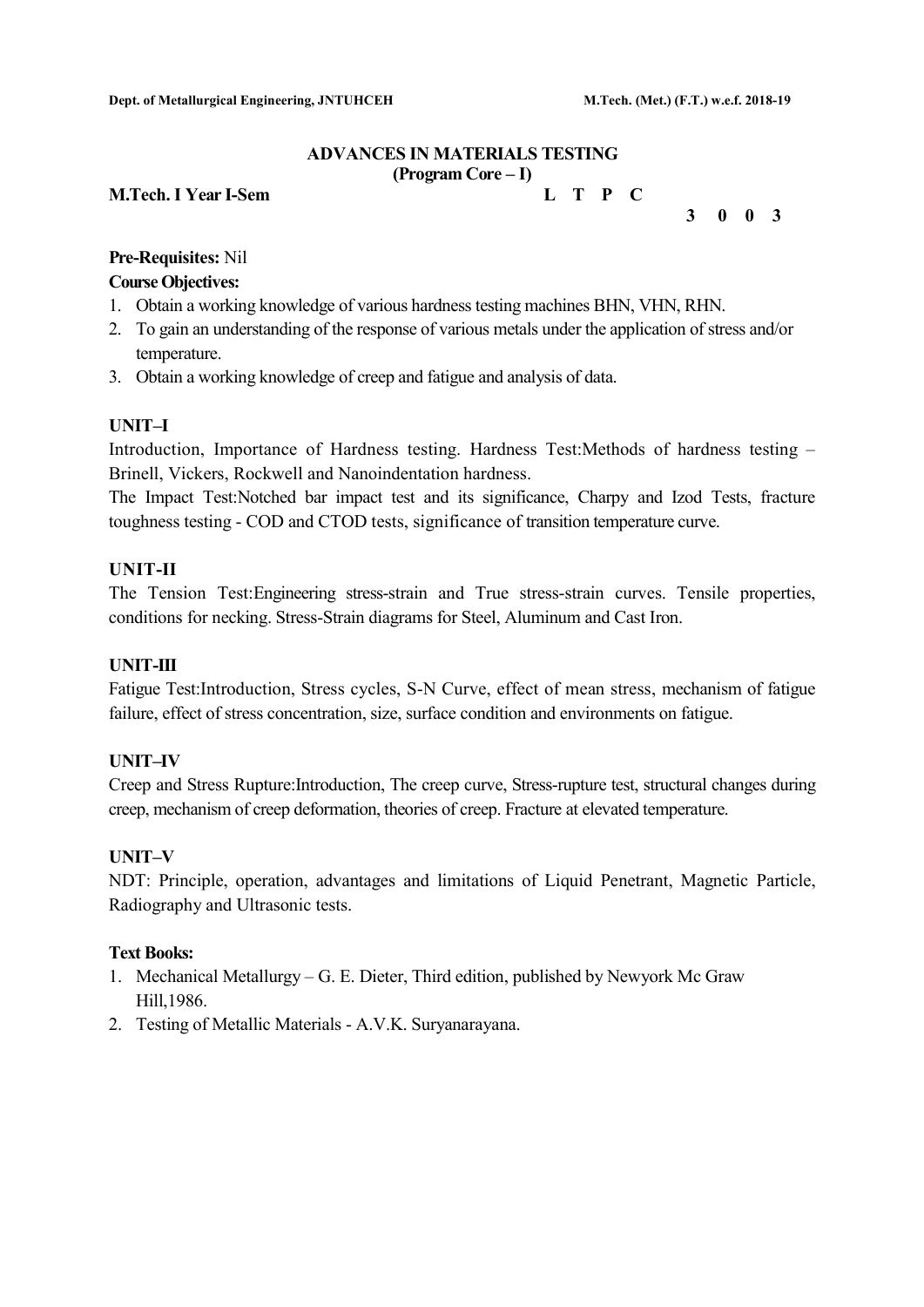## ADVANCES IN MATERIALS TESTING
### (Program Core – I)

**M.Tech. I Year I-Sem**

| L | T | P | C |
|---|---|---|---|
| 3 | 0 | 0 | 3 |

**Pre-Requisites:** Nil

**Course Objectives:**

1. Obtain a working knowledge of various hardness testing machines BHN, VHN, RHN.
2. To gain an understanding of the response of various metals under the application of stress and/or temperature.
3. Obtain a working knowledge of creep and fatigue and analysis of data.

### UNIT–I

Introduction, Importance of Hardness testing. Hardness Test:Methods of hardness testing – Brinell, Vickers, Rockwell and Nanoindentation hardness.

The Impact Test:Notched bar impact test and its significance, Charpy and Izod Tests, fracture toughness testing - COD and CTOD tests, significance of transition temperature curve.

### UNIT-II

The Tension Test:Engineering stress-strain and True stress-strain curves. Tensile properties, conditions for necking. Stress-Strain diagrams for Steel, Aluminum and Cast Iron.

### UNIT-III

Fatigue Test:Introduction, Stress cycles, S-N Curve, effect of mean stress, mechanism of fatigue failure, effect of stress concentration, size, surface condition and environments on fatigue.

### UNIT–IV

Creep and Stress Rupture:Introduction, The creep curve, Stress-rupture test, structural changes during creep, mechanism of creep deformation, theories of creep. Fracture at elevated temperature.

### UNIT–V

NDT: Principle, operation, advantages and limitations of Liquid Penetrant, Magnetic Particle, Radiography and Ultrasonic tests.

**Text Books:**

1. Mechanical Metallurgy – G. E. Dieter, Third edition, published by Newyork Mc Graw Hill,1986.
2. Testing of Metallic Materials - A.V.K. Suryanarayana.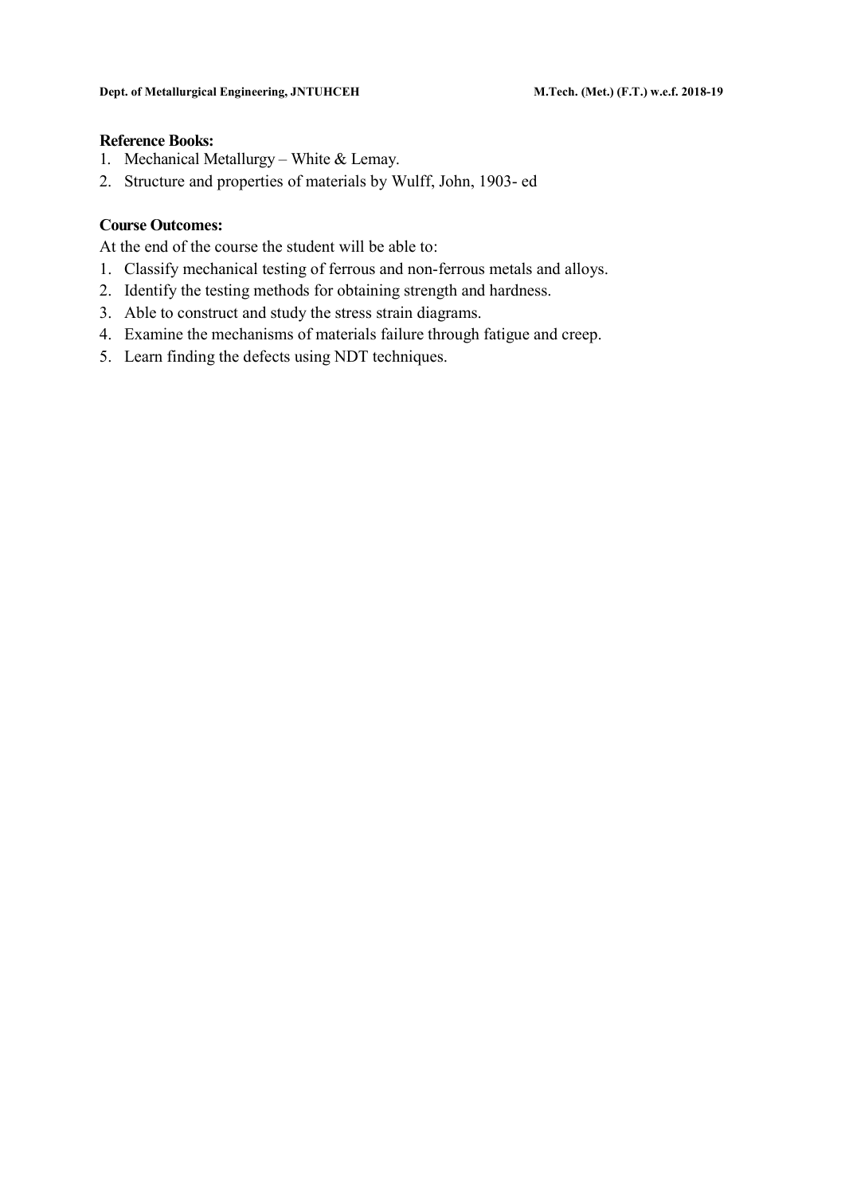**Reference Books:**

1. Mechanical Metallurgy – White & Lemay.
2. Structure and properties of materials by Wulff, John, 1903- ed

**Course Outcomes:**

At the end of the course the student will be able to:

1. Classify mechanical testing of ferrous and non-ferrous metals and alloys.
2. Identify the testing methods for obtaining strength and hardness.
3. Able to construct and study the stress strain diagrams.
4. Examine the mechanisms of materials failure through fatigue and creep.
5. Learn finding the defects using NDT techniques.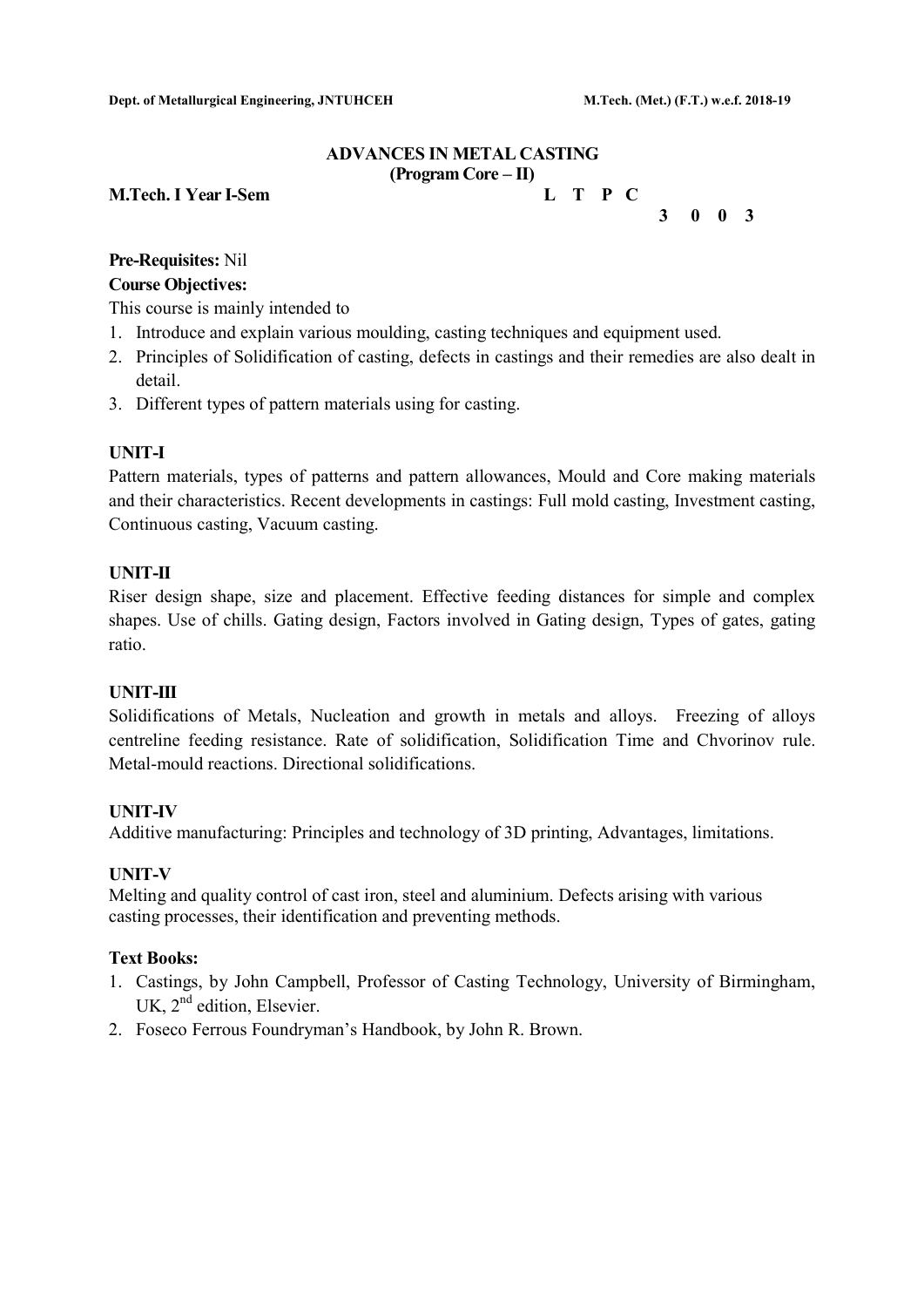## ADVANCES IN METAL CASTING
### (Program Core – II)

**M.Tech. I Year I-Sem**

| L | T | P | C |
|---|---|---|---|
| 3 | 0 | 0 | 3 |

**Pre-Requisites:** Nil

**Course Objectives:**

This course is mainly intended to

1. Introduce and explain various moulding, casting techniques and equipment used.
2. Principles of Solidification of casting, defects in castings and their remedies are also dealt in detail.
3. Different types of pattern materials using for casting.

### UNIT-I

Pattern materials, types of patterns and pattern allowances, Mould and Core making materials and their characteristics. Recent developments in castings: Full mold casting, Investment casting, Continuous casting, Vacuum casting.

### UNIT-II

Riser design shape, size and placement. Effective feeding distances for simple and complex shapes. Use of chills. Gating design, Factors involved in Gating design, Types of gates, gating ratio.

### UNIT-III

Solidifications of Metals, Nucleation and growth in metals and alloys. Freezing of alloys centreline feeding resistance. Rate of solidification, Solidification Time and Chvorinov rule. Metal-mould reactions. Directional solidifications.

### UNIT-IV

Additive manufacturing: Principles and technology of 3D printing, Advantages, limitations.

### UNIT-V

Melting and quality control of cast iron, steel and aluminium. Defects arising with various casting processes, their identification and preventing methods.

**Text Books:**

1. Castings, by John Campbell, Professor of Casting Technology, University of Birmingham, UK, 2nd edition, Elsevier.
2. Foseco Ferrous Foundryman's Handbook, by John R. Brown.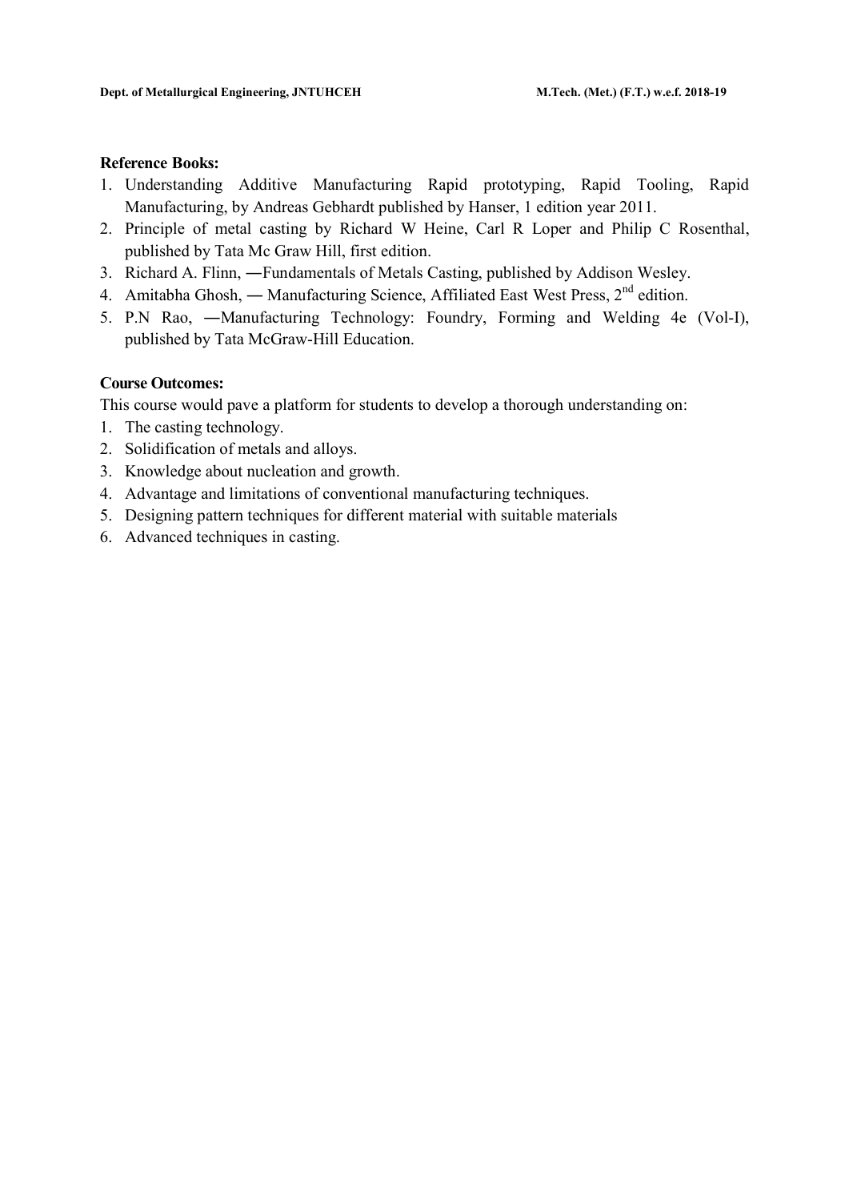**Reference Books:**

1. Understanding Additive Manufacturing Rapid prototyping, Rapid Tooling, Rapid Manufacturing, by Andreas Gebhardt published by Hanser, 1 edition year 2011.
2. Principle of metal casting by Richard W Heine, Carl R Loper and Philip C Rosenthal, published by Tata Mc Graw Hill, first edition.
3. Richard A. Flinn, ―Fundamentals of Metals Casting, published by Addison Wesley.
4. Amitabha Ghosh, ― Manufacturing Science, Affiliated East West Press, 2nd edition.
5. P.N Rao, ―Manufacturing Technology: Foundry, Forming and Welding 4e (Vol-I), published by Tata McGraw-Hill Education.

**Course Outcomes:**

This course would pave a platform for students to develop a thorough understanding on:

1. The casting technology.
2. Solidification of metals and alloys.
3. Knowledge about nucleation and growth.
4. Advantage and limitations of conventional manufacturing techniques.
5. Designing pattern techniques for different material with suitable materials
6. Advanced techniques in casting.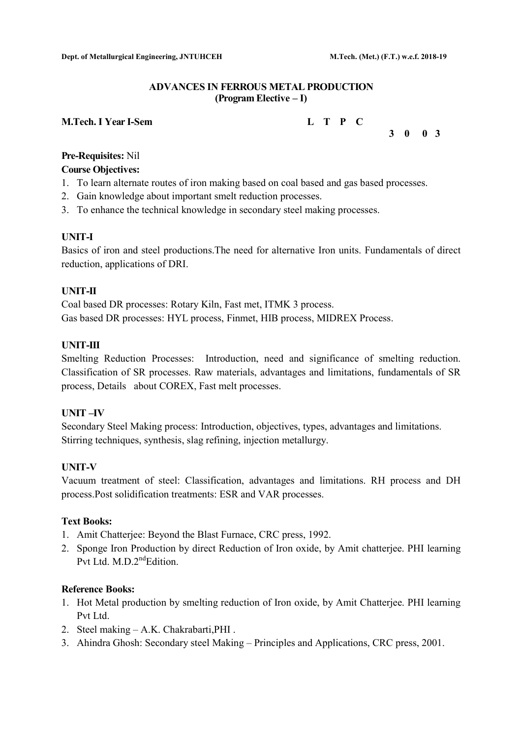## ADVANCES IN FERROUS METAL PRODUCTION
### (Program Elective – I)

**M.Tech. I Year I-Sem**

| L | T | P | C |
|---|---|---|---|
| 3 | 0 | 0 | 3 |

**Pre-Requisites:** Nil

**Course Objectives:**

1. To learn alternate routes of iron making based on coal based and gas based processes.
2. Gain knowledge about important smelt reduction processes.
3. To enhance the technical knowledge in secondary steel making processes.

**UNIT-I**

Basics of iron and steel productions.The need for alternative Iron units. Fundamentals of direct reduction, applications of DRI.

**UNIT-II**

Coal based DR processes: Rotary Kiln, Fast met, ITMK 3 process.
Gas based DR processes: HYL process, Finmet, HIB process, MIDREX Process.

**UNIT-III**

Smelting Reduction Processes: Introduction, need and significance of smelting reduction. Classification of SR processes. Raw materials, advantages and limitations, fundamentals of SR process, Details about COREX, Fast melt processes.

**UNIT –IV**

Secondary Steel Making process: Introduction, objectives, types, advantages and limitations. Stirring techniques, synthesis, slag refining, injection metallurgy.

**UNIT-V**

Vacuum treatment of steel: Classification, advantages and limitations. RH process and DH process.Post solidification treatments: ESR and VAR processes.

**Text Books:**

1. Amit Chatterjee: Beyond the Blast Furnace, CRC press, 1992.
2. Sponge Iron Production by direct Reduction of Iron oxide, by Amit chatterjee. PHI learning Pvt Ltd. M.D.2nd Edition.

**Reference Books:**

1. Hot Metal production by smelting reduction of Iron oxide, by Amit Chatterjee. PHI learning Pvt Ltd.
2. Steel making – A.K. Chakrabarti,PHI .
3. Ahindra Ghosh: Secondary steel Making – Principles and Applications, CRC press, 2001.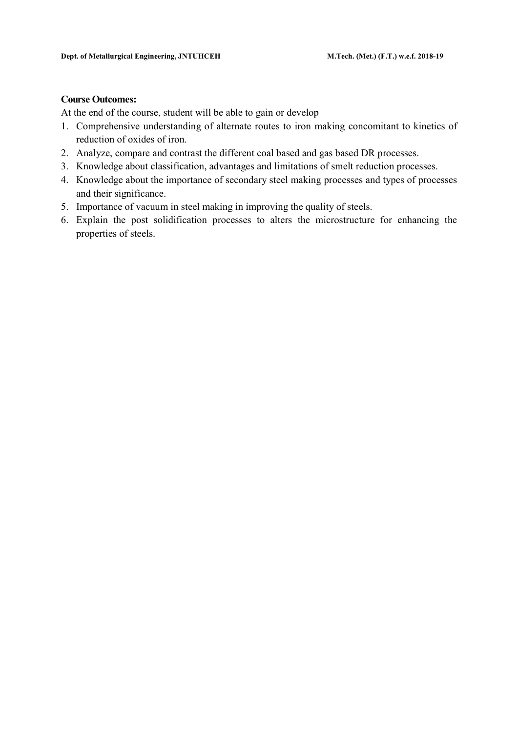**Course Outcomes:**

At the end of the course, student will be able to gain or develop

1. Comprehensive understanding of alternate routes to iron making concomitant to kinetics of reduction of oxides of iron.
2. Analyze, compare and contrast the different coal based and gas based DR processes.
3. Knowledge about classification, advantages and limitations of smelt reduction processes.
4. Knowledge about the importance of secondary steel making processes and types of processes and their significance.
5. Importance of vacuum in steel making in improving the quality of steels.
6. Explain the post solidification processes to alters the microstructure for enhancing the properties of steels.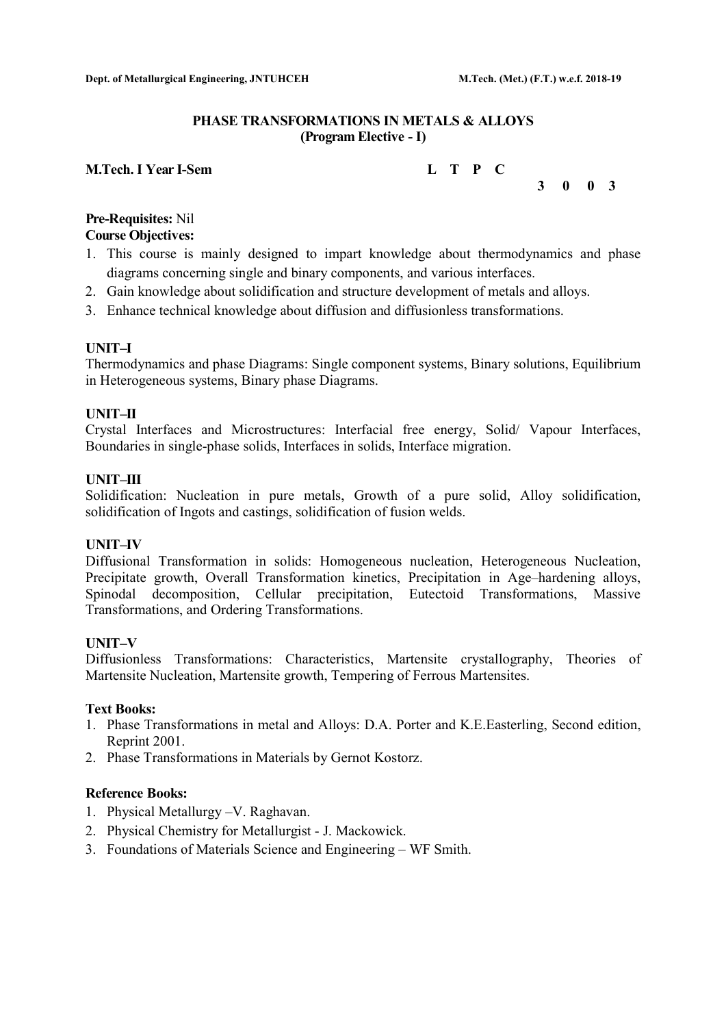## PHASE TRANSFORMATIONS IN METALS & ALLOYS
### (Program Elective - I)

**M.Tech. I Year I-Sem**

| L | T | P | C |
|---|---|---|---|
| 3 | 0 | 0 | 3 |

**Pre-Requisites:** Nil

**Course Objectives:**

1. This course is mainly designed to impart knowledge about thermodynamics and phase diagrams concerning single and binary components, and various interfaces.
2. Gain knowledge about solidification and structure development of metals and alloys.
3. Enhance technical knowledge about diffusion and diffusionless transformations.

**UNIT–I**

Thermodynamics and phase Diagrams: Single component systems, Binary solutions, Equilibrium in Heterogeneous systems, Binary phase Diagrams.

**UNIT–II**

Crystal Interfaces and Microstructures: Interfacial free energy, Solid/ Vapour Interfaces, Boundaries in single-phase solids, Interfaces in solids, Interface migration.

**UNIT–III**

Solidification: Nucleation in pure metals, Growth of a pure solid, Alloy solidification, solidification of Ingots and castings, solidification of fusion welds.

**UNIT–IV**

Diffusional Transformation in solids: Homogeneous nucleation, Heterogeneous Nucleation, Precipitate growth, Overall Transformation kinetics, Precipitation in Age–hardening alloys, Spinodal decomposition, Cellular precipitation, Eutectoid Transformations, Massive Transformations, and Ordering Transformations.

**UNIT–V**

Diffusionless Transformations: Characteristics, Martensite crystallography, Theories of Martensite Nucleation, Martensite growth, Tempering of Ferrous Martensites.

**Text Books:**

1. Phase Transformations in metal and Alloys: D.A. Porter and K.E.Easterling, Second edition, Reprint 2001.
2. Phase Transformations in Materials by Gernot Kostorz.

**Reference Books:**

1. Physical Metallurgy –V. Raghavan.
2. Physical Chemistry for Metallurgist - J. Mackowick.
3. Foundations of Materials Science and Engineering – WF Smith.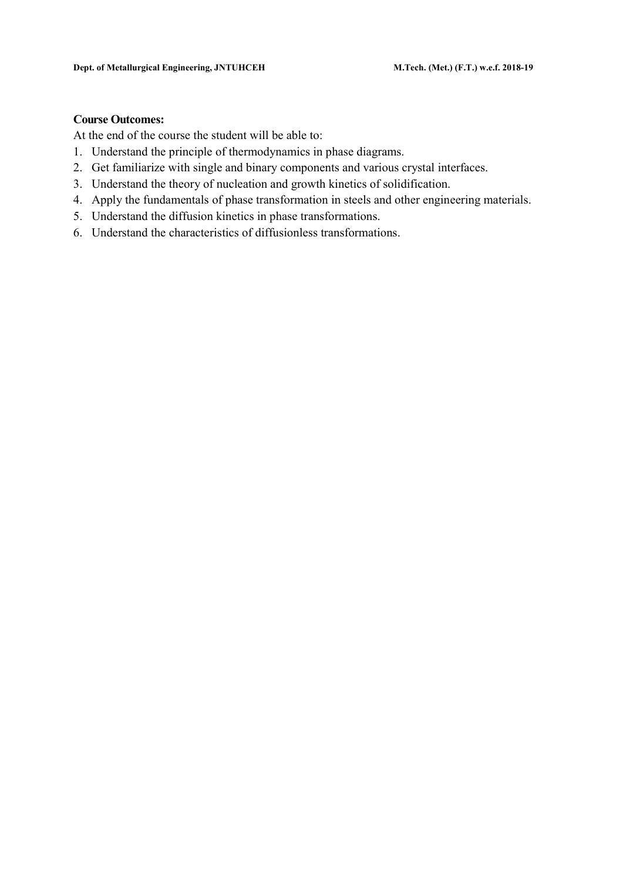**Course Outcomes:**

At the end of the course the student will be able to:

1. Understand the principle of thermodynamics in phase diagrams.
2. Get familiarize with single and binary components and various crystal interfaces.
3. Understand the theory of nucleation and growth kinetics of solidification.
4. Apply the fundamentals of phase transformation in steels and other engineering materials.
5. Understand the diffusion kinetics in phase transformations.
6. Understand the characteristics of diffusionless transformations.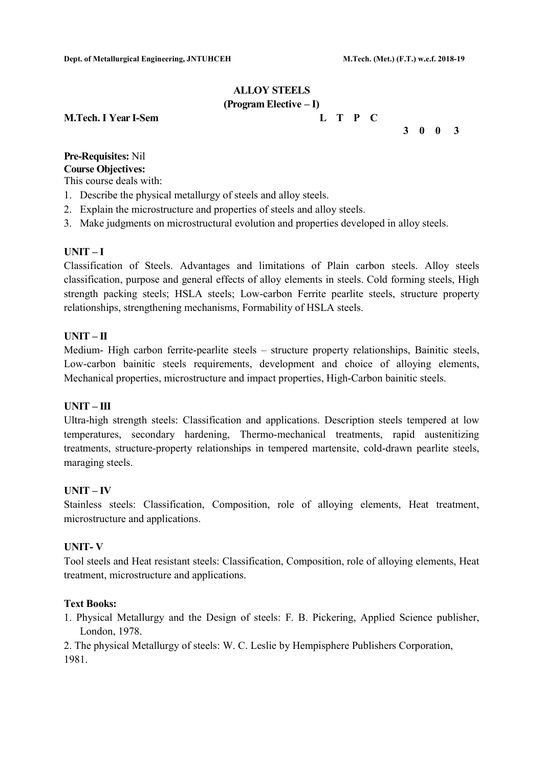## ALLOY STEELS

### (Program Elective – I)

**M.Tech. I Year I-Sem**

| L | T | P | C |
|---|---|---|---|
| 3 | 0 | 0 | 3 |

**Pre-Requisites:** Nil

**Course Objectives:**

This course deals with:

1. Describe the physical metallurgy of steels and alloy steels.
2. Explain the microstructure and properties of steels and alloy steels.
3. Make judgments on microstructural evolution and properties developed in alloy steels.

**UNIT – I**

Classification of Steels. Advantages and limitations of Plain carbon steels. Alloy steels classification, purpose and general effects of alloy elements in steels. Cold forming steels, High strength packing steels; HSLA steels; Low-carbon Ferrite pearlite steels, structure property relationships, strengthening mechanisms, Formability of HSLA steels.

**UNIT – II**

Medium- High carbon ferrite-pearlite steels – structure property relationships, Bainitic steels, Low-carbon bainitic steels requirements, development and choice of alloying elements, Mechanical properties, microstructure and impact properties, High-Carbon bainitic steels.

**UNIT – III**

Ultra-high strength steels: Classification and applications. Description steels tempered at low temperatures, secondary hardening, Thermo-mechanical treatments, rapid austenitizing treatments, structure-property relationships in tempered martensite, cold-drawn pearlite steels, maraging steels.

**UNIT – IV**

Stainless steels: Classification, Composition, role of alloying elements, Heat treatment, microstructure and applications.

**UNIT- V**

Tool steels and Heat resistant steels: Classification, Composition, role of alloying elements, Heat treatment, microstructure and applications.

**Text Books:**

1. Physical Metallurgy and the Design of steels: F. B. Pickering, Applied Science publisher, London, 1978.
2. The physical Metallurgy of steels: W. C. Leslie by Hempisphere Publishers Corporation, 1981.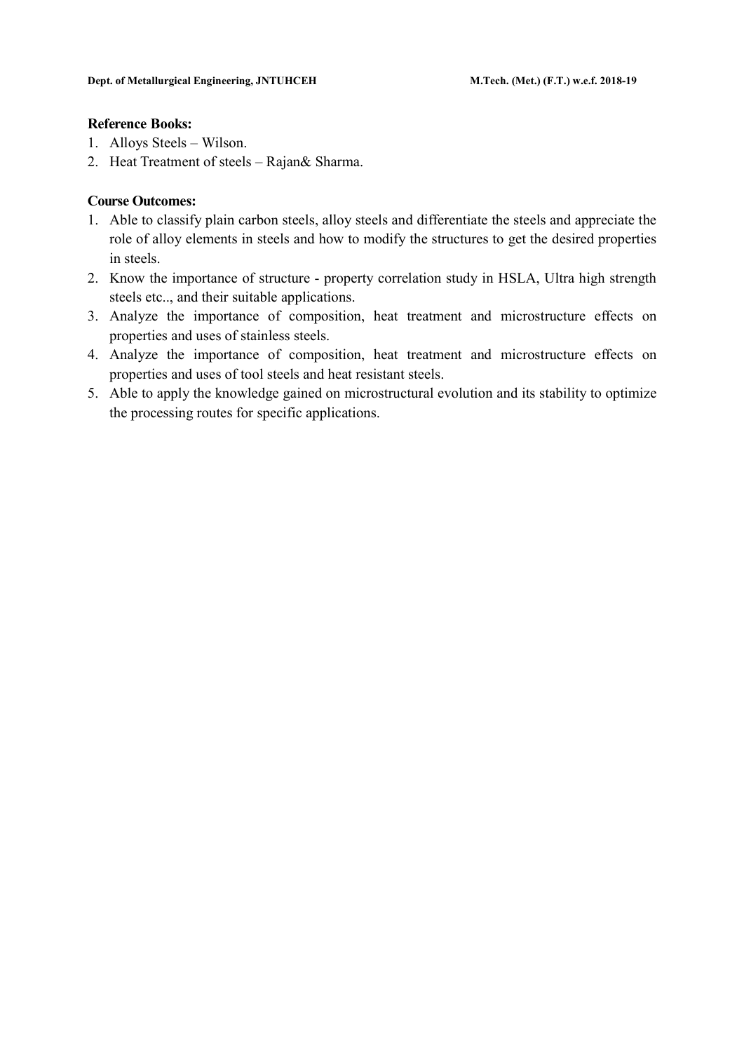**Reference Books:**

1. Alloys Steels – Wilson.
2. Heat Treatment of steels – Rajan& Sharma.

**Course Outcomes:**

1. Able to classify plain carbon steels, alloy steels and differentiate the steels and appreciate the role of alloy elements in steels and how to modify the structures to get the desired properties in steels.
2. Know the importance of structure - property correlation study in HSLA, Ultra high strength steels etc.., and their suitable applications.
3. Analyze the importance of composition, heat treatment and microstructure effects on properties and uses of stainless steels.
4. Analyze the importance of composition, heat treatment and microstructure effects on properties and uses of tool steels and heat resistant steels.
5. Able to apply the knowledge gained on microstructural evolution and its stability to optimize the processing routes for specific applications.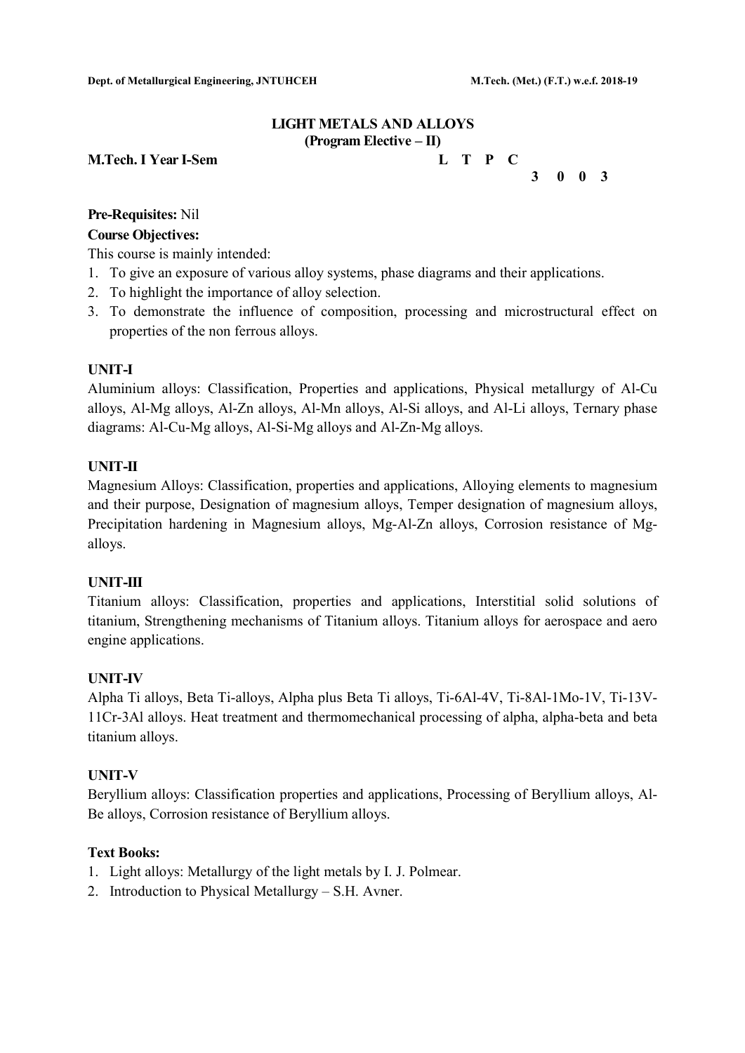## LIGHT METALS AND ALLOYS
### (Program Elective – II)

**M.Tech. I Year I-Sem**

| L | T | P | C |
|---|---|---|---|
| 3 | 0 | 0 | 3 |

**Pre-Requisites:** Nil

**Course Objectives:**

This course is mainly intended:

1. To give an exposure of various alloy systems, phase diagrams and their applications.
2. To highlight the importance of alloy selection.
3. To demonstrate the influence of composition, processing and microstructural effect on properties of the non ferrous alloys.

### UNIT-I

Aluminium alloys: Classification, Properties and applications, Physical metallurgy of Al-Cu alloys, Al-Mg alloys, Al-Zn alloys, Al-Mn alloys, Al-Si alloys, and Al-Li alloys, Ternary phase diagrams: Al-Cu-Mg alloys, Al-Si-Mg alloys and Al-Zn-Mg alloys.

### UNIT-II

Magnesium Alloys: Classification, properties and applications, Alloying elements to magnesium and their purpose, Designation of magnesium alloys, Temper designation of magnesium alloys, Precipitation hardening in Magnesium alloys, Mg-Al-Zn alloys, Corrosion resistance of Mg-alloys.

### UNIT-III

Titanium alloys: Classification, properties and applications, Interstitial solid solutions of titanium, Strengthening mechanisms of Titanium alloys. Titanium alloys for aerospace and aero engine applications.

### UNIT-IV

Alpha Ti alloys, Beta Ti-alloys, Alpha plus Beta Ti alloys, Ti-6Al-4V, Ti-8Al-1Mo-1V, Ti-13V-11Cr-3Al alloys. Heat treatment and thermomechanical processing of alpha, alpha-beta and beta titanium alloys.

### UNIT-V

Beryllium alloys: Classification properties and applications, Processing of Beryllium alloys, Al-Be alloys, Corrosion resistance of Beryllium alloys.

**Text Books:**

1. Light alloys: Metallurgy of the light metals by I. J. Polmear.
2. Introduction to Physical Metallurgy – S.H. Avner.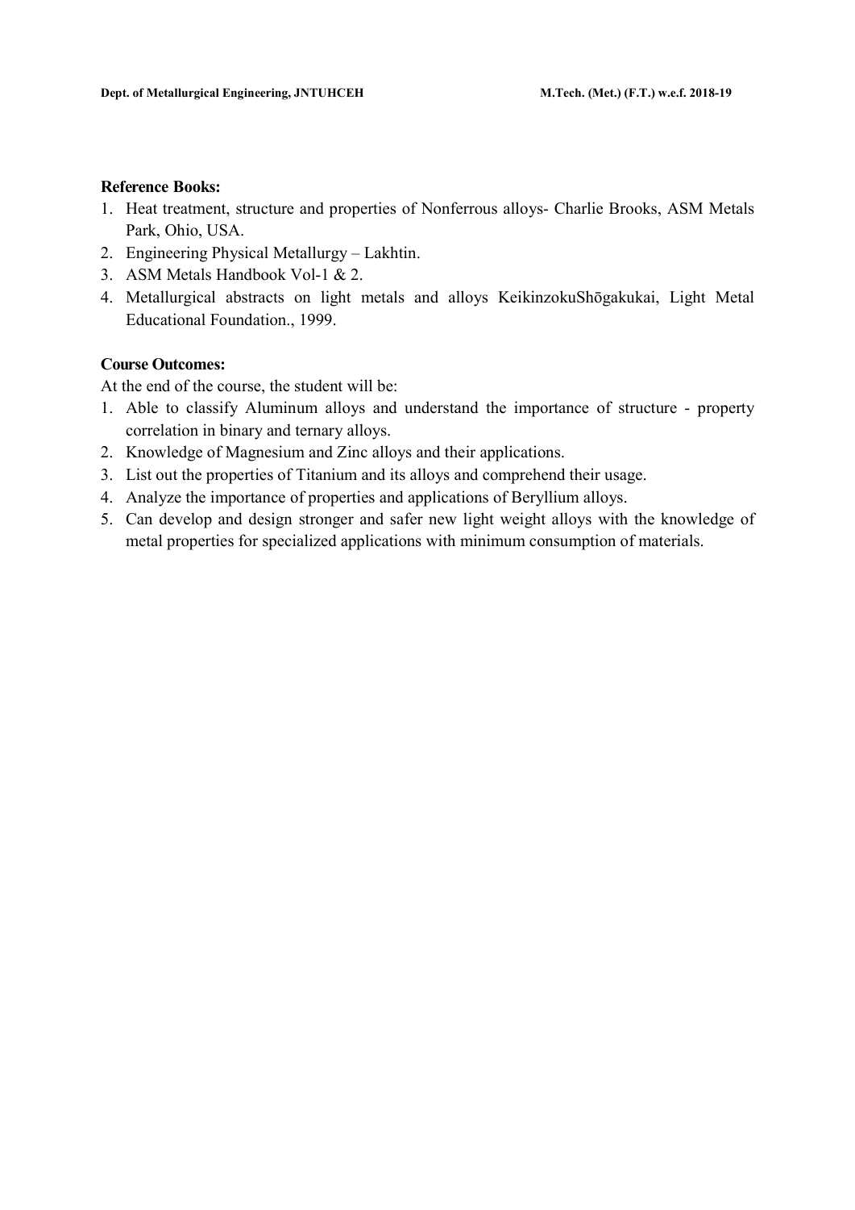**Reference Books:**

1. Heat treatment, structure and properties of Nonferrous alloys- Charlie Brooks, ASM Metals Park, Ohio, USA.
2. Engineering Physical Metallurgy – Lakhtin.
3. ASM Metals Handbook Vol-1 & 2.
4. Metallurgical abstracts on light metals and alloys KeikinzokuShōgakukai, Light Metal Educational Foundation., 1999.

**Course Outcomes:**

At the end of the course, the student will be:

1. Able to classify Aluminum alloys and understand the importance of structure - property correlation in binary and ternary alloys.
2. Knowledge of Magnesium and Zinc alloys and their applications.
3. List out the properties of Titanium and its alloys and comprehend their usage.
4. Analyze the importance of properties and applications of Beryllium alloys.
5. Can develop and design stronger and safer new light weight alloys with the knowledge of metal properties for specialized applications with minimum consumption of materials.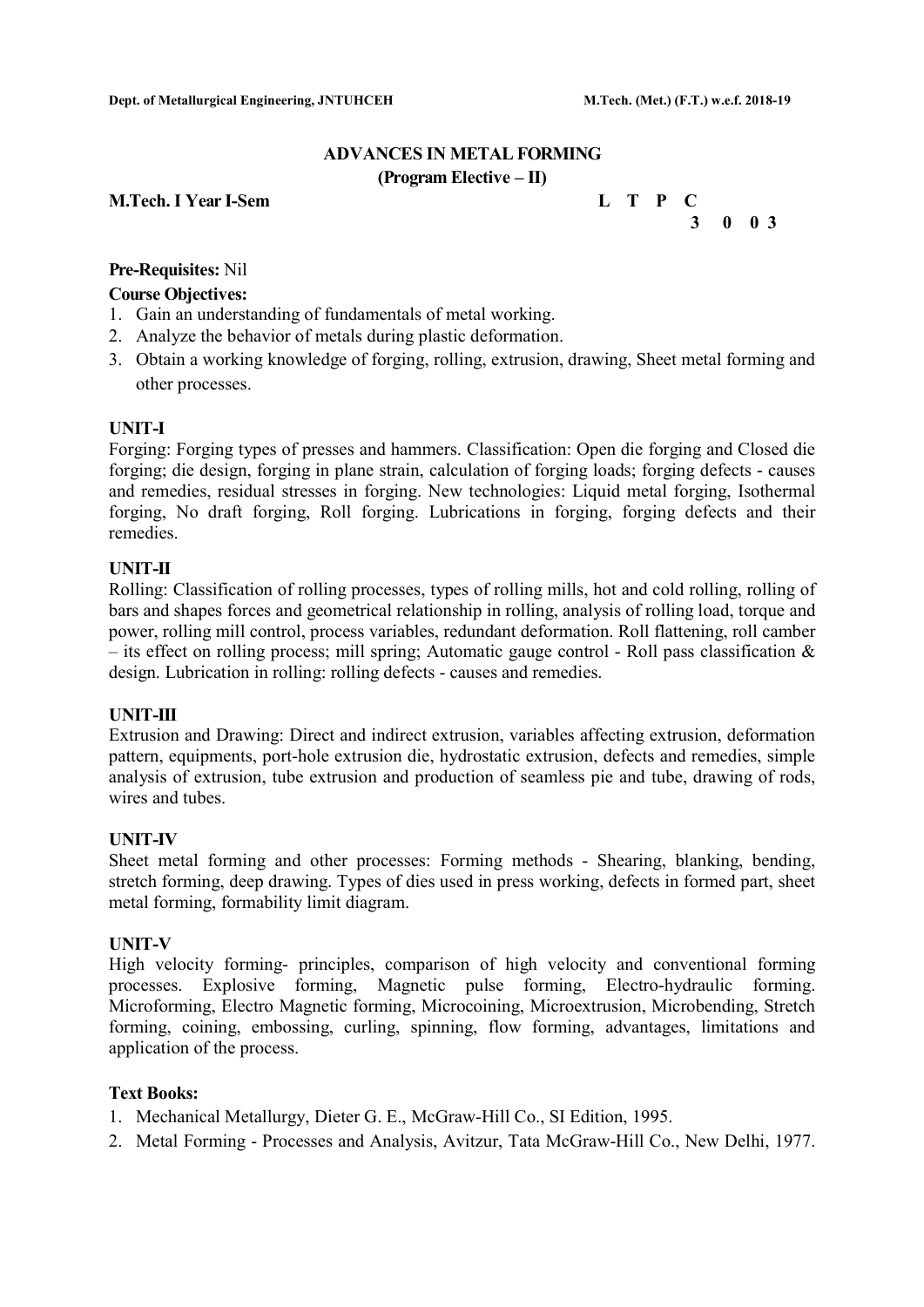## ADVANCES IN METAL FORMING

**(Program Elective – II)**

**M.Tech. I Year I-Sem**

| L | T | P | C |
|---|---|---|---|
| 3 | 0 | 0 | 3 |

**Pre-Requisites:** Nil

**Course Objectives:**

1. Gain an understanding of fundamentals of metal working.
2. Analyze the behavior of metals during plastic deformation.
3. Obtain a working knowledge of forging, rolling, extrusion, drawing, Sheet metal forming and other processes.

**UNIT-I**

Forging: Forging types of presses and hammers. Classification: Open die forging and Closed die forging; die design, forging in plane strain, calculation of forging loads; forging defects - causes and remedies, residual stresses in forging. New technologies: Liquid metal forging, Isothermal forging, No draft forging, Roll forging. Lubrications in forging, forging defects and their remedies.

**UNIT-II**

Rolling: Classification of rolling processes, types of rolling mills, hot and cold rolling, rolling of bars and shapes forces and geometrical relationship in rolling, analysis of rolling load, torque and power, rolling mill control, process variables, redundant deformation. Roll flattening, roll camber – its effect on rolling process; mill spring; Automatic gauge control - Roll pass classification & design. Lubrication in rolling: rolling defects - causes and remedies.

**UNIT-III**

Extrusion and Drawing: Direct and indirect extrusion, variables affecting extrusion, deformation pattern, equipments, port-hole extrusion die, hydrostatic extrusion, defects and remedies, simple analysis of extrusion, tube extrusion and production of seamless pie and tube, drawing of rods, wires and tubes.

**UNIT-IV**

Sheet metal forming and other processes: Forming methods - Shearing, blanking, bending, stretch forming, deep drawing. Types of dies used in press working, defects in formed part, sheet metal forming, formability limit diagram.

**UNIT-V**

High velocity forming- principles, comparison of high velocity and conventional forming processes. Explosive forming, Magnetic pulse forming, Electro-hydraulic forming. Microforming, Electro Magnetic forming, Microcoining, Microextrusion, Microbending, Stretch forming, coining, embossing, curling, spinning, flow forming, advantages, limitations and application of the process.

**Text Books:**

1. Mechanical Metallurgy, Dieter G. E., McGraw-Hill Co., SI Edition, 1995.
2. Metal Forming - Processes and Analysis, Avitzur, Tata McGraw-Hill Co., New Delhi, 1977.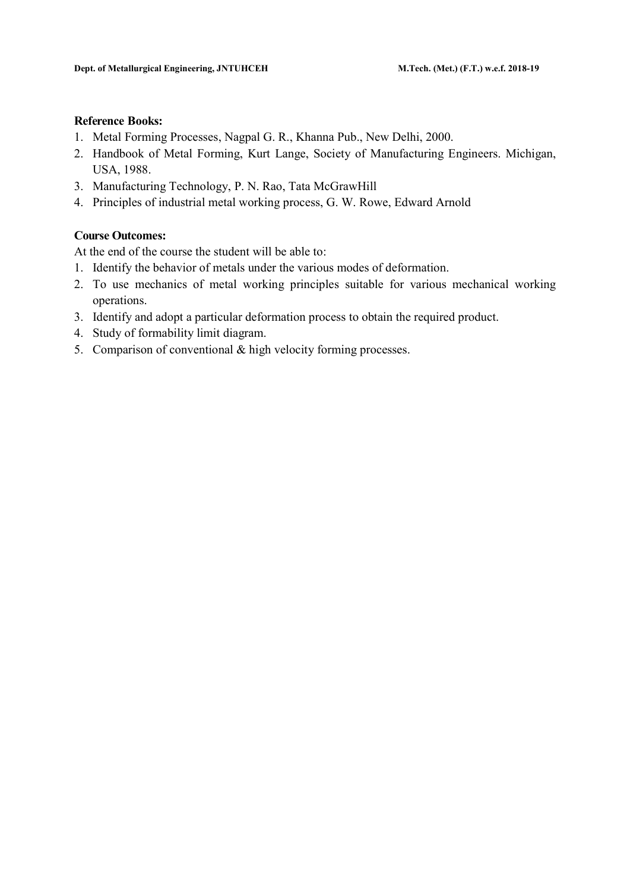**Reference Books:**

1. Metal Forming Processes, Nagpal G. R., Khanna Pub., New Delhi, 2000.
2. Handbook of Metal Forming, Kurt Lange, Society of Manufacturing Engineers. Michigan, USA, 1988.
3. Manufacturing Technology, P. N. Rao, Tata McGrawHill
4. Principles of industrial metal working process, G. W. Rowe, Edward Arnold

**Course Outcomes:**

At the end of the course the student will be able to:

1. Identify the behavior of metals under the various modes of deformation.
2. To use mechanics of metal working principles suitable for various mechanical working operations.
3. Identify and adopt a particular deformation process to obtain the required product.
4. Study of formability limit diagram.
5. Comparison of conventional & high velocity forming processes.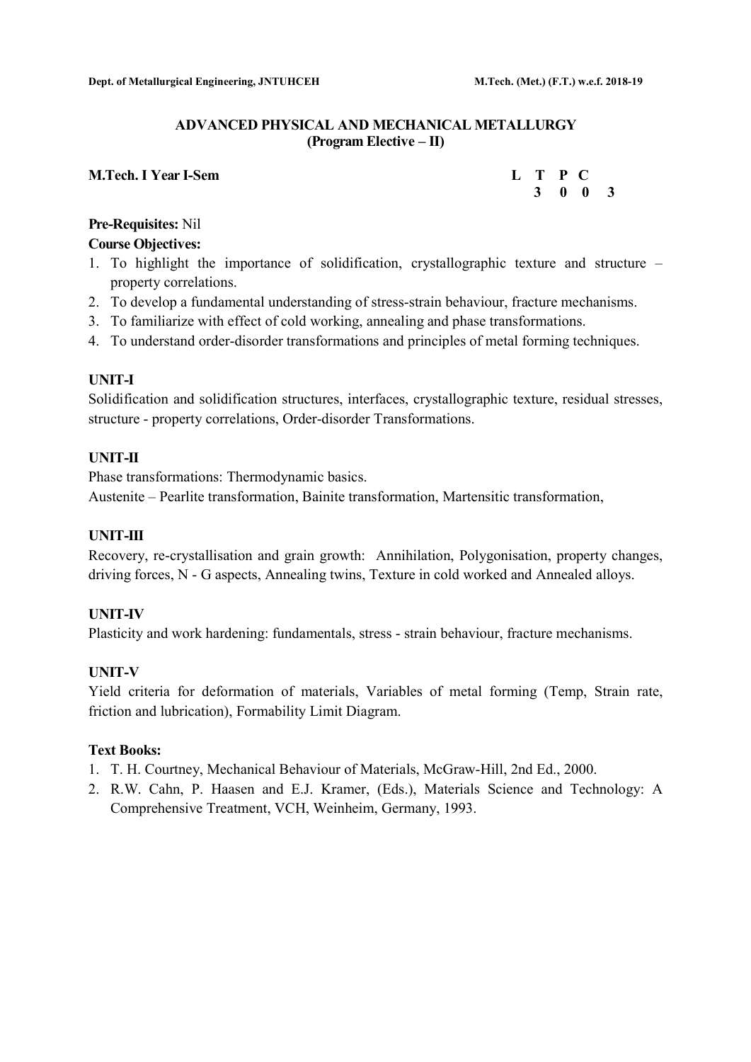## ADVANCED PHYSICAL AND MECHANICAL METALLURGY
### (Program Elective – II)

**M.Tech. I Year I-Sem**

| L | T | P | C |
|---|---|---|---|
| 3 | 0 | 0 | 3 |

**Pre-Requisites:** Nil

**Course Objectives:**

1. To highlight the importance of solidification, crystallographic texture and structure – property correlations.
2. To develop a fundamental understanding of stress-strain behaviour, fracture mechanisms.
3. To familiarize with effect of cold working, annealing and phase transformations.
4. To understand order-disorder transformations and principles of metal forming techniques.

**UNIT-I**

Solidification and solidification structures, interfaces, crystallographic texture, residual stresses, structure - property correlations, Order-disorder Transformations.

**UNIT-II**

Phase transformations: Thermodynamic basics.
Austenite – Pearlite transformation, Bainite transformation, Martensitic transformation,

**UNIT-III**

Recovery, re-crystallisation and grain growth: Annihilation, Polygonisation, property changes, driving forces, N - G aspects, Annealing twins, Texture in cold worked and Annealed alloys.

**UNIT-IV**

Plasticity and work hardening: fundamentals, stress - strain behaviour, fracture mechanisms.

**UNIT-V**

Yield criteria for deformation of materials, Variables of metal forming (Temp, Strain rate, friction and lubrication), Formability Limit Diagram.

**Text Books:**

1. T. H. Courtney, Mechanical Behaviour of Materials, McGraw-Hill, 2nd Ed., 2000.
2. R.W. Cahn, P. Haasen and E.J. Kramer, (Eds.), Materials Science and Technology: A Comprehensive Treatment, VCH, Weinheim, Germany, 1993.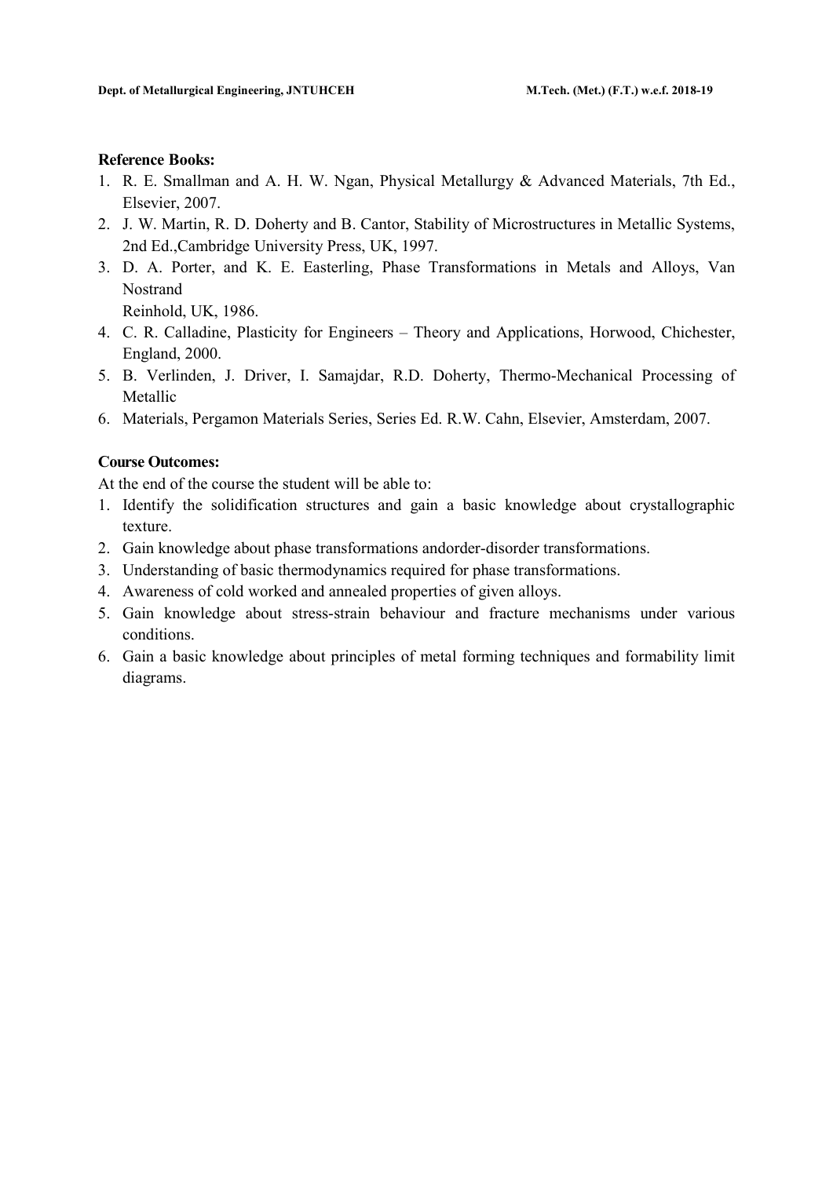**Reference Books:**

1. R. E. Smallman and A. H. W. Ngan, Physical Metallurgy & Advanced Materials, 7th Ed., Elsevier, 2007.
2. J. W. Martin, R. D. Doherty and B. Cantor, Stability of Microstructures in Metallic Systems, 2nd Ed.,Cambridge University Press, UK, 1997.
3. D. A. Porter, and K. E. Easterling, Phase Transformations in Metals and Alloys, Van Nostrand
   Reinhold, UK, 1986.
4. C. R. Calladine, Plasticity for Engineers – Theory and Applications, Horwood, Chichester, England, 2000.
5. B. Verlinden, J. Driver, I. Samajdar, R.D. Doherty, Thermo-Mechanical Processing of Metallic
6. Materials, Pergamon Materials Series, Series Ed. R.W. Cahn, Elsevier, Amsterdam, 2007.

**Course Outcomes:**

At the end of the course the student will be able to:

1. Identify the solidification structures and gain a basic knowledge about crystallographic texture.
2. Gain knowledge about phase transformations andorder-disorder transformations.
3. Understanding of basic thermodynamics required for phase transformations.
4. Awareness of cold worked and annealed properties of given alloys.
5. Gain knowledge about stress-strain behaviour and fracture mechanisms under various conditions.
6. Gain a basic knowledge about principles of metal forming techniques and formability limit diagrams.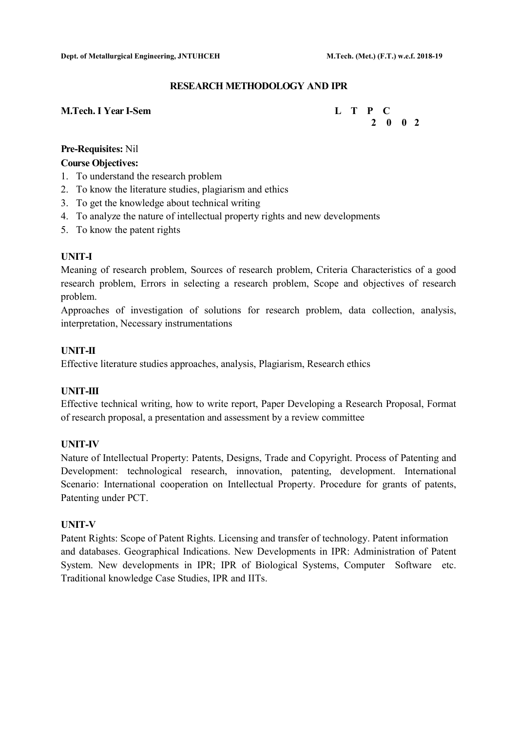## RESEARCH METHODOLOGY AND IPR

**M.Tech. I Year I-Sem**

| L | T | P | C |
|---|---|---|---|
| 2 | 0 | 0 | 2 |

**Pre-Requisites:** Nil

**Course Objectives:**

1. To understand the research problem
2. To know the literature studies, plagiarism and ethics
3. To get the knowledge about technical writing
4. To analyze the nature of intellectual property rights and new developments
5. To know the patent rights

### UNIT-I

Meaning of research problem, Sources of research problem, Criteria Characteristics of a good research problem, Errors in selecting a research problem, Scope and objectives of research problem.

Approaches of investigation of solutions for research problem, data collection, analysis, interpretation, Necessary instrumentations

### UNIT-II

Effective literature studies approaches, analysis, Plagiarism, Research ethics

### UNIT-III

Effective technical writing, how to write report, Paper Developing a Research Proposal, Format of research proposal, a presentation and assessment by a review committee

### UNIT-IV

Nature of Intellectual Property: Patents, Designs, Trade and Copyright. Process of Patenting and Development: technological research, innovation, patenting, development. International Scenario: International cooperation on Intellectual Property. Procedure for grants of patents, Patenting under PCT.

### UNIT-V

Patent Rights: Scope of Patent Rights. Licensing and transfer of technology. Patent information and databases. Geographical Indications. New Developments in IPR: Administration of Patent System. New developments in IPR; IPR of Biological Systems, Computer Software etc. Traditional knowledge Case Studies, IPR and IITs.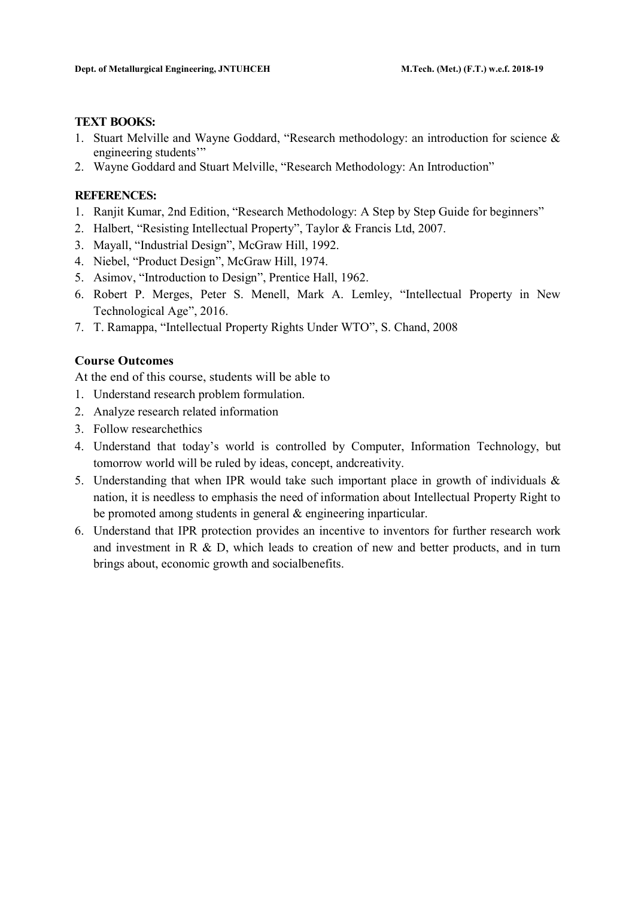**TEXT BOOKS:**

1. Stuart Melville and Wayne Goddard, "Research methodology: an introduction for science & engineering students'"
2. Wayne Goddard and Stuart Melville, "Research Methodology: An Introduction"

**REFERENCES:**

1. Ranjit Kumar, 2nd Edition, "Research Methodology: A Step by Step Guide for beginners"
2. Halbert, "Resisting Intellectual Property", Taylor & Francis Ltd, 2007.
3. Mayall, "Industrial Design", McGraw Hill, 1992.
4. Niebel, "Product Design", McGraw Hill, 1974.
5. Asimov, "Introduction to Design", Prentice Hall, 1962.
6. Robert P. Merges, Peter S. Menell, Mark A. Lemley, "Intellectual Property in New Technological Age", 2016.
7. T. Ramappa, "Intellectual Property Rights Under WTO", S. Chand, 2008

**Course Outcomes**

At the end of this course, students will be able to

1. Understand research problem formulation.
2. Analyze research related information
3. Follow researchethics
4. Understand that today's world is controlled by Computer, Information Technology, but tomorrow world will be ruled by ideas, concept, andcreativity.
5. Understanding that when IPR would take such important place in growth of individuals & nation, it is needless to emphasis the need of information about Intellectual Property Right to be promoted among students in general & engineering inparticular.
6. Understand that IPR protection provides an incentive to inventors for further research work and investment in R & D, which leads to creation of new and better products, and in turn brings about, economic growth and socialbenefits.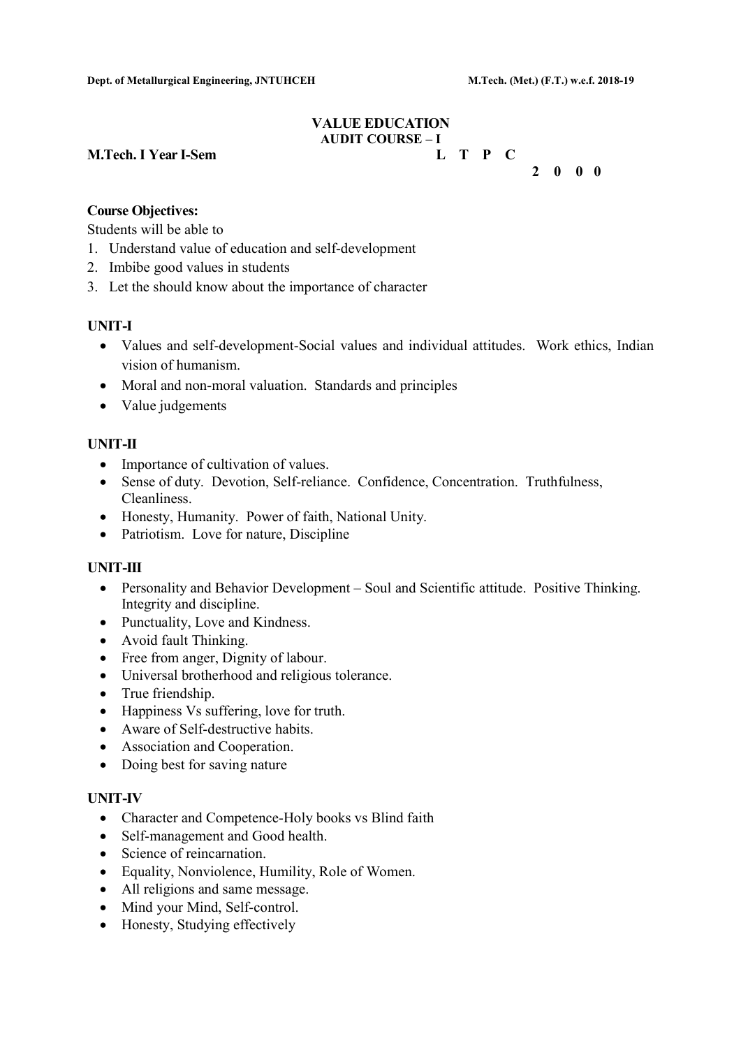# VALUE EDUCATION

## AUDIT COURSE – I

**M.Tech. I Year I-Sem**

| L | T | P | C |
|---|---|---|---|
| 2 | 0 | 0 | 0 |

**Course Objectives:**

Students will be able to

1. Understand value of education and self-development
2. Imbibe good values in students
3. Let the should know about the importance of character

**UNIT-I**

- Values and self-development-Social values and individual attitudes. Work ethics, Indian vision of humanism.
- Moral and non-moral valuation. Standards and principles
- Value judgements

**UNIT-II**

- Importance of cultivation of values.
- Sense of duty. Devotion, Self-reliance. Confidence, Concentration. Truthfulness, Cleanliness.
- Honesty, Humanity. Power of faith, National Unity.
- Patriotism. Love for nature, Discipline

**UNIT-III**

- Personality and Behavior Development – Soul and Scientific attitude. Positive Thinking. Integrity and discipline.
- Punctuality, Love and Kindness.
- Avoid fault Thinking.
- Free from anger, Dignity of labour.
- Universal brotherhood and religious tolerance.
- True friendship.
- Happiness Vs suffering, love for truth.
- Aware of Self-destructive habits.
- Association and Cooperation.
- Doing best for saving nature

**UNIT-IV**

- Character and Competence-Holy books vs Blind faith
- Self-management and Good health.
- Science of reincarnation.
- Equality, Nonviolence, Humility, Role of Women.
- All religions and same message.
- Mind your Mind, Self-control.
- Honesty, Studying effectively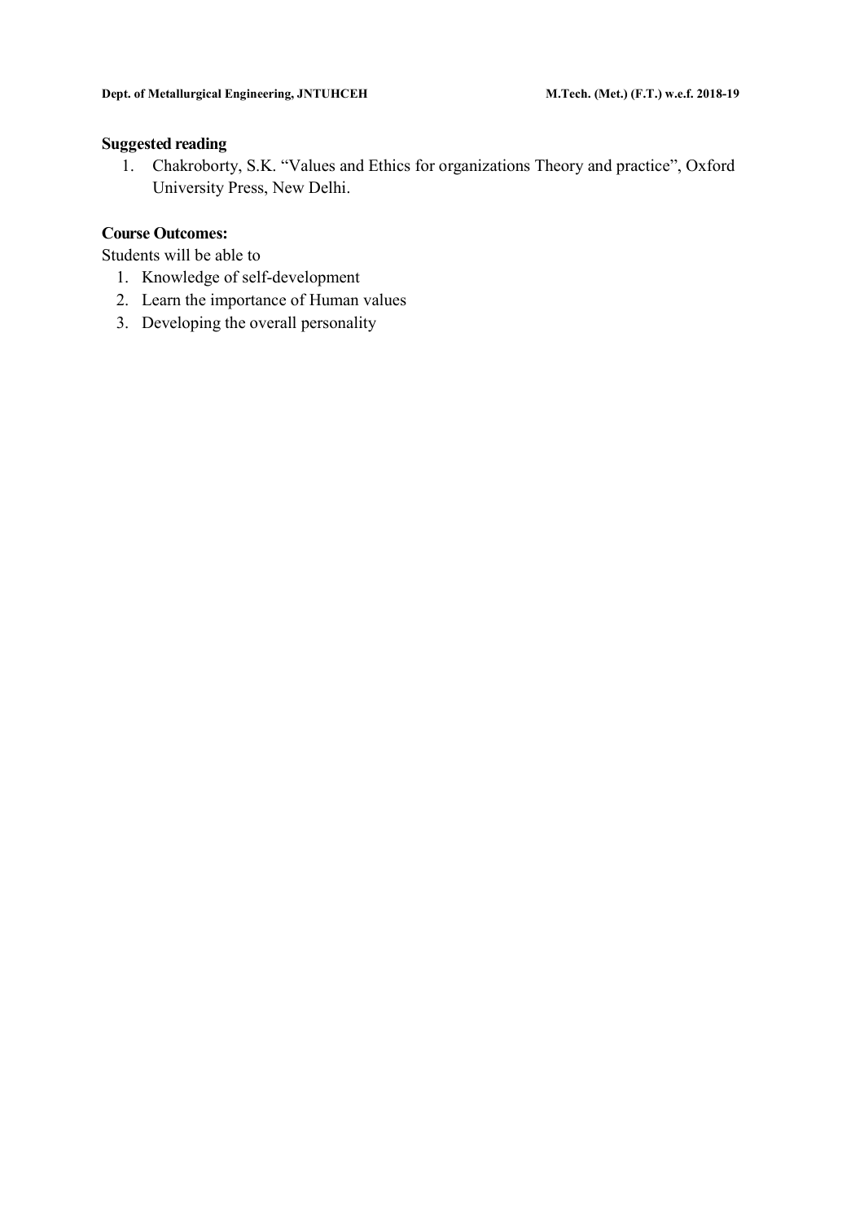**Suggested reading**

1. Chakroborty, S.K. “Values and Ethics for organizations Theory and practice”, Oxford University Press, New Delhi.

**Course Outcomes:**

Students will be able to

1. Knowledge of self-development
2. Learn the importance of Human values
3. Developing the overall personality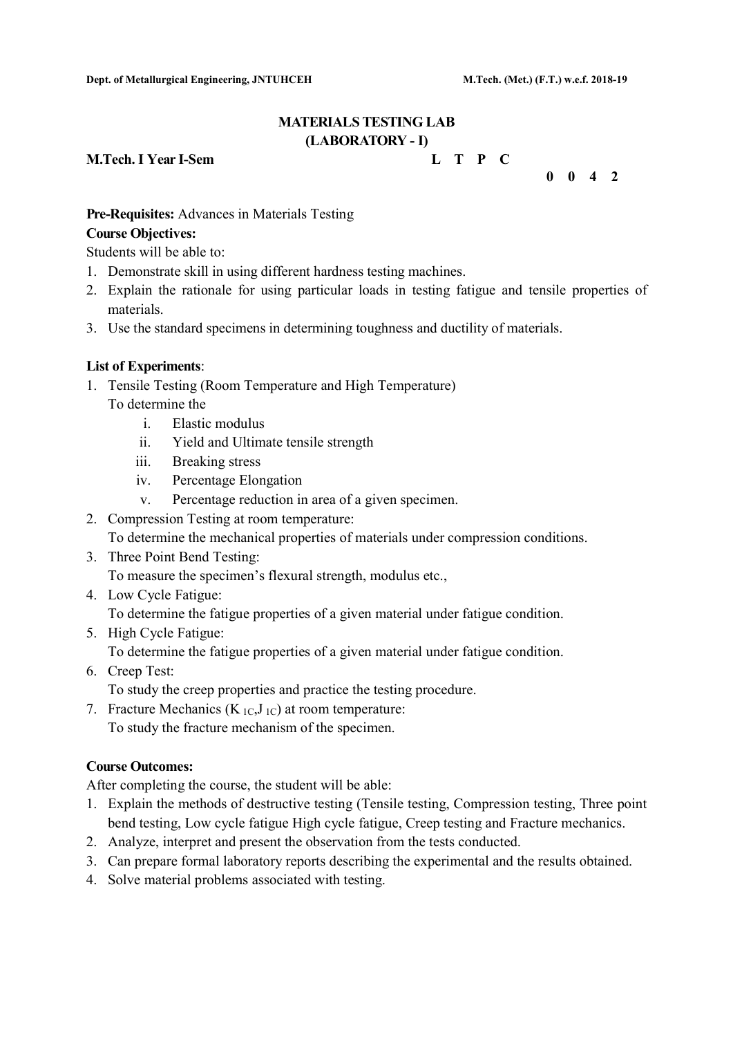## MATERIALS TESTING LAB
## (LABORATORY - I)

**M.Tech. I Year I-Sem**

| L | T | P | C |
|---|---|---|---|
| 0 | 0 | 4 | 2 |

**Pre-Requisites:** Advances in Materials Testing

**Course Objectives:**

Students will be able to:

1. Demonstrate skill in using different hardness testing machines.
2. Explain the rationale for using particular loads in testing fatigue and tensile properties of materials.
3. Use the standard specimens in determining toughness and ductility of materials.

**List of Experiments**:

1. Tensile Testing (Room Temperature and High Temperature)
   To determine the
   i. Elastic modulus
   ii. Yield and Ultimate tensile strength
   iii. Breaking stress
   iv. Percentage Elongation
   v. Percentage reduction in area of a given specimen.
2. Compression Testing at room temperature:
   To determine the mechanical properties of materials under compression conditions.
3. Three Point Bend Testing:
   To measure the specimen's flexural strength, modulus etc.,
4. Low Cycle Fatigue:
   To determine the fatigue properties of a given material under fatigue condition.
5. High Cycle Fatigue:
   To determine the fatigue properties of a given material under fatigue condition.
6. Creep Test:
   To study the creep properties and practice the testing procedure.
7. Fracture Mechanics ($K_{1C}$,$J_{1C}$) at room temperature:
   To study the fracture mechanism of the specimen.

**Course Outcomes:**

After completing the course, the student will be able:

1. Explain the methods of destructive testing (Tensile testing, Compression testing, Three point bend testing, Low cycle fatigue High cycle fatigue, Creep testing and Fracture mechanics.
2. Analyze, interpret and present the observation from the tests conducted.
3. Can prepare formal laboratory reports describing the experimental and the results obtained.
4. Solve material problems associated with testing.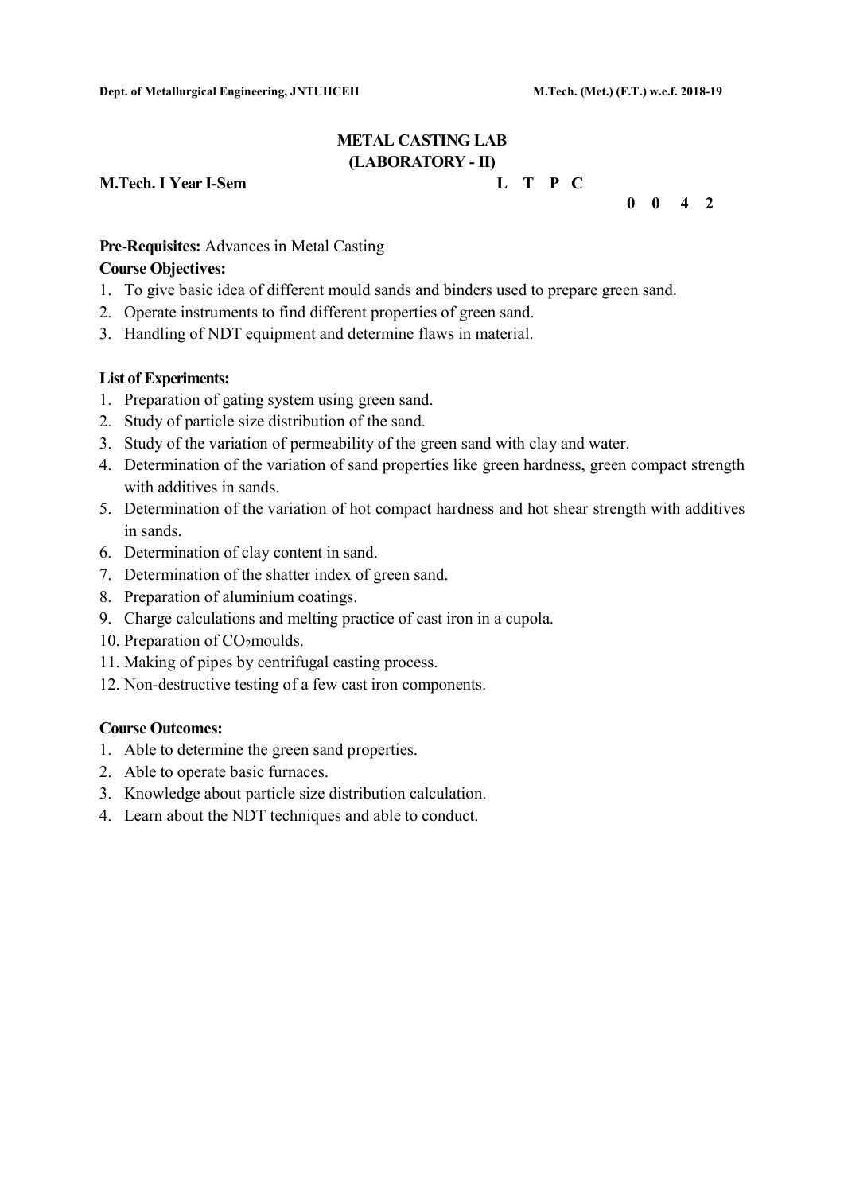# METAL CASTING LAB
## (LABORATORY - II)

**M.Tech. I Year I-Sem**

| L | T | P | C |
|---|---|---|---|
| 0 | 0 | 4 | 2 |

**Pre-Requisites:** Advances in Metal Casting

**Course Objectives:**

1. To give basic idea of different mould sands and binders used to prepare green sand.
2. Operate instruments to find different properties of green sand.
3. Handling of NDT equipment and determine flaws in material.

**List of Experiments:**

1. Preparation of gating system using green sand.
2. Study of particle size distribution of the sand.
3. Study of the variation of permeability of the green sand with clay and water.
4. Determination of the variation of sand properties like green hardness, green compact strength with additives in sands.
5. Determination of the variation of hot compact hardness and hot shear strength with additives in sands.
6. Determination of clay content in sand.
7. Determination of the shatter index of green sand.
8. Preparation of aluminium coatings.
9. Charge calculations and melting practice of cast iron in a cupola.
10. Preparation of $CO_2$moulds.
11. Making of pipes by centrifugal casting process.
12. Non-destructive testing of a few cast iron components.

**Course Outcomes:**

1. Able to determine the green sand properties.
2. Able to operate basic furnaces.
3. Knowledge about particle size distribution calculation.
4. Learn about the NDT techniques and able to conduct.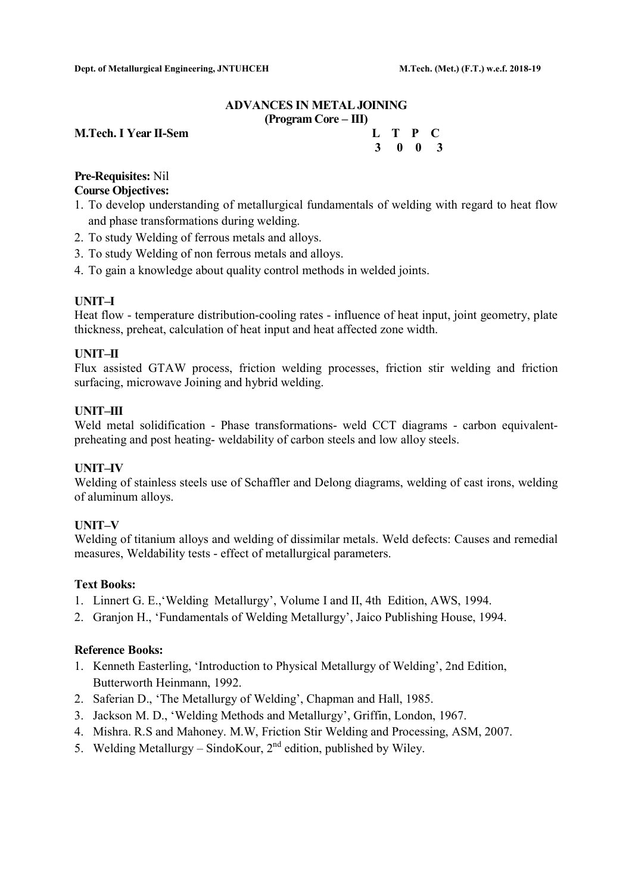## ADVANCES IN METAL JOINING
### (Program Core – III)

**M.Tech. I Year II-Sem**

| L | T | P | C |
|---|---|---|---|
| 3 | 0 | 0 | 3 |

**Pre-Requisites:** Nil

**Course Objectives:**

1. To develop understanding of metallurgical fundamentals of welding with regard to heat flow and phase transformations during welding.
2. To study Welding of ferrous metals and alloys.
3. To study Welding of non ferrous metals and alloys.
4. To gain a knowledge about quality control methods in welded joints.

**UNIT–I**

Heat flow - temperature distribution-cooling rates - influence of heat input, joint geometry, plate thickness, preheat, calculation of heat input and heat affected zone width.

**UNIT–II**

Flux assisted GTAW process, friction welding processes, friction stir welding and friction surfacing, microwave Joining and hybrid welding.

**UNIT–III**

Weld metal solidification - Phase transformations- weld CCT diagrams - carbon equivalent-preheating and post heating- weldability of carbon steels and low alloy steels.

**UNIT–IV**

Welding of stainless steels use of Schaffler and Delong diagrams, welding of cast irons, welding of aluminum alloys.

**UNIT–V**

Welding of titanium alloys and welding of dissimilar metals. Weld defects: Causes and remedial measures, Weldability tests - effect of metallurgical parameters.

**Text Books:**

1. Linnert G. E.,'Welding Metallurgy', Volume I and II, 4th Edition, AWS, 1994.
2. Granjon H., 'Fundamentals of Welding Metallurgy', Jaico Publishing House, 1994.

**Reference Books:**

1. Kenneth Easterling, 'Introduction to Physical Metallurgy of Welding', 2nd Edition, Butterworth Heinmann, 1992.
2. Saferian D., 'The Metallurgy of Welding', Chapman and Hall, 1985.
3. Jackson M. D., 'Welding Methods and Metallurgy', Griffin, London, 1967.
4. Mishra. R.S and Mahoney. M.W, Friction Stir Welding and Processing, ASM, 2007.
5. Welding Metallurgy – SindoKour, 2nd edition, published by Wiley.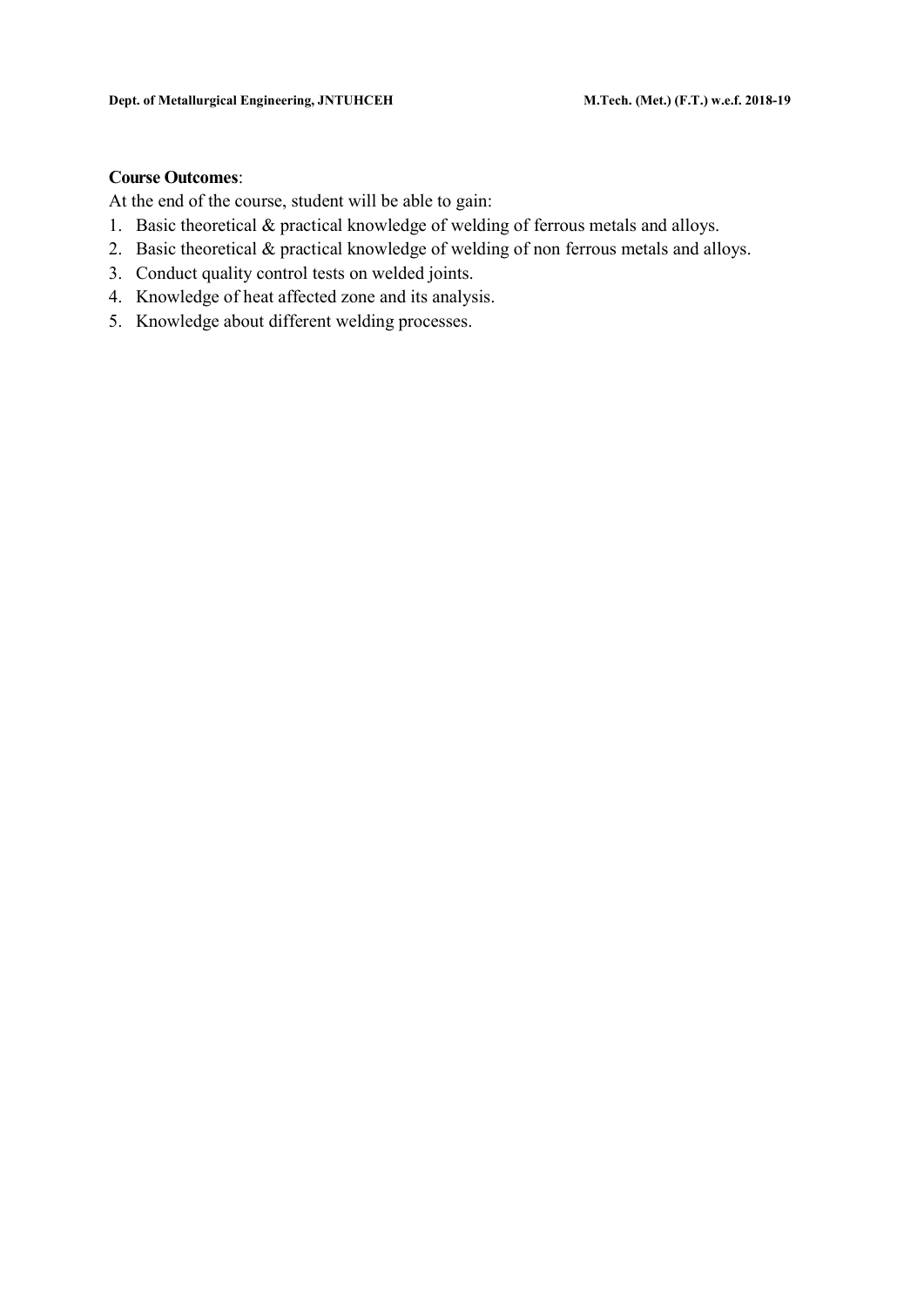**Course Outcomes**:

At the end of the course, student will be able to gain:

1. Basic theoretical & practical knowledge of welding of ferrous metals and alloys.
2. Basic theoretical & practical knowledge of welding of non ferrous metals and alloys.
3. Conduct quality control tests on welded joints.
4. Knowledge of heat affected zone and its analysis.
5. Knowledge about different welding processes.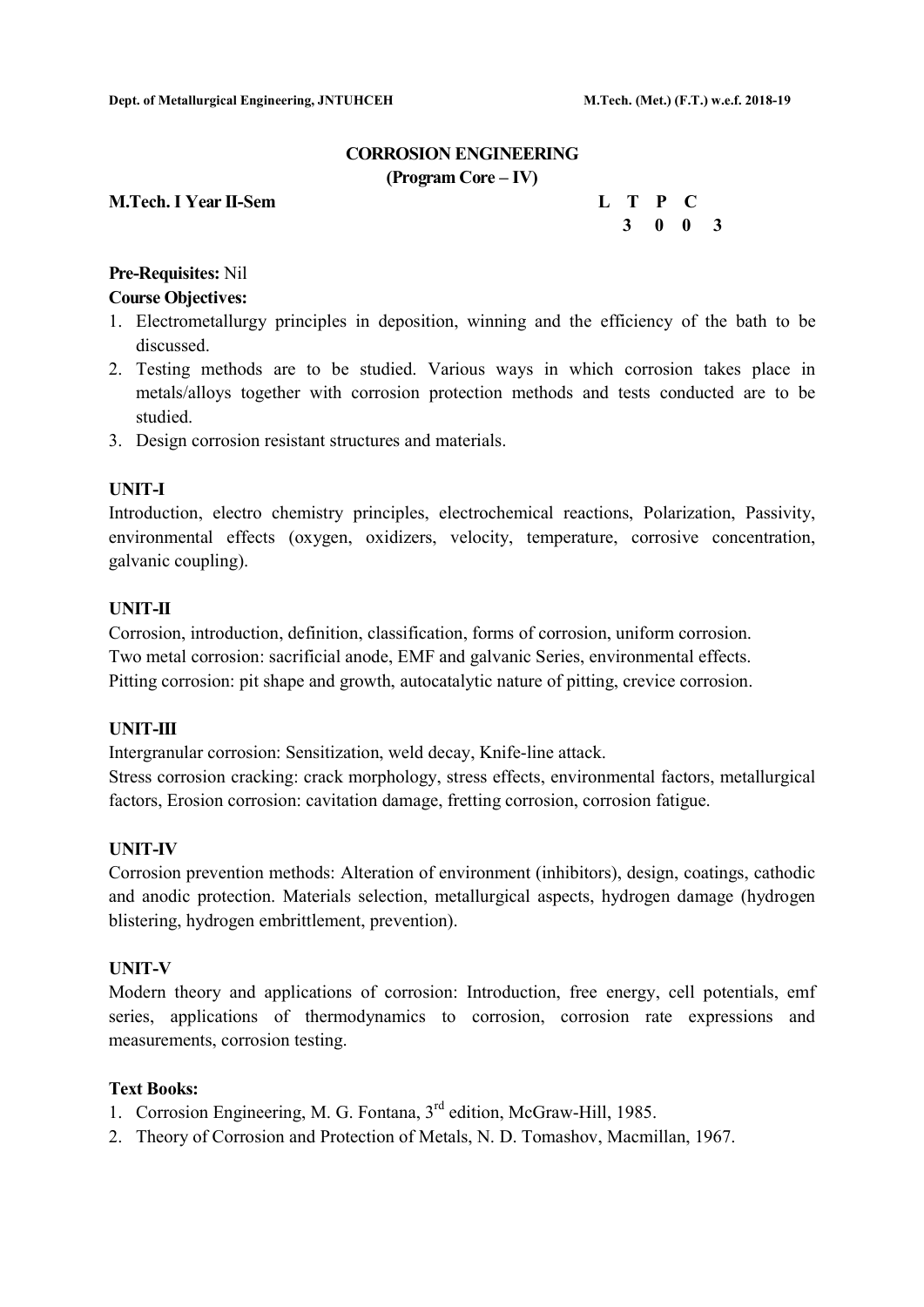# CORROSION ENGINEERING

**(Program Core – IV)**

**M.Tech. I Year II-Sem**

| L | T | P | C |
|---|---|---|---|
| 3 | 0 | 0 | 3 |

**Pre-Requisites:** Nil

**Course Objectives:**

1. Electrometallurgy principles in deposition, winning and the efficiency of the bath to be discussed.
2. Testing methods are to be studied. Various ways in which corrosion takes place in metals/alloys together with corrosion protection methods and tests conducted are to be studied.
3. Design corrosion resistant structures and materials.

## UNIT-I

Introduction, electro chemistry principles, electrochemical reactions, Polarization, Passivity, environmental effects (oxygen, oxidizers, velocity, temperature, corrosive concentration, galvanic coupling).

## UNIT-II

Corrosion, introduction, definition, classification, forms of corrosion, uniform corrosion.
Two metal corrosion: sacrificial anode, EMF and galvanic Series, environmental effects.
Pitting corrosion: pit shape and growth, autocatalytic nature of pitting, crevice corrosion.

## UNIT-III

Intergranular corrosion: Sensitization, weld decay, Knife-line attack.
Stress corrosion cracking: crack morphology, stress effects, environmental factors, metallurgical factors, Erosion corrosion: cavitation damage, fretting corrosion, corrosion fatigue.

## UNIT-IV

Corrosion prevention methods: Alteration of environment (inhibitors), design, coatings, cathodic and anodic protection. Materials selection, metallurgical aspects, hydrogen damage (hydrogen blistering, hydrogen embrittlement, prevention).

## UNIT-V

Modern theory and applications of corrosion: Introduction, free energy, cell potentials, emf series, applications of thermodynamics to corrosion, corrosion rate expressions and measurements, corrosion testing.

**Text Books:**

1. Corrosion Engineering, M. G. Fontana, 3rd edition, McGraw-Hill, 1985.
2. Theory of Corrosion and Protection of Metals, N. D. Tomashov, Macmillan, 1967.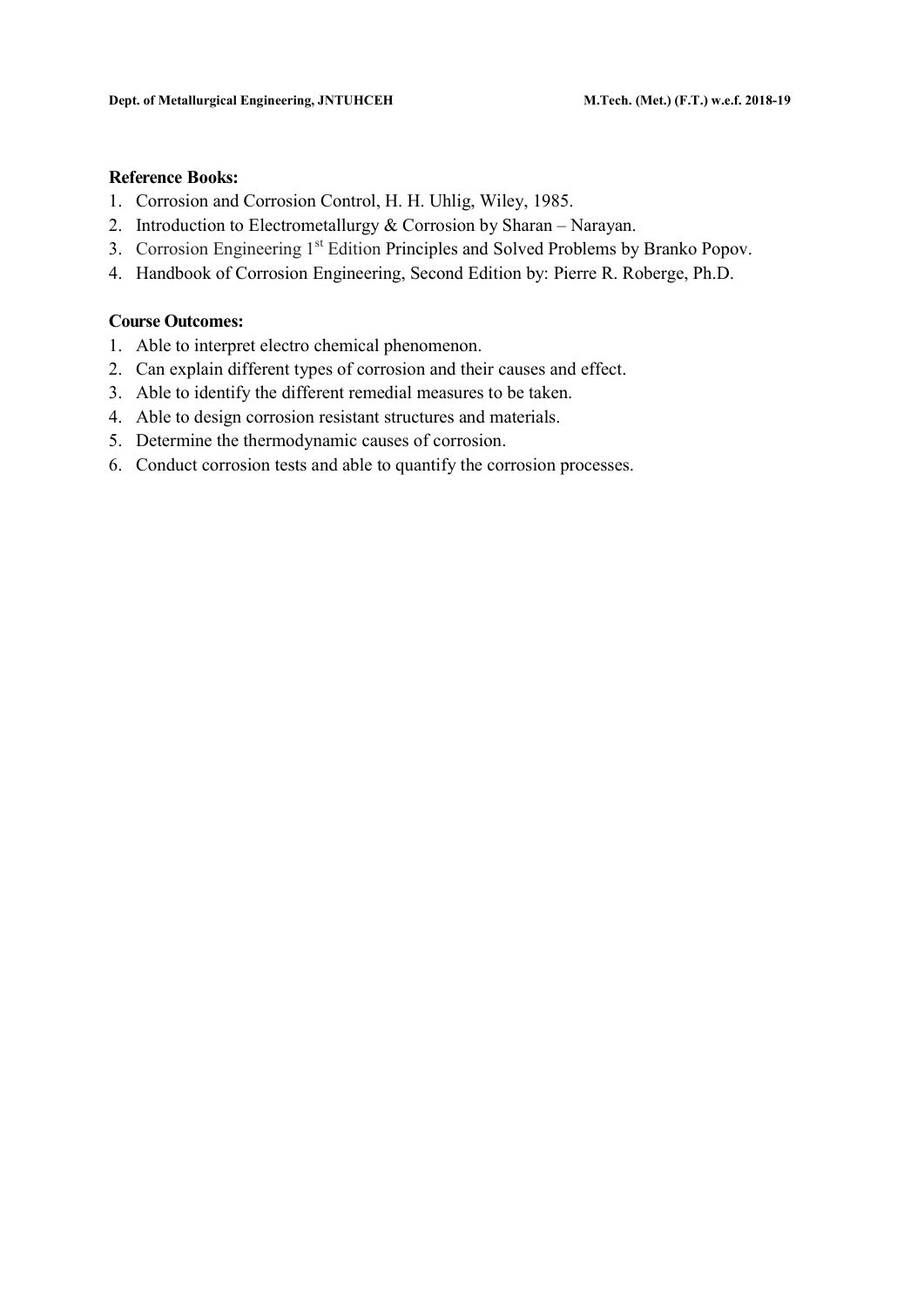**Reference Books:**

1. Corrosion and Corrosion Control, H. H. Uhlig, Wiley, 1985.
2. Introduction to Electrometallurgy & Corrosion by Sharan – Narayan.
3. Corrosion Engineering 1st Edition Principles and Solved Problems by Branko Popov.
4. Handbook of Corrosion Engineering, Second Edition by: Pierre R. Roberge, Ph.D.

**Course Outcomes:**

1. Able to interpret electro chemical phenomenon.
2. Can explain different types of corrosion and their causes and effect.
3. Able to identify the different remedial measures to be taken.
4. Able to design corrosion resistant structures and materials.
5. Determine the thermodynamic causes of corrosion.
6. Conduct corrosion tests and able to quantify the corrosion processes.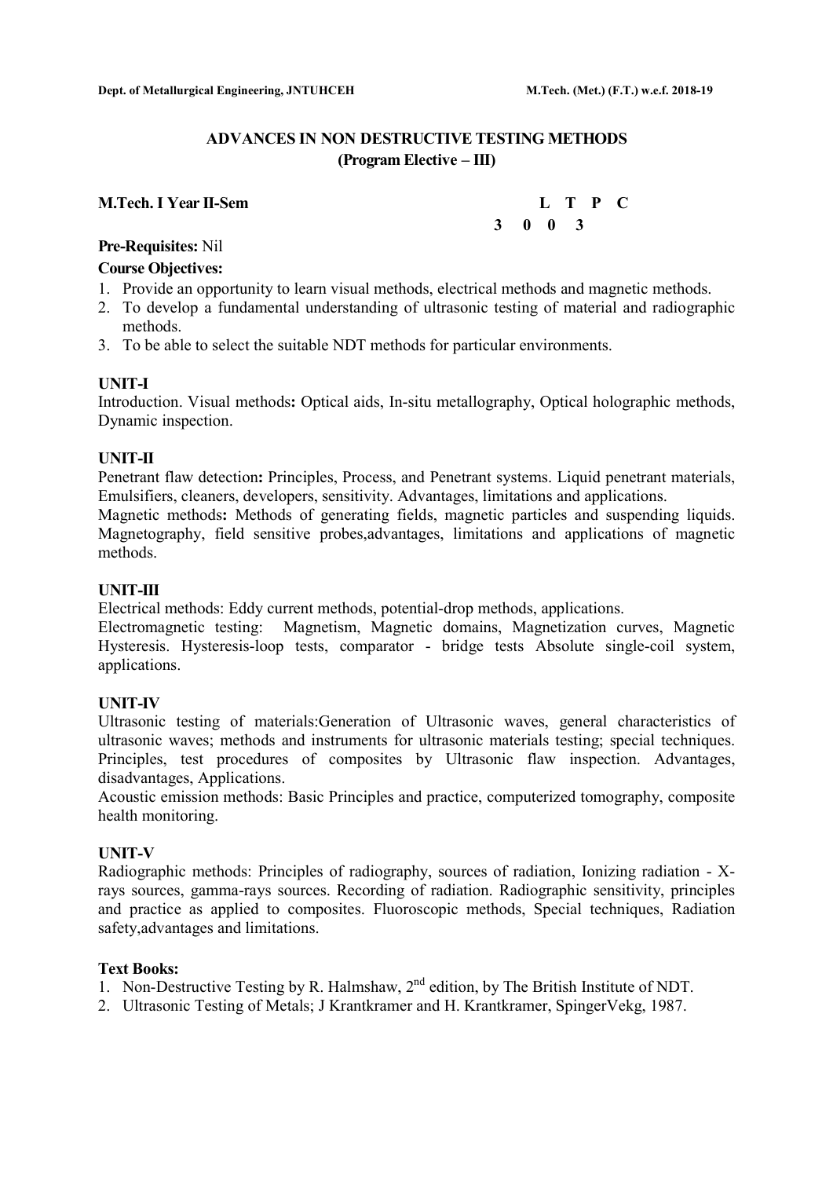## ADVANCES IN NON DESTRUCTIVE TESTING METHODS
### (Program Elective – III)

**M.Tech. I Year II-Sem**

| L | T | P | C |
|---|---|---|---|
| 3 | 0 | 0 | 3 |

**Pre-Requisites:** Nil

**Course Objectives:**

1. Provide an opportunity to learn visual methods, electrical methods and magnetic methods.
2. To develop a fundamental understanding of ultrasonic testing of material and radiographic methods.
3. To be able to select the suitable NDT methods for particular environments.

**UNIT-I**

Introduction. Visual methods**:** Optical aids, In-situ metallography, Optical holographic methods, Dynamic inspection.

**UNIT-II**

Penetrant flaw detection**:** Principles, Process, and Penetrant systems. Liquid penetrant materials, Emulsifiers, cleaners, developers, sensitivity. Advantages, limitations and applications.

Magnetic methods**:** Methods of generating fields, magnetic particles and suspending liquids. Magnetography, field sensitive probes,advantages, limitations and applications of magnetic methods.

**UNIT-III**

Electrical methods: Eddy current methods, potential-drop methods, applications.

Electromagnetic testing: Magnetism, Magnetic domains, Magnetization curves, Magnetic Hysteresis. Hysteresis-loop tests, comparator - bridge tests Absolute single-coil system, applications.

**UNIT-IV**

Ultrasonic testing of materials:Generation of Ultrasonic waves, general characteristics of ultrasonic waves; methods and instruments for ultrasonic materials testing; special techniques. Principles, test procedures of composites by Ultrasonic flaw inspection. Advantages, disadvantages, Applications.

Acoustic emission methods: Basic Principles and practice, computerized tomography, composite health monitoring.

**UNIT-V**

Radiographic methods: Principles of radiography, sources of radiation, Ionizing radiation - X-rays sources, gamma-rays sources. Recording of radiation. Radiographic sensitivity, principles and practice as applied to composites. Fluoroscopic methods, Special techniques, Radiation safety,advantages and limitations.

**Text Books:**

1. Non-Destructive Testing by R. Halmshaw, 2nd edition, by The British Institute of NDT.
2. Ultrasonic Testing of Metals; J Krantkramer and H. Krantkramer, SpingerVekg, 1987.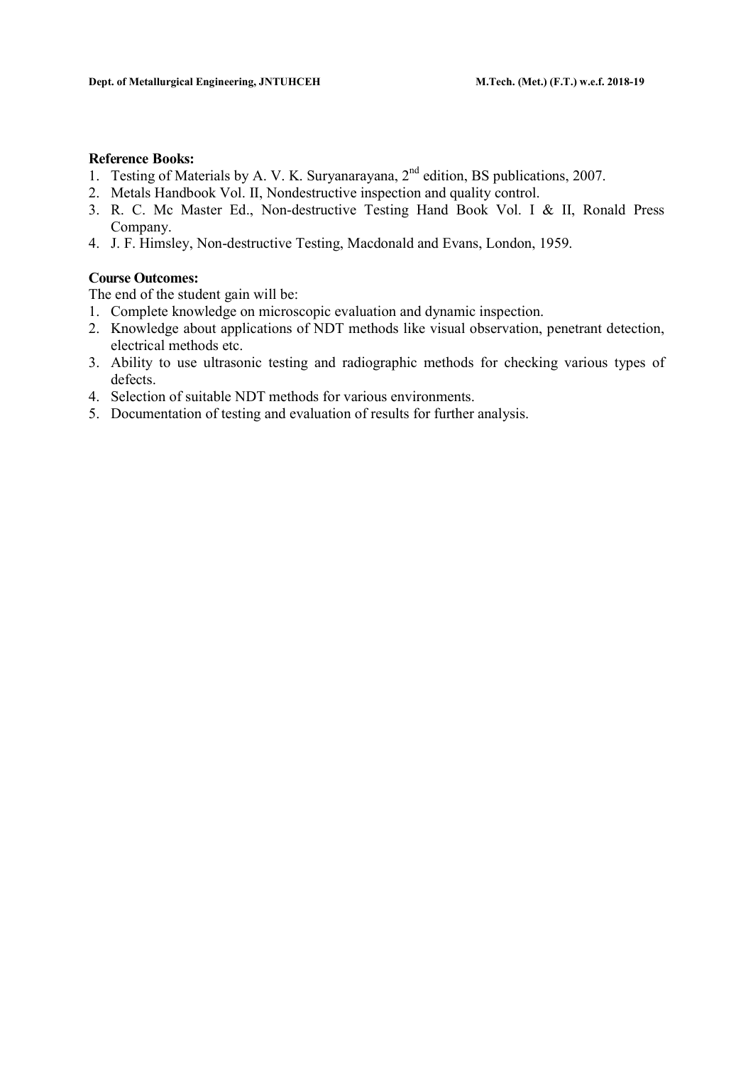**Reference Books:**

1. Testing of Materials by A. V. K. Suryanarayana, 2nd edition, BS publications, 2007.
2. Metals Handbook Vol. II, Nondestructive inspection and quality control.
3. R. C. Mc Master Ed., Non-destructive Testing Hand Book Vol. I & II, Ronald Press Company.
4. J. F. Himsley, Non-destructive Testing, Macdonald and Evans, London, 1959.

**Course Outcomes:**

The end of the student gain will be:

1. Complete knowledge on microscopic evaluation and dynamic inspection.
2. Knowledge about applications of NDT methods like visual observation, penetrant detection, electrical methods etc.
3. Ability to use ultrasonic testing and radiographic methods for checking various types of defects.
4. Selection of suitable NDT methods for various environments.
5. Documentation of testing and evaluation of results for further analysis.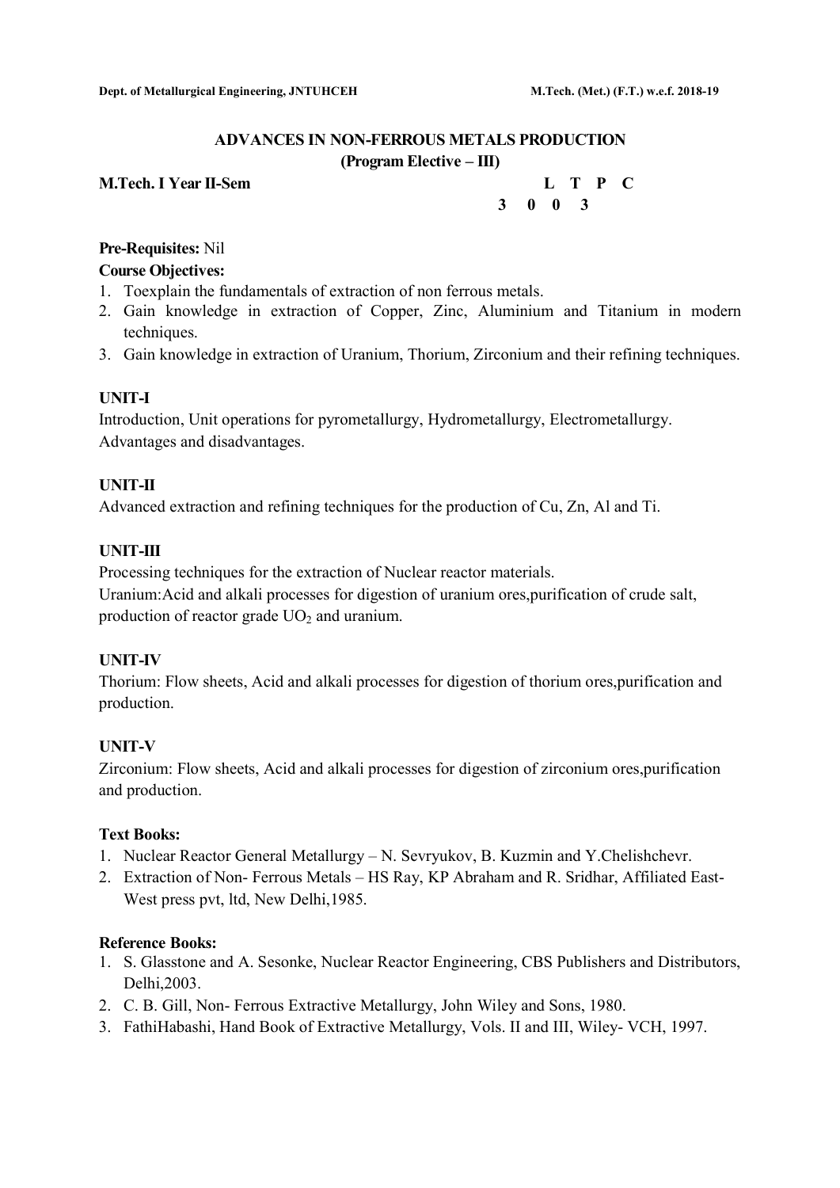## ADVANCES IN NON-FERROUS METALS PRODUCTION
### (Program Elective – III)

**M.Tech. I Year II-Sem**

| L | T | P | C |
|---|---|---|---|
| 3 | 0 | 0 | 3 |

**Pre-Requisites:** Nil

**Course Objectives:**

1. Toexplain the fundamentals of extraction of non ferrous metals.
2. Gain knowledge in extraction of Copper, Zinc, Aluminium and Titanium in modern techniques.
3. Gain knowledge in extraction of Uranium, Thorium, Zirconium and their refining techniques.

**UNIT-I**

Introduction, Unit operations for pyrometallurgy, Hydrometallurgy, Electrometallurgy. Advantages and disadvantages.

**UNIT-II**

Advanced extraction and refining techniques for the production of Cu, Zn, Al and Ti.

**UNIT-III**

Processing techniques for the extraction of Nuclear reactor materials.

Uranium:Acid and alkali processes for digestion of uranium ores,purification of crude salt, production of reactor grade $UO_2$ and uranium.

**UNIT-IV**

Thorium: Flow sheets, Acid and alkali processes for digestion of thorium ores,purification and production.

**UNIT-V**

Zirconium: Flow sheets, Acid and alkali processes for digestion of zirconium ores,purification and production.

**Text Books:**

1. Nuclear Reactor General Metallurgy – N. Sevryukov, B. Kuzmin and Y.Chelishchevr.
2. Extraction of Non- Ferrous Metals – HS Ray, KP Abraham and R. Sridhar, Affiliated East-West press pvt, ltd, New Delhi,1985.

**Reference Books:**

1. S. Glasstone and A. Sesonke, Nuclear Reactor Engineering, CBS Publishers and Distributors, Delhi,2003.
2. C. B. Gill, Non- Ferrous Extractive Metallurgy, John Wiley and Sons, 1980.
3. FathiHabashi, Hand Book of Extractive Metallurgy, Vols. II and III, Wiley- VCH, 1997.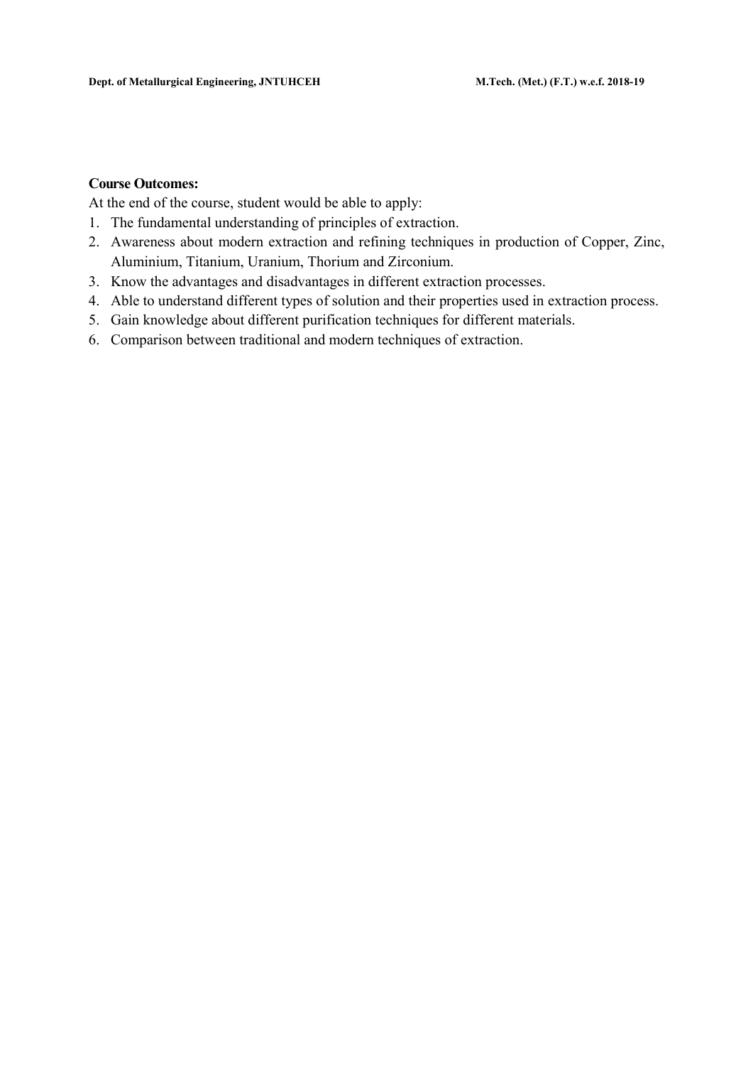**Course Outcomes:**

At the end of the course, student would be able to apply:

1. The fundamental understanding of principles of extraction.
2. Awareness about modern extraction and refining techniques in production of Copper, Zinc, Aluminium, Titanium, Uranium, Thorium and Zirconium.
3. Know the advantages and disadvantages in different extraction processes.
4. Able to understand different types of solution and their properties used in extraction process.
5. Gain knowledge about different purification techniques for different materials.
6. Comparison between traditional and modern techniques of extraction.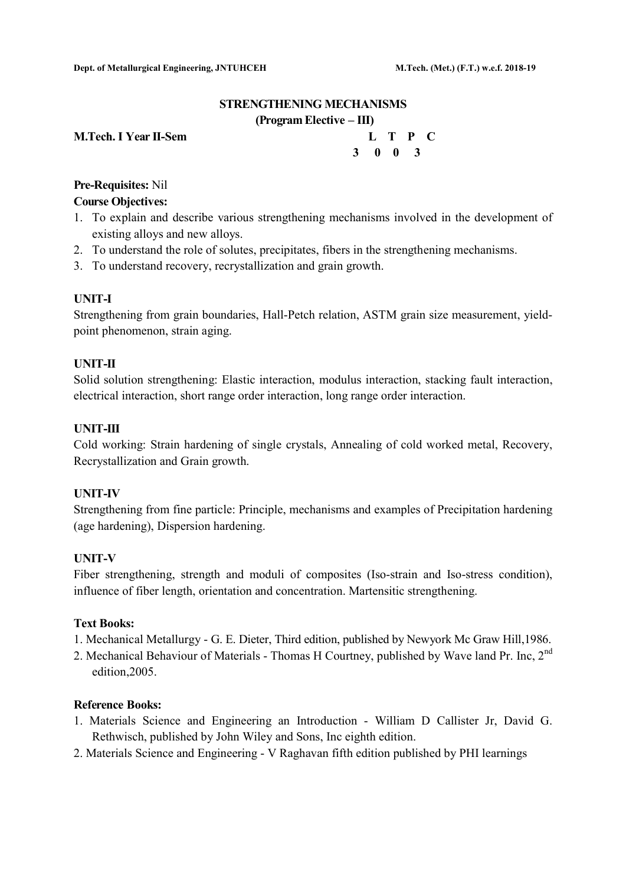# STRENGTHENING MECHANISMS

## (Program Elective – III)

**M.Tech. I Year II-Sem**

| L | T | P | C |
|---|---|---|---|
| 3 | 0 | 0 | 3 |

**Pre-Requisites:** Nil

**Course Objectives:**

1. To explain and describe various strengthening mechanisms involved in the development of existing alloys and new alloys.
2. To understand the role of solutes, precipitates, fibers in the strengthening mechanisms.
3. To understand recovery, recrystallization and grain growth.

### UNIT-I

Strengthening from grain boundaries, Hall-Petch relation, ASTM grain size measurement, yield-point phenomenon, strain aging.

### UNIT-II

Solid solution strengthening: Elastic interaction, modulus interaction, stacking fault interaction, electrical interaction, short range order interaction, long range order interaction.

### UNIT-III

Cold working: Strain hardening of single crystals, Annealing of cold worked metal, Recovery, Recrystallization and Grain growth.

### UNIT-IV

Strengthening from fine particle: Principle, mechanisms and examples of Precipitation hardening (age hardening), Dispersion hardening.

### UNIT-V

Fiber strengthening, strength and moduli of composites (Iso-strain and Iso-stress condition), influence of fiber length, orientation and concentration. Martensitic strengthening.

**Text Books:**

1. Mechanical Metallurgy - G. E. Dieter, Third edition, published by Newyork Mc Graw Hill,1986.
2. Mechanical Behaviour of Materials - Thomas H Courtney, published by Wave land Pr. Inc, 2nd edition,2005.

**Reference Books:**

1. Materials Science and Engineering an Introduction - William D Callister Jr, David G. Rethwisch, published by John Wiley and Sons, Inc eighth edition.
2. Materials Science and Engineering - V Raghavan fifth edition published by PHI learnings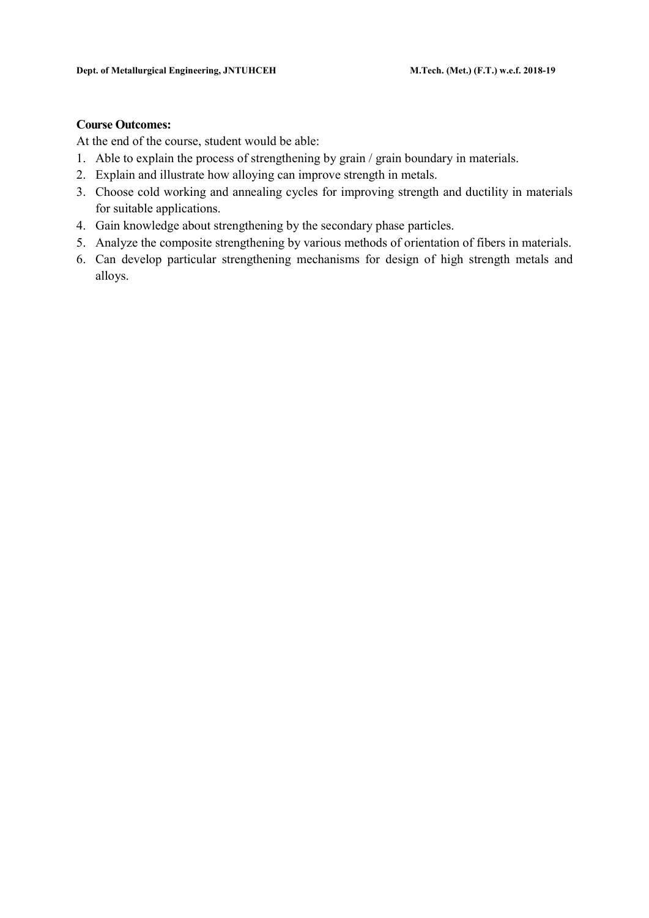**Course Outcomes:**

At the end of the course, student would be able:

1. Able to explain the process of strengthening by grain / grain boundary in materials.
2. Explain and illustrate how alloying can improve strength in metals.
3. Choose cold working and annealing cycles for improving strength and ductility in materials for suitable applications.
4. Gain knowledge about strengthening by the secondary phase particles.
5. Analyze the composite strengthening by various methods of orientation of fibers in materials.
6. Can develop particular strengthening mechanisms for design of high strength metals and alloys.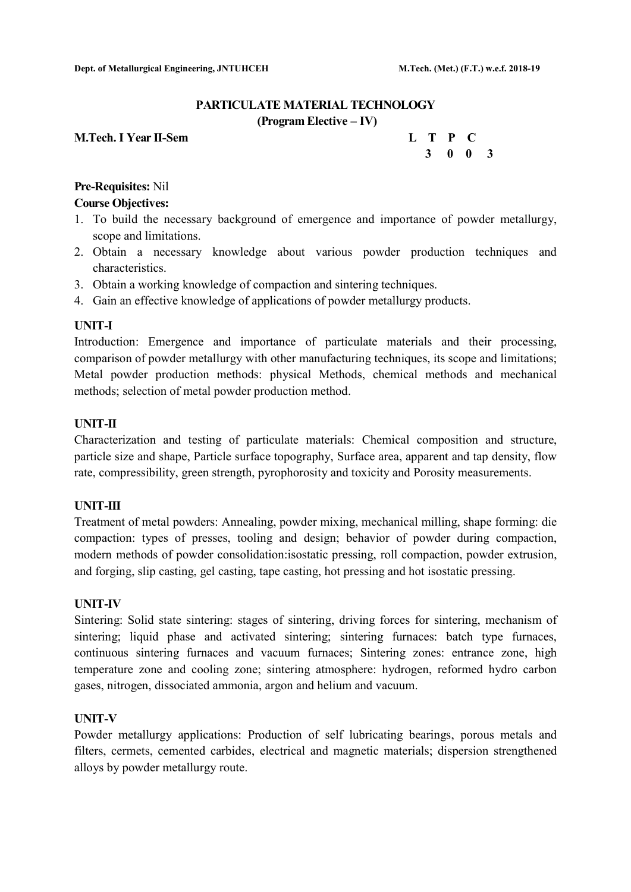# PARTICULATE MATERIAL TECHNOLOGY

## (Program Elective – IV)

**M.Tech. I Year II-Sem**

| L | T | P | C |
|---|---|---|---|
| 3 | 0 | 0 | 3 |

**Pre-Requisites:** Nil

**Course Objectives:**

1. To build the necessary background of emergence and importance of powder metallurgy, scope and limitations.
2. Obtain a necessary knowledge about various powder production techniques and characteristics.
3. Obtain a working knowledge of compaction and sintering techniques.
4. Gain an effective knowledge of applications of powder metallurgy products.

### UNIT-I

Introduction: Emergence and importance of particulate materials and their processing, comparison of powder metallurgy with other manufacturing techniques, its scope and limitations; Metal powder production methods: physical Methods, chemical methods and mechanical methods; selection of metal powder production method.

### UNIT-II

Characterization and testing of particulate materials: Chemical composition and structure, particle size and shape, Particle surface topography, Surface area, apparent and tap density, flow rate, compressibility, green strength, pyrophorosity and toxicity and Porosity measurements.

### UNIT-III

Treatment of metal powders: Annealing, powder mixing, mechanical milling, shape forming: die compaction: types of presses, tooling and design; behavior of powder during compaction, modern methods of powder consolidation:isostatic pressing, roll compaction, powder extrusion, and forging, slip casting, gel casting, tape casting, hot pressing and hot isostatic pressing.

### UNIT-IV

Sintering: Solid state sintering: stages of sintering, driving forces for sintering, mechanism of sintering; liquid phase and activated sintering; sintering furnaces: batch type furnaces, continuous sintering furnaces and vacuum furnaces; Sintering zones: entrance zone, high temperature zone and cooling zone; sintering atmosphere: hydrogen, reformed hydro carbon gases, nitrogen, dissociated ammonia, argon and helium and vacuum.

### UNIT-V

Powder metallurgy applications: Production of self lubricating bearings, porous metals and filters, cermets, cemented carbides, electrical and magnetic materials; dispersion strengthened alloys by powder metallurgy route.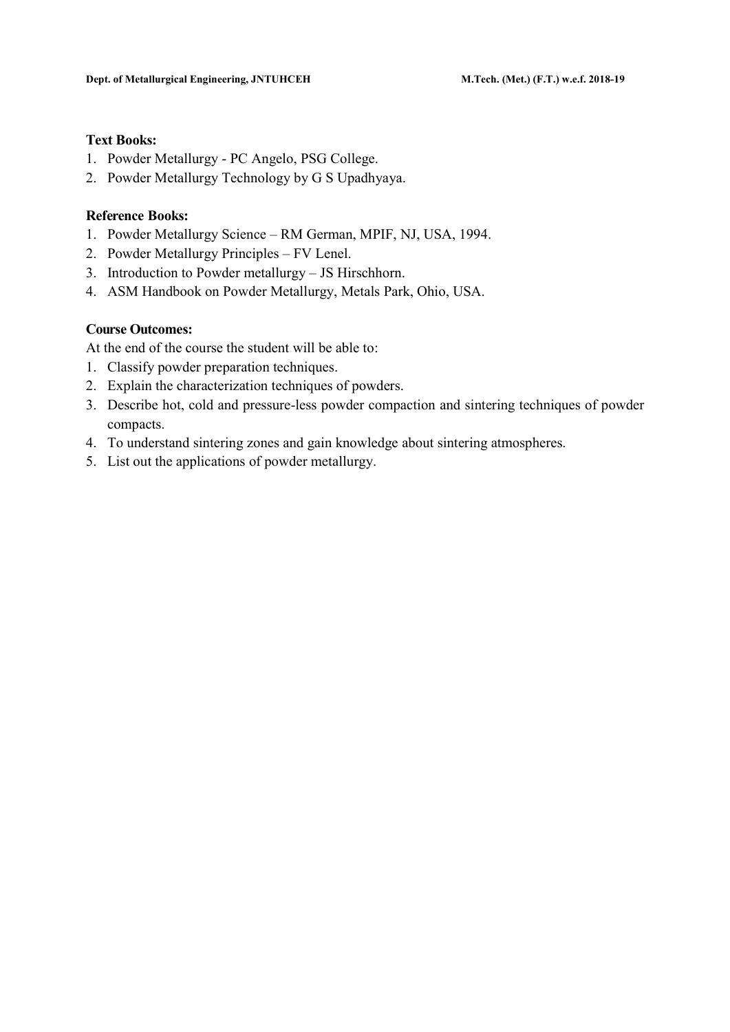**Text Books:**

1. Powder Metallurgy - PC Angelo, PSG College.
2. Powder Metallurgy Technology by G S Upadhyaya.

**Reference Books:**

1. Powder Metallurgy Science – RM German, MPIF, NJ, USA, 1994.
2. Powder Metallurgy Principles – FV Lenel.
3. Introduction to Powder metallurgy – JS Hirschhorn.
4. ASM Handbook on Powder Metallurgy, Metals Park, Ohio, USA.

**Course Outcomes:**

At the end of the course the student will be able to:

1. Classify powder preparation techniques.
2. Explain the characterization techniques of powders.
3. Describe hot, cold and pressure-less powder compaction and sintering techniques of powder compacts.
4. To understand sintering zones and gain knowledge about sintering atmospheres.
5. List out the applications of powder metallurgy.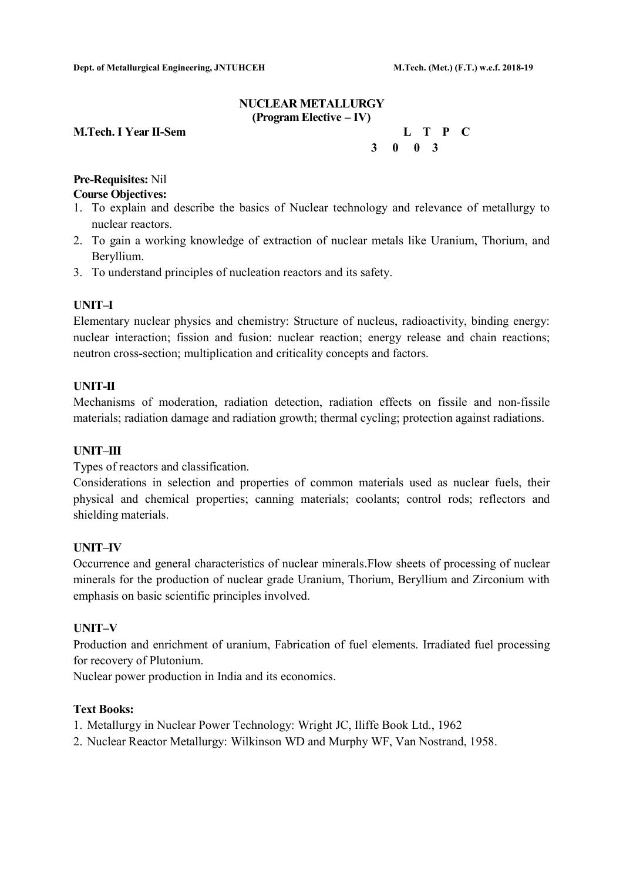# NUCLEAR METALLURGY
## (Program Elective – IV)

**M.Tech. I Year II-Sem**

| L | T | P | C |
|---|---|---|---|
| 3 | 0 | 0 | 3 |

**Pre-Requisites:** Nil

**Course Objectives:**

1. To explain and describe the basics of Nuclear technology and relevance of metallurgy to nuclear reactors.
2. To gain a working knowledge of extraction of nuclear metals like Uranium, Thorium, and Beryllium.
3. To understand principles of nucleation reactors and its safety.

### UNIT–I

Elementary nuclear physics and chemistry: Structure of nucleus, radioactivity, binding energy: nuclear interaction; fission and fusion: nuclear reaction; energy release and chain reactions; neutron cross-section; multiplication and criticality concepts and factors.

### UNIT-II

Mechanisms of moderation, radiation detection, radiation effects on fissile and non-fissile materials; radiation damage and radiation growth; thermal cycling; protection against radiations.

### UNIT–III

Types of reactors and classification.

Considerations in selection and properties of common materials used as nuclear fuels, their physical and chemical properties; canning materials; coolants; control rods; reflectors and shielding materials.

### UNIT–IV

Occurrence and general characteristics of nuclear minerals.Flow sheets of processing of nuclear minerals for the production of nuclear grade Uranium, Thorium, Beryllium and Zirconium with emphasis on basic scientific principles involved.

### UNIT–V

Production and enrichment of uranium, Fabrication of fuel elements. Irradiated fuel processing for recovery of Plutonium.

Nuclear power production in India and its economics.

**Text Books:**

1. Metallurgy in Nuclear Power Technology: Wright JC, Iliffe Book Ltd., 1962
2. Nuclear Reactor Metallurgy: Wilkinson WD and Murphy WF, Van Nostrand, 1958.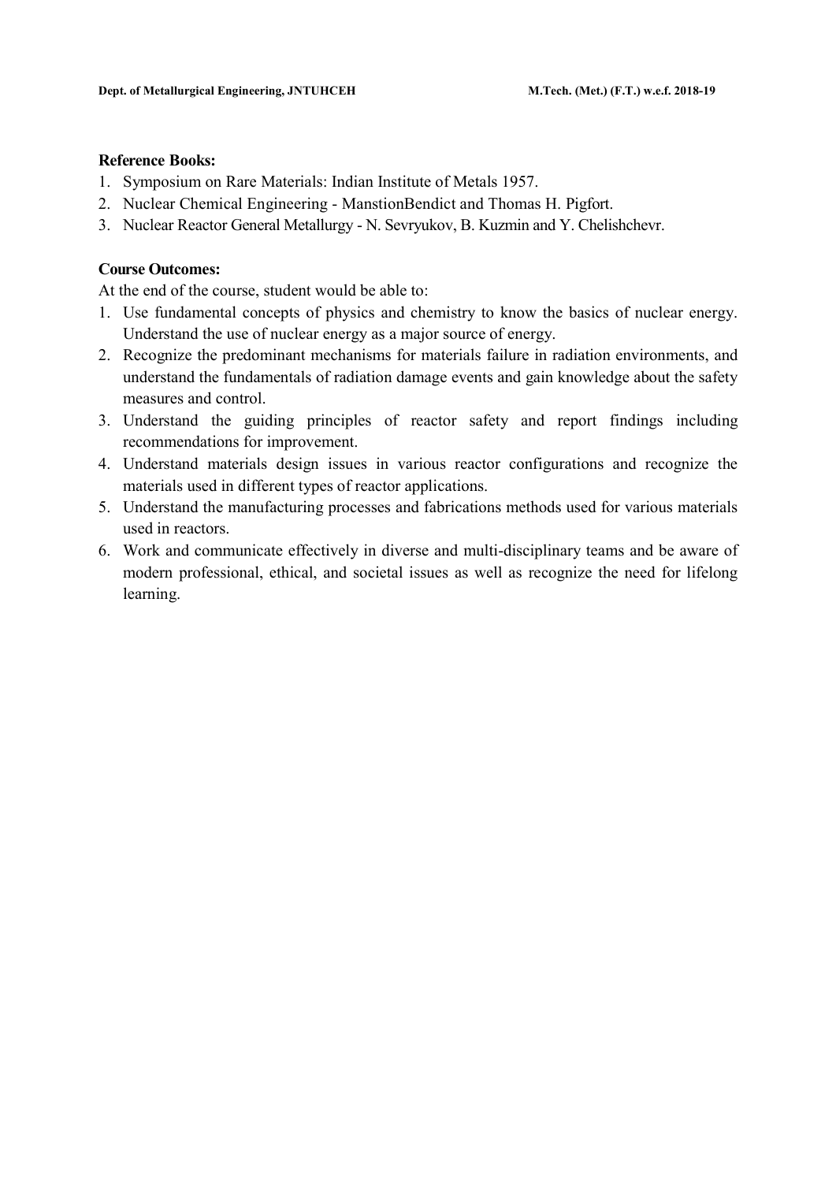**Reference Books:**

1. Symposium on Rare Materials: Indian Institute of Metals 1957.
2. Nuclear Chemical Engineering - ManstionBendict and Thomas H. Pigfort.
3. Nuclear Reactor General Metallurgy - N. Sevryukov, B. Kuzmin and Y. Chelishchevr.

**Course Outcomes:**

At the end of the course, student would be able to:

1. Use fundamental concepts of physics and chemistry to know the basics of nuclear energy. Understand the use of nuclear energy as a major source of energy.
2. Recognize the predominant mechanisms for materials failure in radiation environments, and understand the fundamentals of radiation damage events and gain knowledge about the safety measures and control.
3. Understand the guiding principles of reactor safety and report findings including recommendations for improvement.
4. Understand materials design issues in various reactor configurations and recognize the materials used in different types of reactor applications.
5. Understand the manufacturing processes and fabrications methods used for various materials used in reactors.
6. Work and communicate effectively in diverse and multi-disciplinary teams and be aware of modern professional, ethical, and societal issues as well as recognize the need for lifelong learning.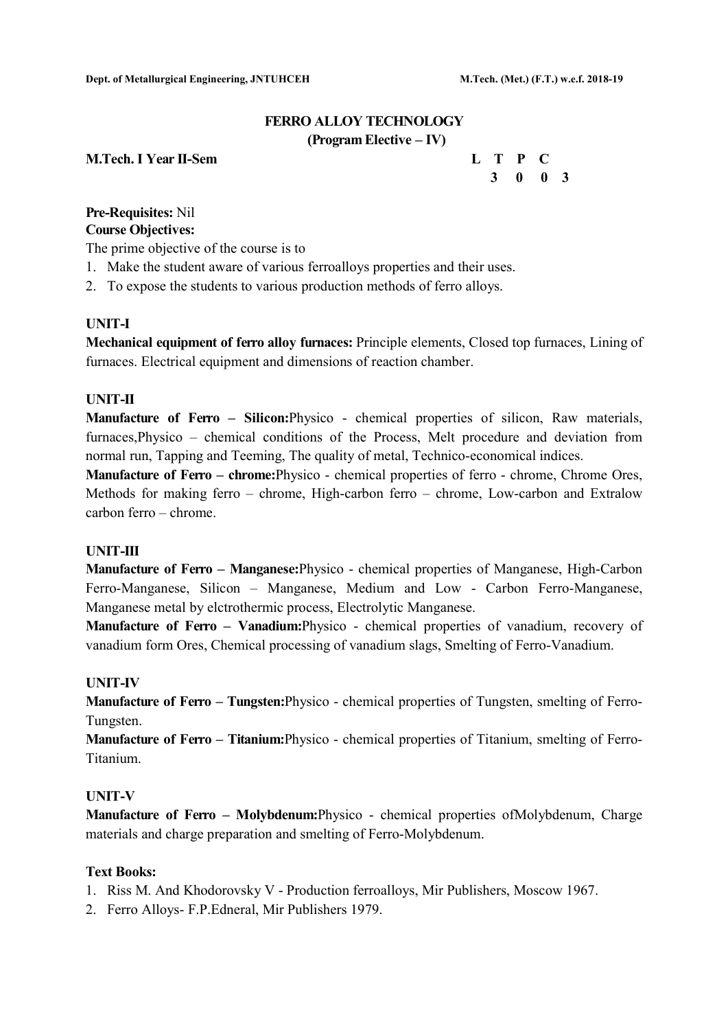## FERRO ALLOY TECHNOLOGY
### (Program Elective – IV)

**M.Tech. I Year II-Sem**

| L | T | P | C |
|---|---|---|---|
| 3 | 0 | 0 | 3 |

**Pre-Requisites:** Nil

**Course Objectives:**

The prime objective of the course is to

1. Make the student aware of various ferroalloys properties and their uses.
2. To expose the students to various production methods of ferro alloys.

**UNIT-I**

**Mechanical equipment of ferro alloy furnaces:** Principle elements, Closed top furnaces, Lining of furnaces. Electrical equipment and dimensions of reaction chamber.

**UNIT-II**

**Manufacture of Ferro – Silicon:**Physico - chemical properties of silicon, Raw materials, furnaces,Physico – chemical conditions of the Process, Melt procedure and deviation from normal run, Tapping and Teeming, The quality of metal, Technico-economical indices.

**Manufacture of Ferro – chrome:**Physico - chemical properties of ferro - chrome, Chrome Ores, Methods for making ferro – chrome, High-carbon ferro – chrome, Low-carbon and Extralow carbon ferro – chrome.

**UNIT-III**

**Manufacture of Ferro – Manganese:**Physico - chemical properties of Manganese, High-Carbon Ferro-Manganese, Silicon – Manganese, Medium and Low - Carbon Ferro-Manganese, Manganese metal by elctrothermic process, Electrolytic Manganese.

**Manufacture of Ferro – Vanadium:**Physico - chemical properties of vanadium, recovery of vanadium form Ores, Chemical processing of vanadium slags, Smelting of Ferro-Vanadium.

**UNIT-IV**

**Manufacture of Ferro – Tungsten:**Physico - chemical properties of Tungsten, smelting of Ferro-Tungsten.

**Manufacture of Ferro – Titanium:**Physico - chemical properties of Titanium, smelting of Ferro-Titanium.

**UNIT-V**

**Manufacture of Ferro – Molybdenum:**Physico - chemical properties ofMolybdenum, Charge materials and charge preparation and smelting of Ferro-Molybdenum.

**Text Books:**

1. Riss M. And Khodorovsky V - Production ferroalloys, Mir Publishers, Moscow 1967.
2. Ferro Alloys- F.P.Edneral, Mir Publishers 1979.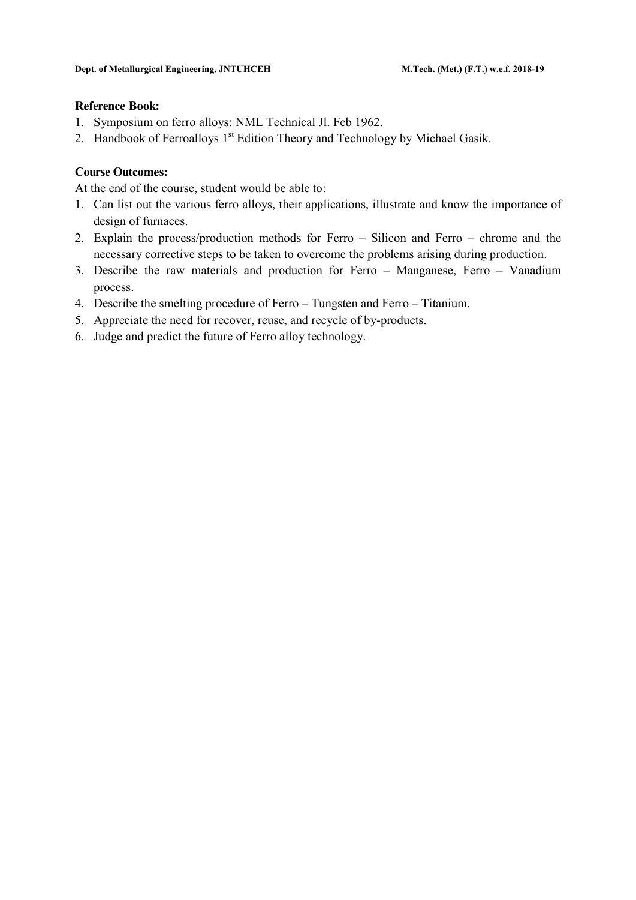**Reference Book:**

1. Symposium on ferro alloys: NML Technical Jl. Feb 1962.
2. Handbook of Ferroalloys 1st Edition Theory and Technology by Michael Gasik.

**Course Outcomes:**

At the end of the course, student would be able to:

1. Can list out the various ferro alloys, their applications, illustrate and know the importance of design of furnaces.
2. Explain the process/production methods for Ferro – Silicon and Ferro – chrome and the necessary corrective steps to be taken to overcome the problems arising during production.
3. Describe the raw materials and production for Ferro – Manganese, Ferro – Vanadium process.
4. Describe the smelting procedure of Ferro – Tungsten and Ferro – Titanium.
5. Appreciate the need for recover, reuse, and recycle of by-products.
6. Judge and predict the future of Ferro alloy technology.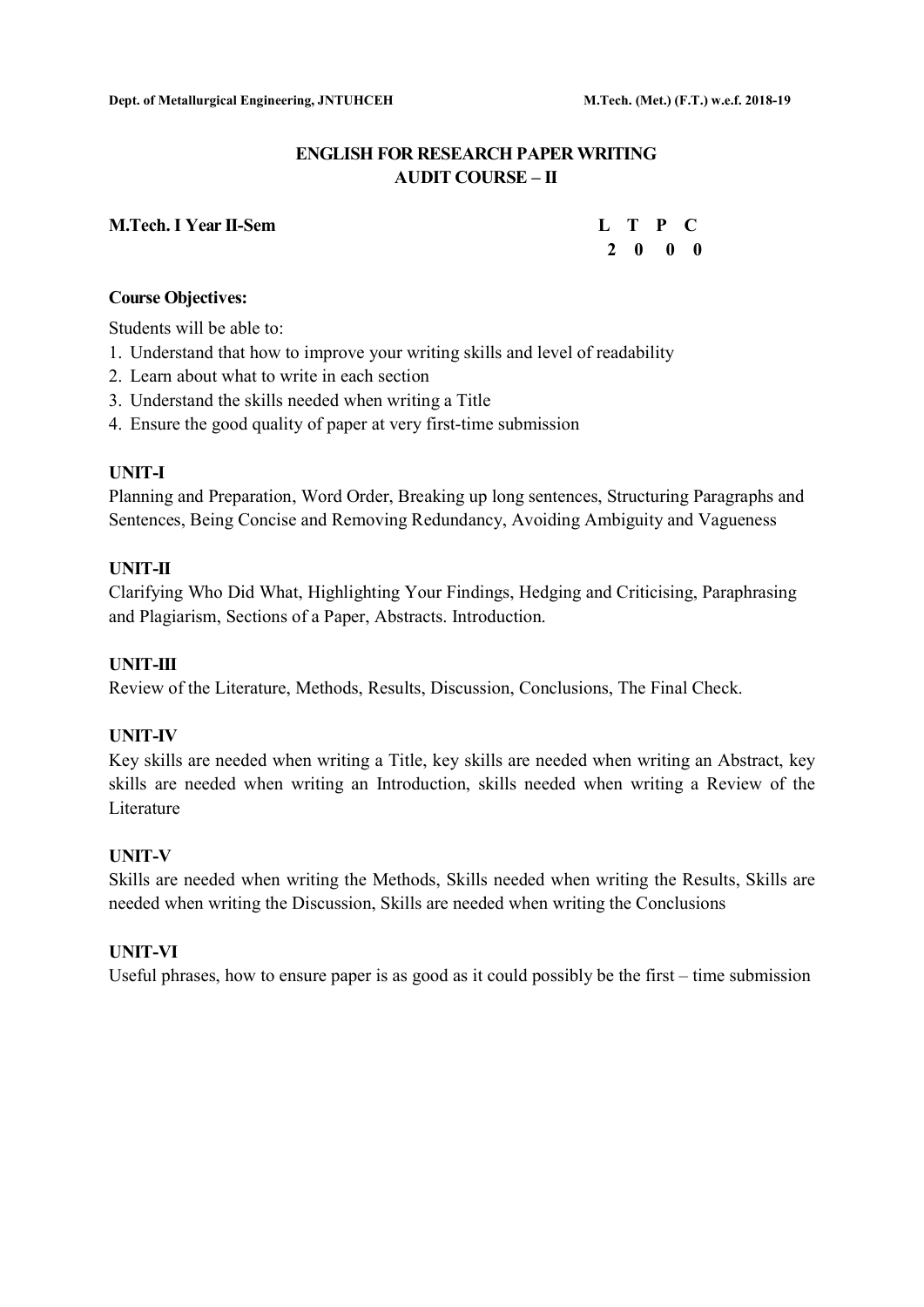## ENGLISH FOR RESEARCH PAPER WRITING
## AUDIT COURSE – II

**M.Tech. I Year II-Sem**

| L | T | P | C |
|---|---|---|---|
| 2 | 0 | 0 | 0 |

**Course Objectives:**

Students will be able to:

1. Understand that how to improve your writing skills and level of readability
2. Learn about what to write in each section
3. Understand the skills needed when writing a Title
4. Ensure the good quality of paper at very first-time submission

**UNIT-I**

Planning and Preparation, Word Order, Breaking up long sentences, Structuring Paragraphs and Sentences, Being Concise and Removing Redundancy, Avoiding Ambiguity and Vagueness

**UNIT-II**

Clarifying Who Did What, Highlighting Your Findings, Hedging and Criticising, Paraphrasing and Plagiarism, Sections of a Paper, Abstracts. Introduction.

**UNIT-III**

Review of the Literature, Methods, Results, Discussion, Conclusions, The Final Check.

**UNIT-IV**

Key skills are needed when writing a Title, key skills are needed when writing an Abstract, key skills are needed when writing an Introduction, skills needed when writing a Review of the Literature

**UNIT-V**

Skills are needed when writing the Methods, Skills needed when writing the Results, Skills are needed when writing the Discussion, Skills are needed when writing the Conclusions

**UNIT-VI**

Useful phrases, how to ensure paper is as good as it could possibly be the first – time submission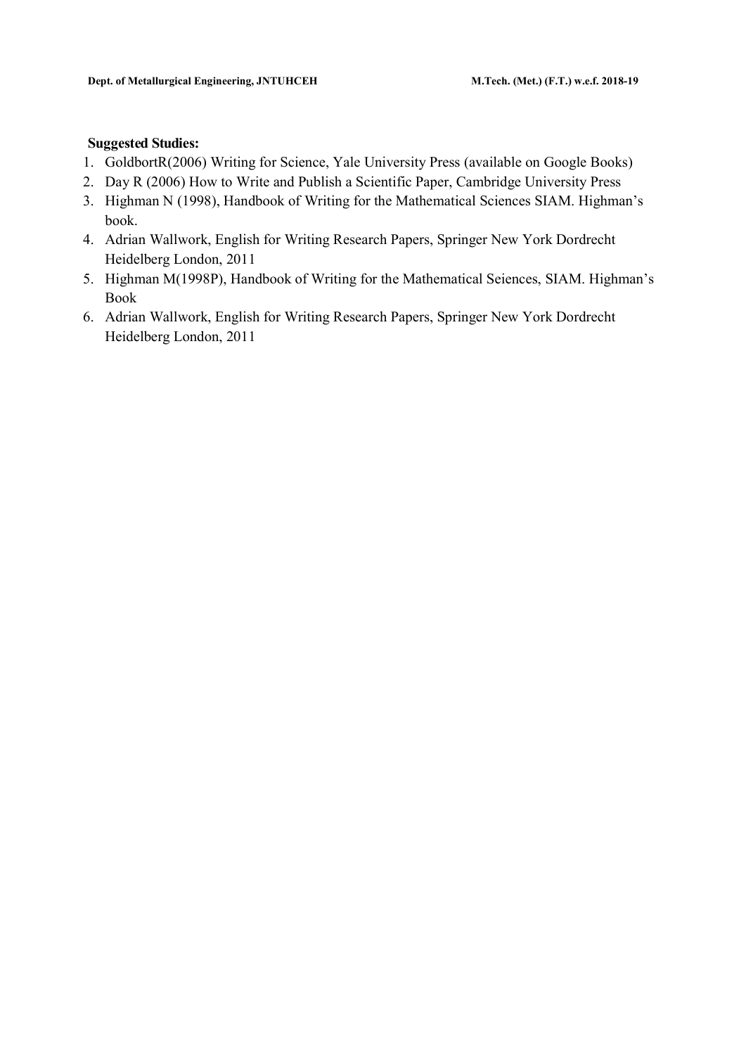**Suggested Studies:**

1. GoldbortR(2006) Writing for Science, Yale University Press (available on Google Books)
2. Day R (2006) How to Write and Publish a Scientific Paper, Cambridge University Press
3. Highman N (1998), Handbook of Writing for the Mathematical Sciences SIAM. Highman's book.
4. Adrian Wallwork, English for Writing Research Papers, Springer New York Dordrecht Heidelberg London, 2011
5. Highman M(1998P), Handbook of Writing for the Mathematical Seiences, SIAM. Highman's Book
6. Adrian Wallwork, English for Writing Research Papers, Springer New York Dordrecht Heidelberg London, 2011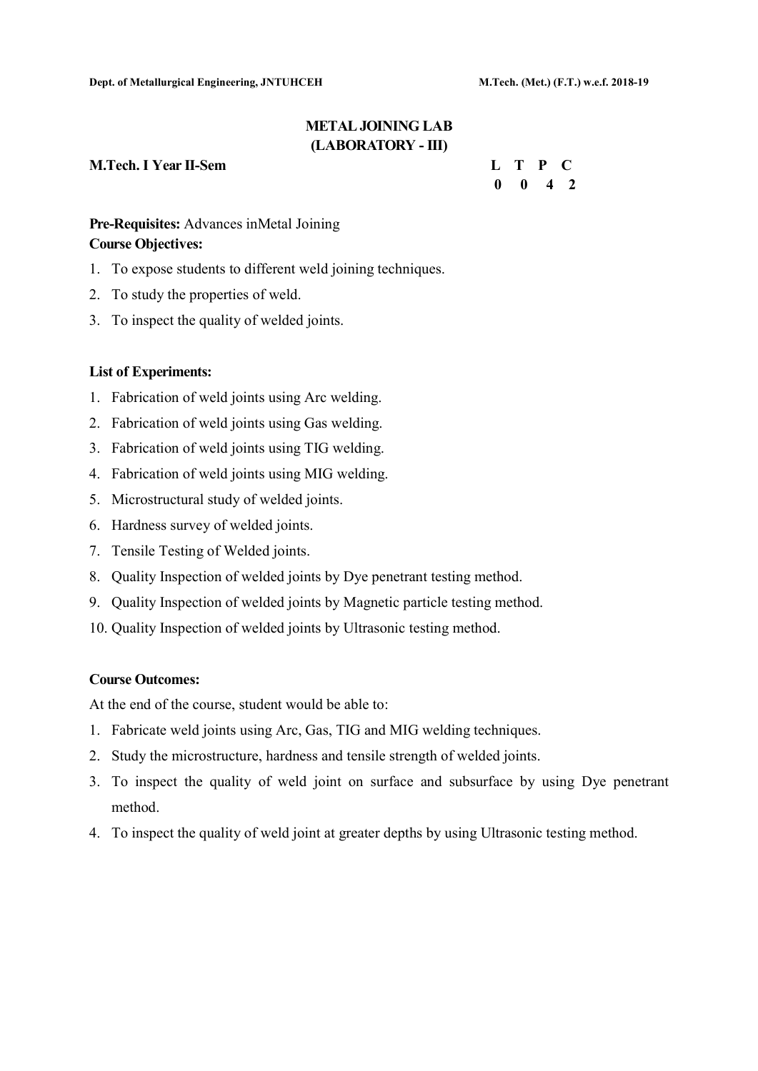# METAL JOINING LAB
## (LABORATORY - III)

**M.Tech. I Year II-Sem**

| L | T | P | C |
|---|---|---|---|
| 0 | 0 | 4 | 2 |

**Pre-Requisites:** Advances inMetal Joining

**Course Objectives:**

1. To expose students to different weld joining techniques.
2. To study the properties of weld.
3. To inspect the quality of welded joints.

**List of Experiments:**

1. Fabrication of weld joints using Arc welding.
2. Fabrication of weld joints using Gas welding.
3. Fabrication of weld joints using TIG welding.
4. Fabrication of weld joints using MIG welding.
5. Microstructural study of welded joints.
6. Hardness survey of welded joints.
7. Tensile Testing of Welded joints.
8. Quality Inspection of welded joints by Dye penetrant testing method.
9. Quality Inspection of welded joints by Magnetic particle testing method.
10. Quality Inspection of welded joints by Ultrasonic testing method.

**Course Outcomes:**

At the end of the course, student would be able to:

1. Fabricate weld joints using Arc, Gas, TIG and MIG welding techniques.
2. Study the microstructure, hardness and tensile strength of welded joints.
3. To inspect the quality of weld joint on surface and subsurface by using Dye penetrant method.
4. To inspect the quality of weld joint at greater depths by using Ultrasonic testing method.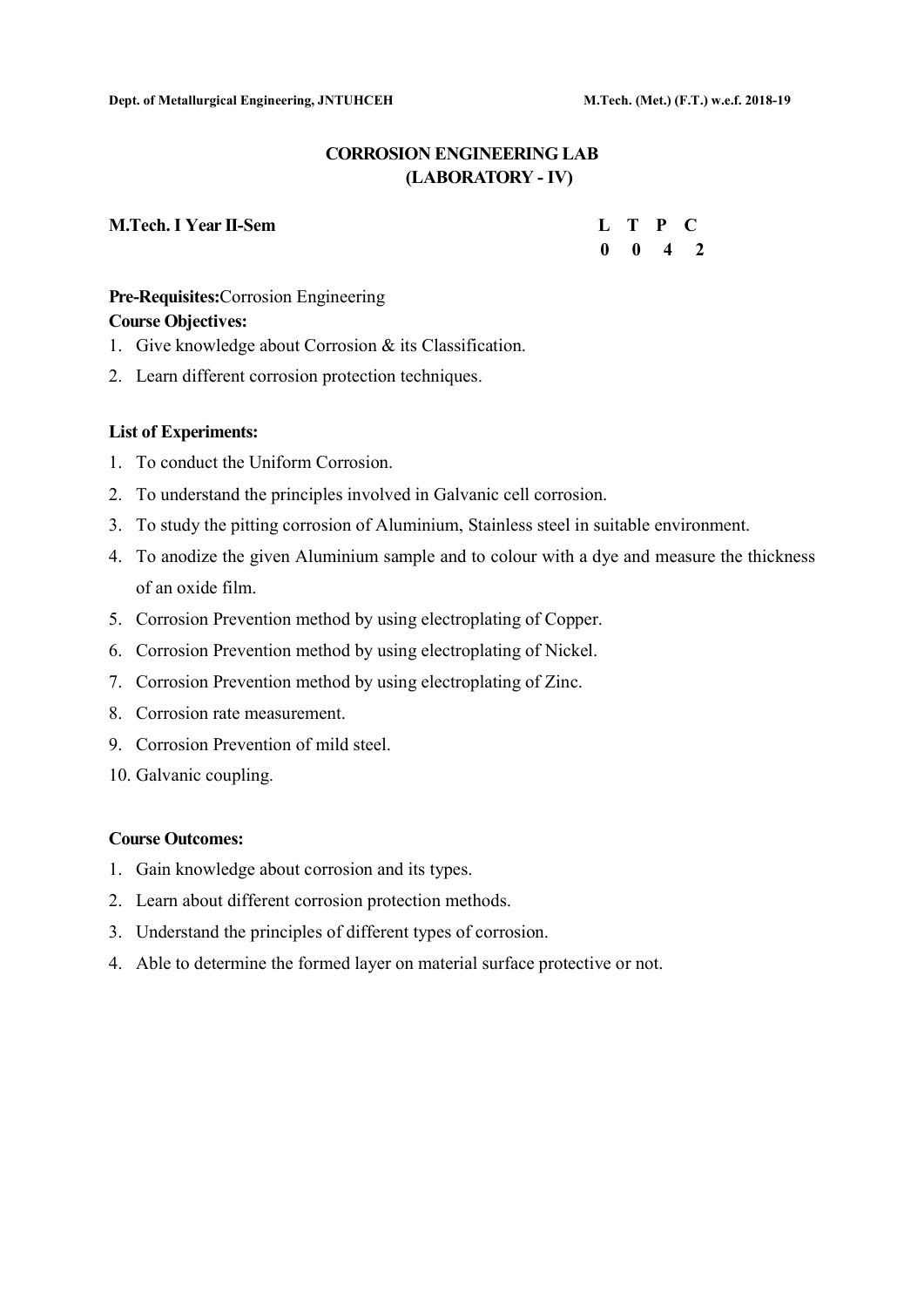# CORROSION ENGINEERING LAB
## (LABORATORY - IV)

**M.Tech. I Year II-Sem**

| L | T | P | C |
|---|---|---|---|
| 0 | 0 | 4 | 2 |

**Pre-Requisites:**Corrosion Engineering

**Course Objectives:**

1. Give knowledge about Corrosion & its Classification.
2. Learn different corrosion protection techniques.

**List of Experiments:**

1. To conduct the Uniform Corrosion.
2. To understand the principles involved in Galvanic cell corrosion.
3. To study the pitting corrosion of Aluminium, Stainless steel in suitable environment.
4. To anodize the given Aluminium sample and to colour with a dye and measure the thickness of an oxide film.
5. Corrosion Prevention method by using electroplating of Copper.
6. Corrosion Prevention method by using electroplating of Nickel.
7. Corrosion Prevention method by using electroplating of Zinc.
8. Corrosion rate measurement.
9. Corrosion Prevention of mild steel.
10. Galvanic coupling.

**Course Outcomes:**

1. Gain knowledge about corrosion and its types.
2. Learn about different corrosion protection methods.
3. Understand the principles of different types of corrosion.
4. Able to determine the formed layer on material surface protective or not.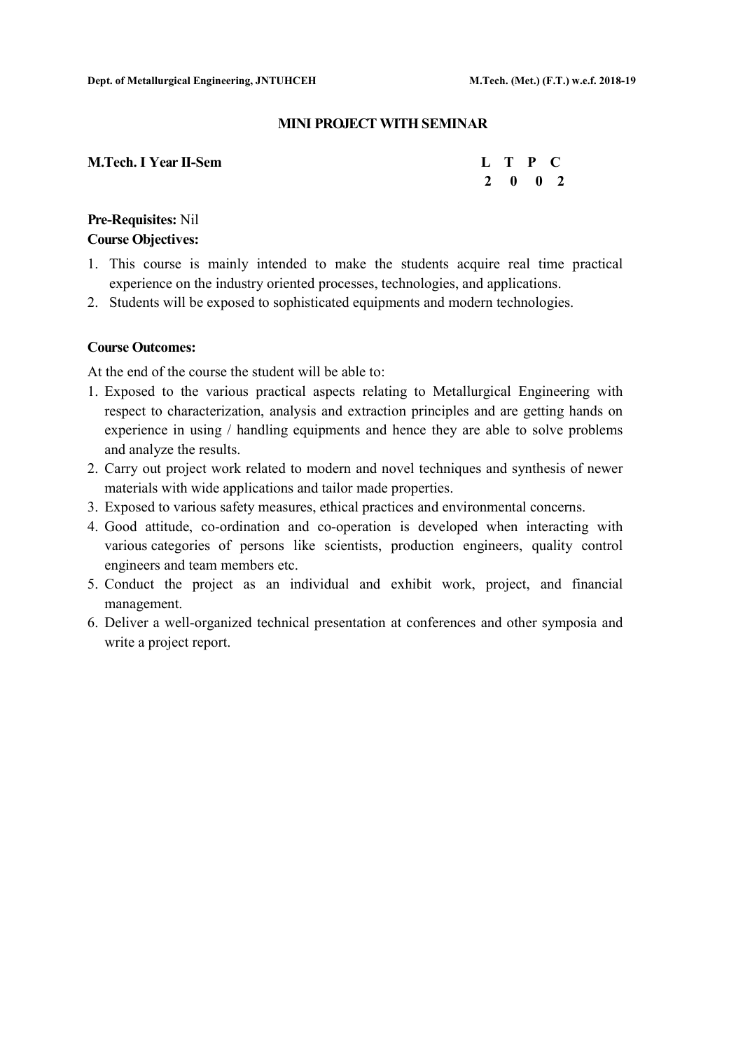## MINI PROJECT WITH SEMINAR

**M.Tech. I Year II-Sem**

| L | T | P | C |
|---|---|---|---|
| 2 | 0 | 0 | 2 |

**Pre-Requisites:** Nil

**Course Objectives:**

1. This course is mainly intended to make the students acquire real time practical experience on the industry oriented processes, technologies, and applications.
2. Students will be exposed to sophisticated equipments and modern technologies.

**Course Outcomes:**

At the end of the course the student will be able to:

1. Exposed to the various practical aspects relating to Metallurgical Engineering with respect to characterization, analysis and extraction principles and are getting hands on experience in using / handling equipments and hence they are able to solve problems and analyze the results.
2. Carry out project work related to modern and novel techniques and synthesis of newer materials with wide applications and tailor made properties.
3. Exposed to various safety measures, ethical practices and environmental concerns.
4. Good attitude, co-ordination and co-operation is developed when interacting with various categories of persons like scientists, production engineers, quality control engineers and team members etc.
5. Conduct the project as an individual and exhibit work, project, and financial management.
6. Deliver a well-organized technical presentation at conferences and other symposia and write a project report.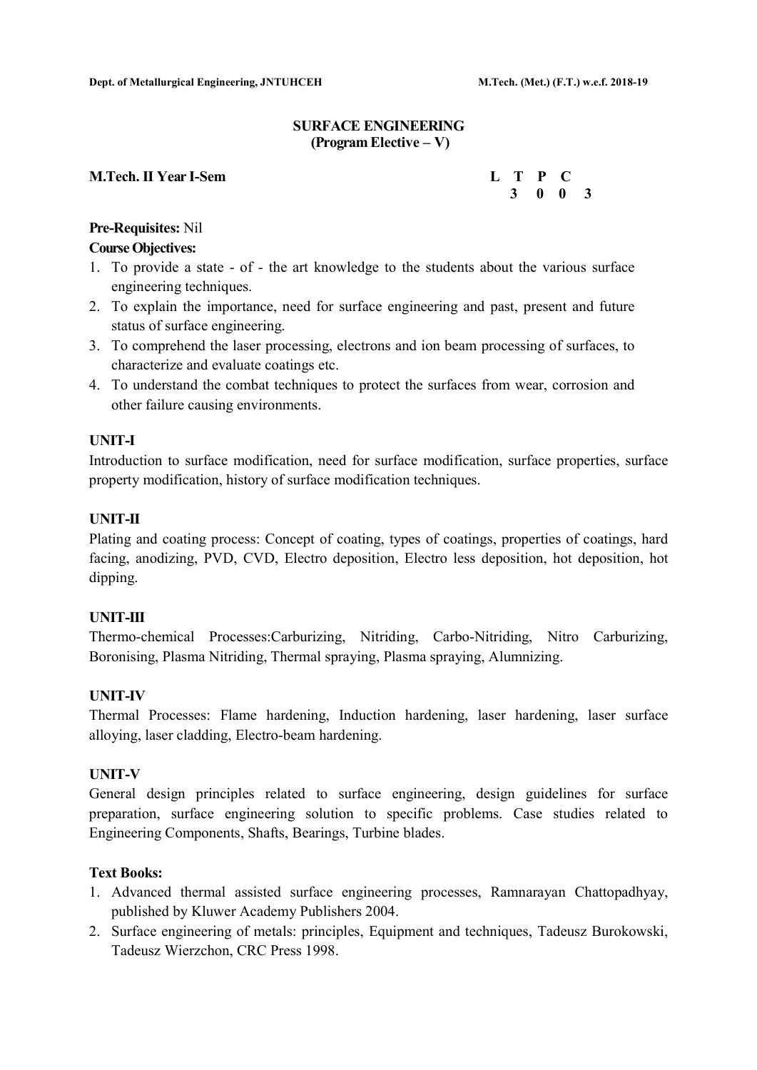# SURFACE ENGINEERING
## (Program Elective – V)

**M.Tech. II Year I-Sem**

| L | T | P | C |
|---|---|---|---|
| 3 | 0 | 0 | 3 |

**Pre-Requisites:** Nil

**Course Objectives:**

1. To provide a state - of - the art knowledge to the students about the various surface engineering techniques.
2. To explain the importance, need for surface engineering and past, present and future status of surface engineering.
3. To comprehend the laser processing, electrons and ion beam processing of surfaces, to characterize and evaluate coatings etc.
4. To understand the combat techniques to protect the surfaces from wear, corrosion and other failure causing environments.

### UNIT-I

Introduction to surface modification, need for surface modification, surface properties, surface property modification, history of surface modification techniques.

### UNIT-II

Plating and coating process: Concept of coating, types of coatings, properties of coatings, hard facing, anodizing, PVD, CVD, Electro deposition, Electro less deposition, hot deposition, hot dipping.

### UNIT-III

Thermo-chemical Processes:Carburizing, Nitriding, Carbo-Nitriding, Nitro Carburizing, Boronising, Plasma Nitriding, Thermal spraying, Plasma spraying, Alumnizing.

### UNIT-IV

Thermal Processes: Flame hardening, Induction hardening, laser hardening, laser surface alloying, laser cladding, Electro-beam hardening.

### UNIT-V

General design principles related to surface engineering, design guidelines for surface preparation, surface engineering solution to specific problems. Case studies related to Engineering Components, Shafts, Bearings, Turbine blades.

**Text Books:**

1. Advanced thermal assisted surface engineering processes, Ramnarayan Chattopadhyay, published by Kluwer Academy Publishers 2004.
2. Surface engineering of metals: principles, Equipment and techniques, Tadeusz Burokowski, Tadeusz Wierzchon, CRC Press 1998.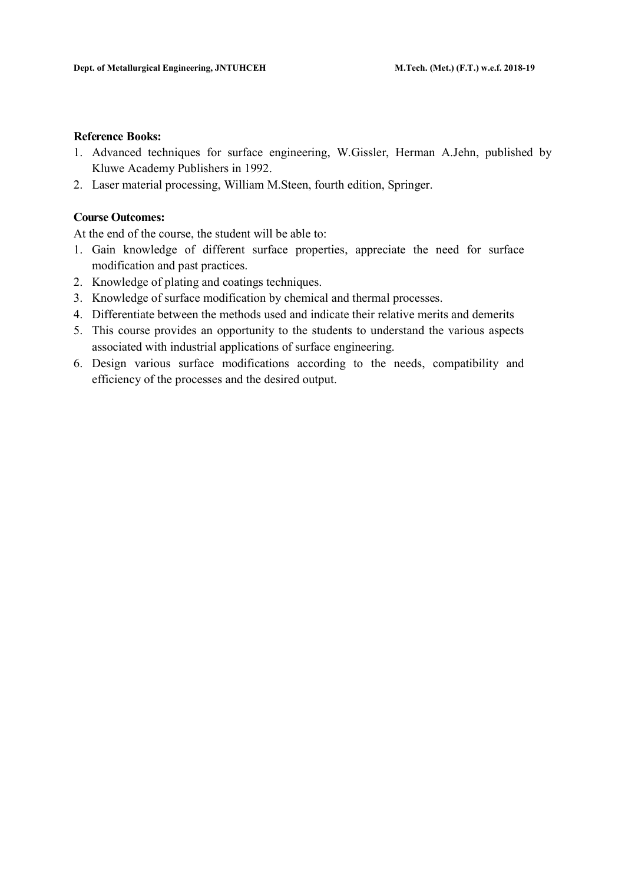**Reference Books:**

1. Advanced techniques for surface engineering, W.Gissler, Herman A.Jehn, published by Kluwe Academy Publishers in 1992.
2. Laser material processing, William M.Steen, fourth edition, Springer.

**Course Outcomes:**

At the end of the course, the student will be able to:

1. Gain knowledge of different surface properties, appreciate the need for surface modification and past practices.
2. Knowledge of plating and coatings techniques.
3. Knowledge of surface modification by chemical and thermal processes.
4. Differentiate between the methods used and indicate their relative merits and demerits
5. This course provides an opportunity to the students to understand the various aspects associated with industrial applications of surface engineering.
6. Design various surface modifications according to the needs, compatibility and efficiency of the processes and the desired output.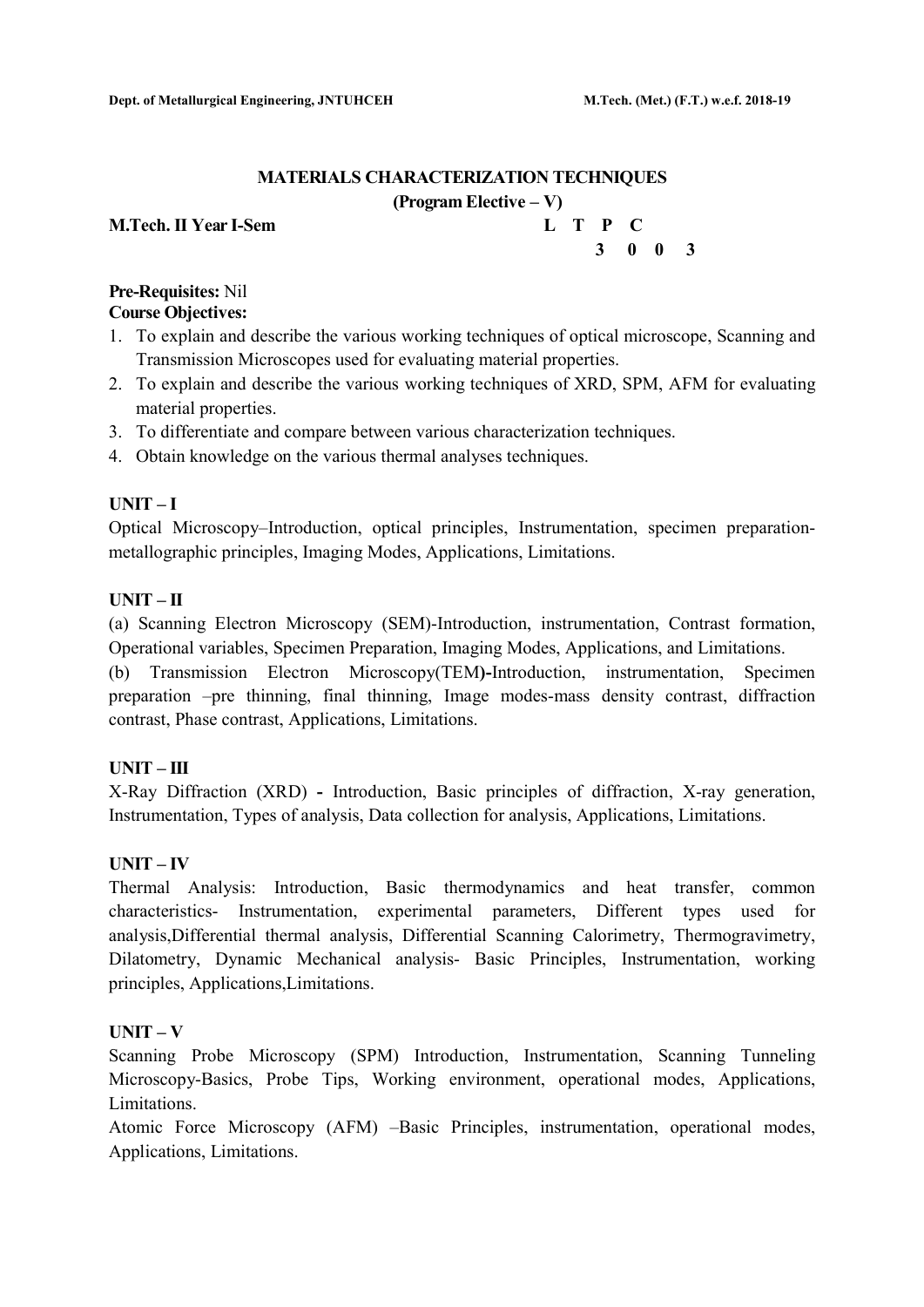## MATERIALS CHARACTERIZATION TECHNIQUES

**(Program Elective – V)**

**M.Tech. II Year I-Sem**

| L | T | P | C |
|---|---|---|---|
| 3 | 0 | 0 | 3 |

**Pre-Requisites:** Nil

**Course Objectives:**

1. To explain and describe the various working techniques of optical microscope, Scanning and Transmission Microscopes used for evaluating material properties.
2. To explain and describe the various working techniques of XRD, SPM, AFM for evaluating material properties.
3. To differentiate and compare between various characterization techniques.
4. Obtain knowledge on the various thermal analyses techniques.

### UNIT – I

Optical Microscopy–Introduction, optical principles, Instrumentation, specimen preparation-metallographic principles, Imaging Modes, Applications, Limitations.

### UNIT – II

(a) Scanning Electron Microscopy (SEM)-Introduction, instrumentation, Contrast formation, Operational variables, Specimen Preparation, Imaging Modes, Applications, and Limitations.

(b) Transmission Electron Microscopy(TEM)-Introduction, instrumentation, Specimen preparation –pre thinning, final thinning, Image modes-mass density contrast, diffraction contrast, Phase contrast, Applications, Limitations.

### UNIT – III

X-Ray Diffraction (XRD) - Introduction, Basic principles of diffraction, X-ray generation, Instrumentation, Types of analysis, Data collection for analysis, Applications, Limitations.

### UNIT – IV

Thermal Analysis: Introduction, Basic thermodynamics and heat transfer, common characteristics- Instrumentation, experimental parameters, Different types used for analysis,Differential thermal analysis, Differential Scanning Calorimetry, Thermogravimetry, Dilatometry, Dynamic Mechanical analysis- Basic Principles, Instrumentation, working principles, Applications,Limitations.

### UNIT – V

Scanning Probe Microscopy (SPM) Introduction, Instrumentation, Scanning Tunneling Microscopy-Basics, Probe Tips, Working environment, operational modes, Applications, Limitations.

Atomic Force Microscopy (AFM) –Basic Principles, instrumentation, operational modes, Applications, Limitations.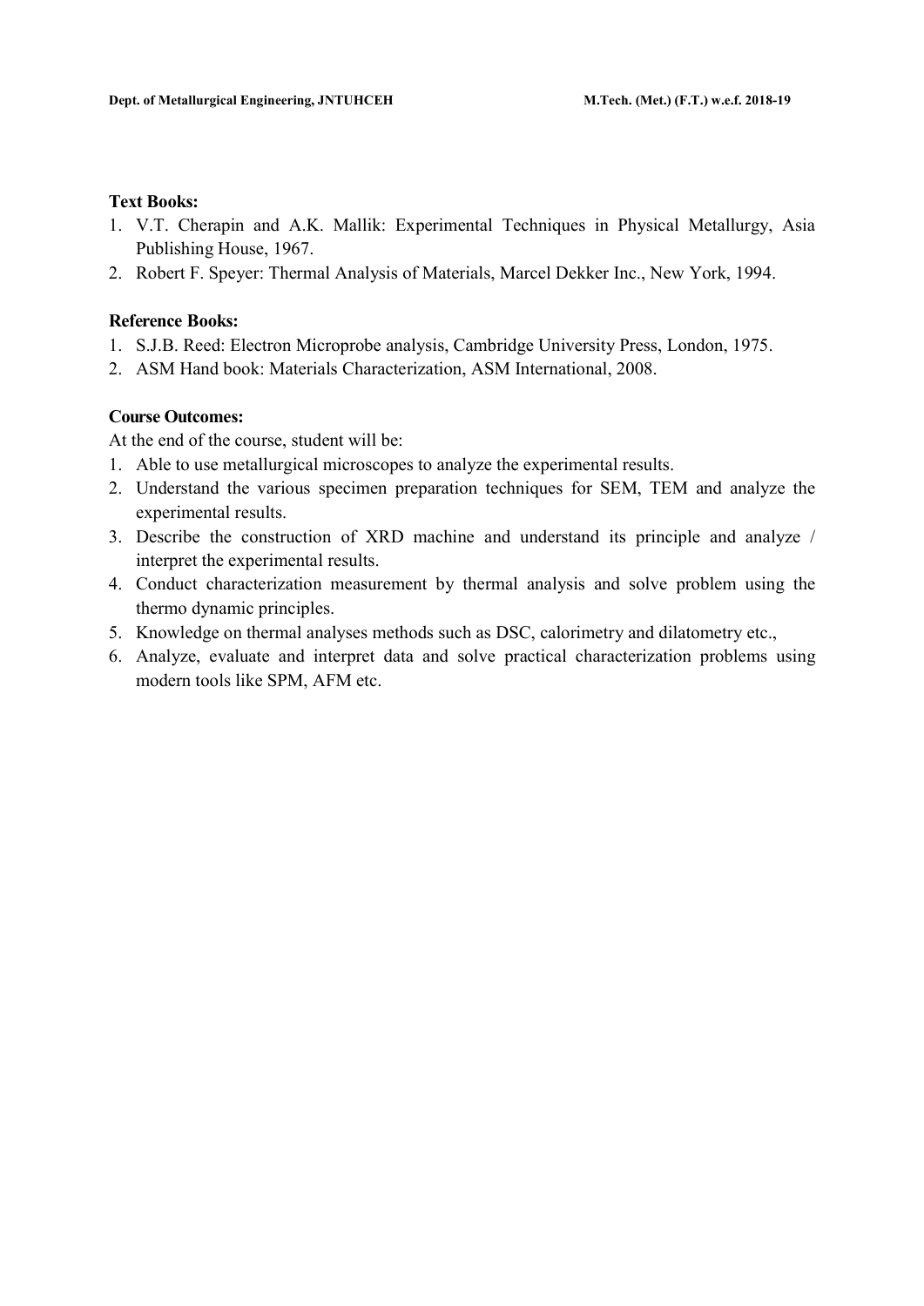**Text Books:**

1. V.T. Cherapin and A.K. Mallik: Experimental Techniques in Physical Metallurgy, Asia Publishing House, 1967.
2. Robert F. Speyer: Thermal Analysis of Materials, Marcel Dekker Inc., New York, 1994.

**Reference Books:**

1. S.J.B. Reed: Electron Microprobe analysis, Cambridge University Press, London, 1975.
2. ASM Hand book: Materials Characterization, ASM International, 2008.

**Course Outcomes:**

At the end of the course, student will be:

1. Able to use metallurgical microscopes to analyze the experimental results.
2. Understand the various specimen preparation techniques for SEM, TEM and analyze the experimental results.
3. Describe the construction of XRD machine and understand its principle and analyze / interpret the experimental results.
4. Conduct characterization measurement by thermal analysis and solve problem using the thermo dynamic principles.
5. Knowledge on thermal analyses methods such as DSC, calorimetry and dilatometry etc.,
6. Analyze, evaluate and interpret data and solve practical characterization problems using modern tools like SPM, AFM etc.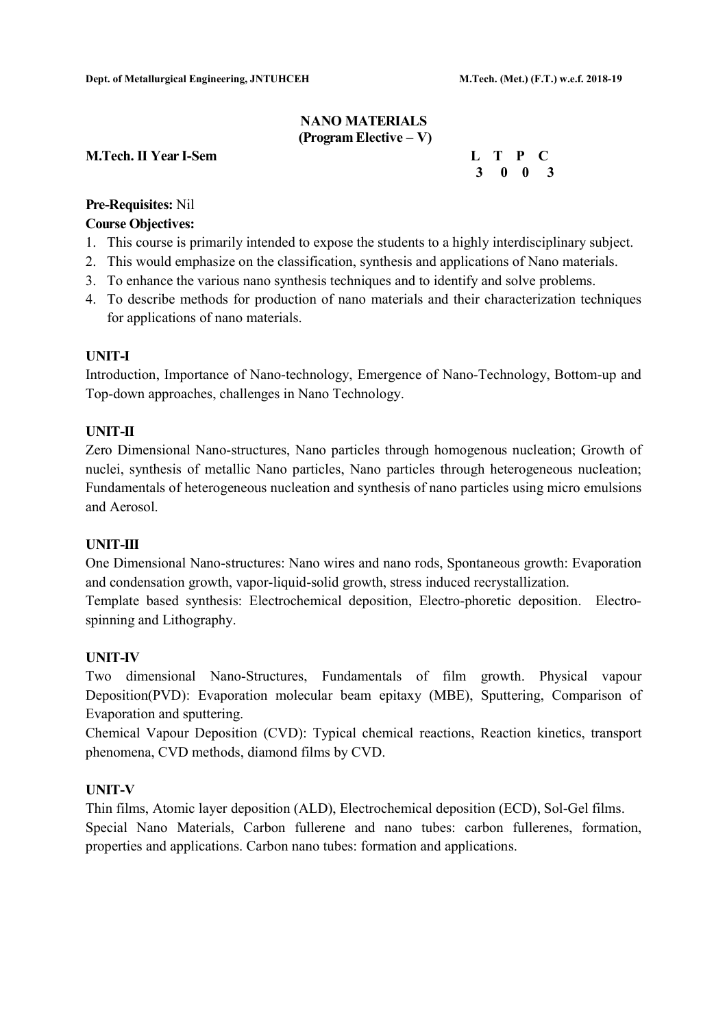## NANO MATERIALS
### (Program Elective – V)

**M.Tech. II Year I-Sem**

| L | T | P | C |
|---|---|---|---|
| 3 | 0 | 0 | 3 |

**Pre-Requisites:** Nil

**Course Objectives:**

1. This course is primarily intended to expose the students to a highly interdisciplinary subject.
2. This would emphasize on the classification, synthesis and applications of Nano materials.
3. To enhance the various nano synthesis techniques and to identify and solve problems.
4. To describe methods for production of nano materials and their characterization techniques for applications of nano materials.

**UNIT-I**

Introduction, Importance of Nano-technology, Emergence of Nano-Technology, Bottom-up and Top-down approaches, challenges in Nano Technology.

**UNIT-II**

Zero Dimensional Nano-structures, Nano particles through homogenous nucleation; Growth of nuclei, synthesis of metallic Nano particles, Nano particles through heterogeneous nucleation; Fundamentals of heterogeneous nucleation and synthesis of nano particles using micro emulsions and Aerosol.

**UNIT-III**

One Dimensional Nano-structures: Nano wires and nano rods, Spontaneous growth: Evaporation and condensation growth, vapor-liquid-solid growth, stress induced recrystallization.

Template based synthesis: Electrochemical deposition, Electro-phoretic deposition. Electro-spinning and Lithography.

**UNIT-IV**

Two dimensional Nano-Structures, Fundamentals of film growth. Physical vapour Deposition(PVD): Evaporation molecular beam epitaxy (MBE), Sputtering, Comparison of Evaporation and sputtering.

Chemical Vapour Deposition (CVD): Typical chemical reactions, Reaction kinetics, transport phenomena, CVD methods, diamond films by CVD.

**UNIT-V**

Thin films, Atomic layer deposition (ALD), Electrochemical deposition (ECD), Sol-Gel films.

Special Nano Materials, Carbon fullerene and nano tubes: carbon fullerenes, formation, properties and applications. Carbon nano tubes: formation and applications.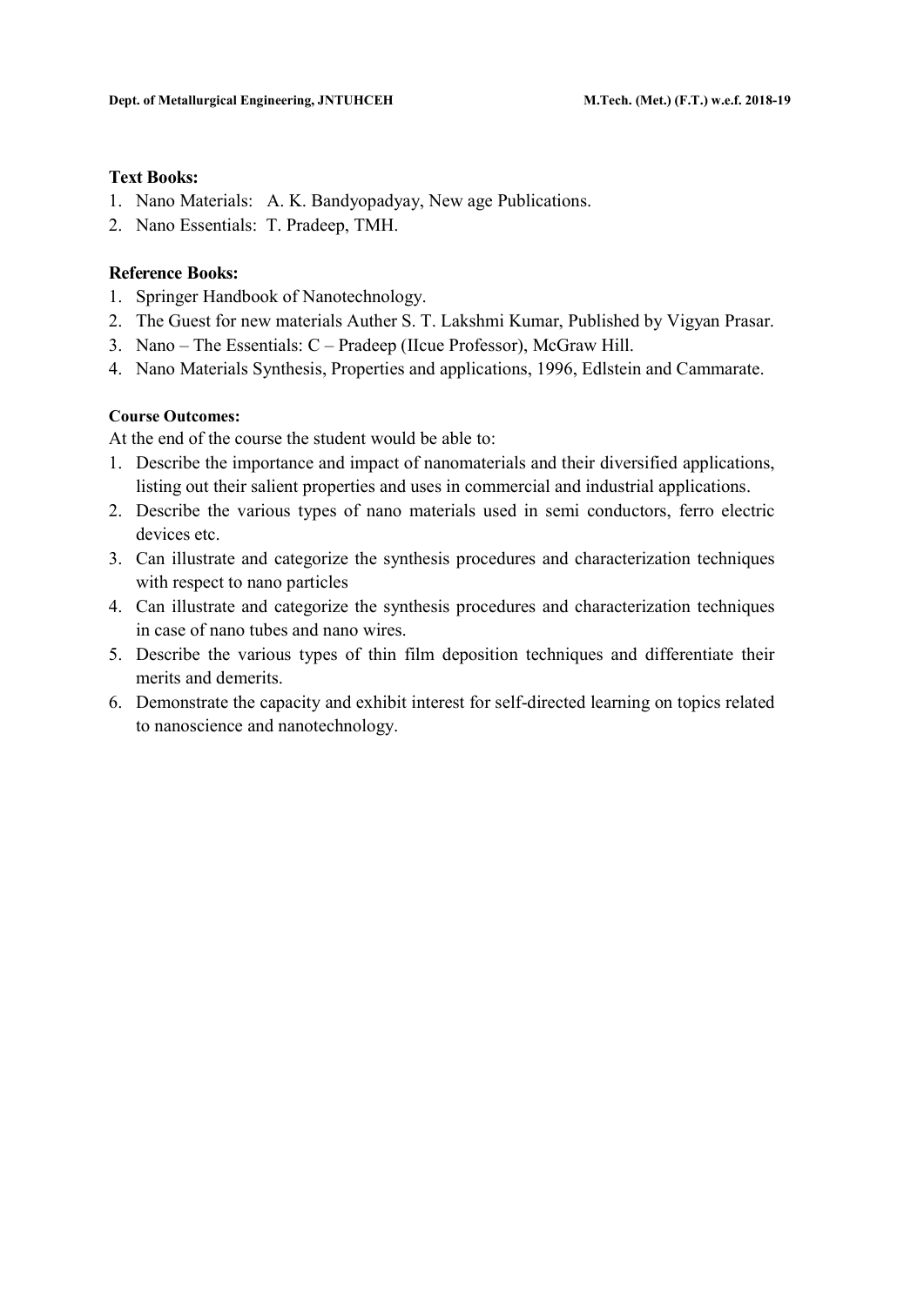**Text Books:**

1. Nano Materials: A. K. Bandyopadyay, New age Publications.
2. Nano Essentials: T. Pradeep, TMH.

**Reference Books:**

1. Springer Handbook of Nanotechnology.
2. The Guest for new materials Auther S. T. Lakshmi Kumar, Published by Vigyan Prasar.
3. Nano – The Essentials: C – Pradeep (IIcue Professor), McGraw Hill.
4. Nano Materials Synthesis, Properties and applications, 1996, Edlstein and Cammarate.

**Course Outcomes:**

At the end of the course the student would be able to:

1. Describe the importance and impact of nanomaterials and their diversified applications, listing out their salient properties and uses in commercial and industrial applications.
2. Describe the various types of nano materials used in semi conductors, ferro electric devices etc.
3. Can illustrate and categorize the synthesis procedures and characterization techniques with respect to nano particles
4. Can illustrate and categorize the synthesis procedures and characterization techniques in case of nano tubes and nano wires.
5. Describe the various types of thin film deposition techniques and differentiate their merits and demerits.
6. Demonstrate the capacity and exhibit interest for self-directed learning on topics related to nanoscience and nanotechnology.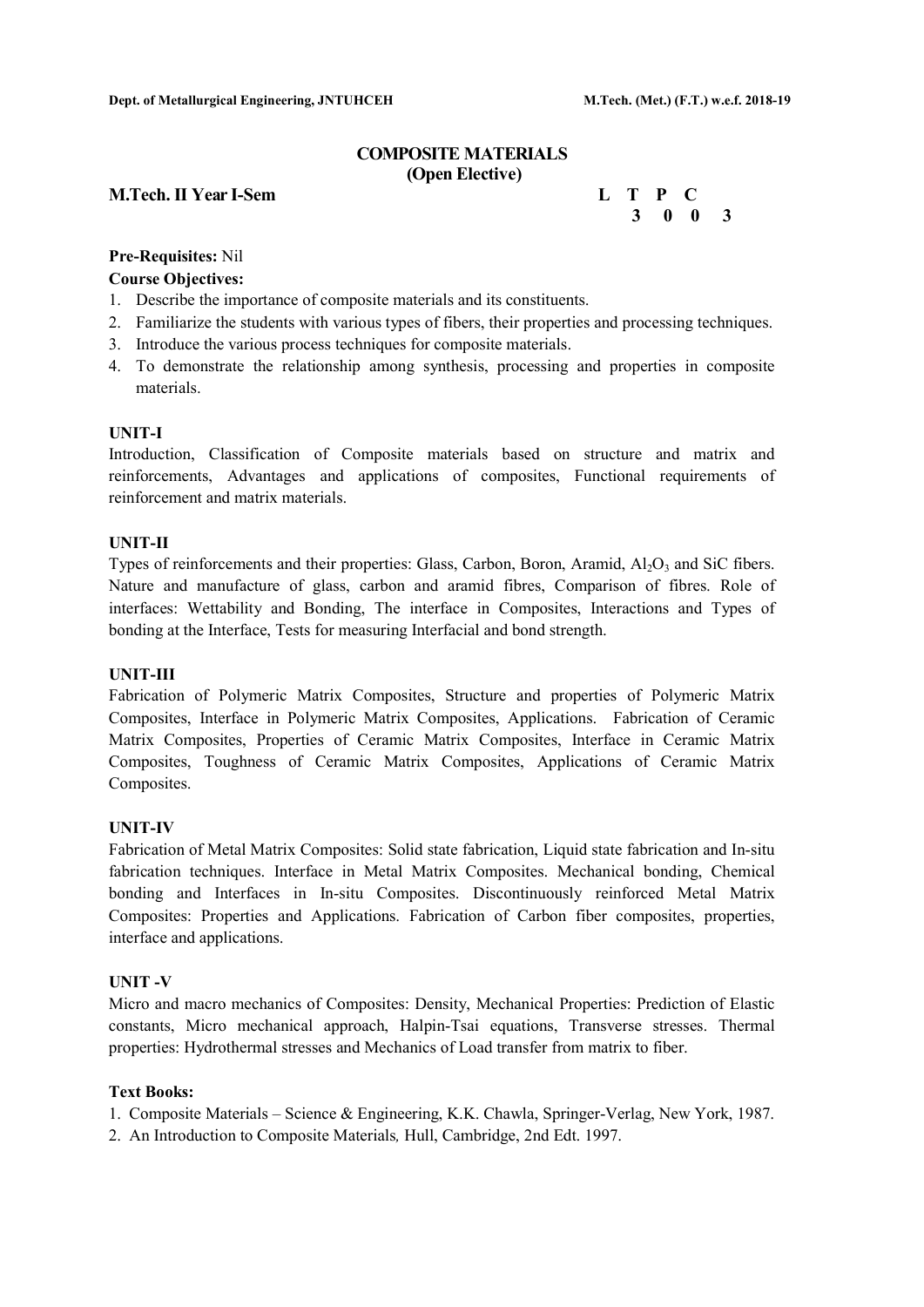# COMPOSITE MATERIALS
## (Open Elective)

**M.Tech. II Year I-Sem**

| L | T | P | C |
|---|---|---|---|
| 3 | 0 | 0 | 3 |

**Pre-Requisites:** Nil

**Course Objectives:**

1. Describe the importance of composite materials and its constituents.
2. Familiarize the students with various types of fibers, their properties and processing techniques.
3. Introduce the various process techniques for composite materials.
4. To demonstrate the relationship among synthesis, processing and properties in composite materials.

**UNIT-I**

Introduction, Classification of Composite materials based on structure and matrix and reinforcements, Advantages and applications of composites, Functional requirements of reinforcement and matrix materials.

**UNIT-II**

Types of reinforcements and their properties: Glass, Carbon, Boron, Aramid, $Al_2O_3$ and SiC fibers. Nature and manufacture of glass, carbon and aramid fibres, Comparison of fibres. Role of interfaces: Wettability and Bonding, The interface in Composites, Interactions and Types of bonding at the Interface, Tests for measuring Interfacial and bond strength.

**UNIT-III**

Fabrication of Polymeric Matrix Composites, Structure and properties of Polymeric Matrix Composites, Interface in Polymeric Matrix Composites, Applications. Fabrication of Ceramic Matrix Composites, Properties of Ceramic Matrix Composites, Interface in Ceramic Matrix Composites, Toughness of Ceramic Matrix Composites, Applications of Ceramic Matrix Composites.

**UNIT-IV**

Fabrication of Metal Matrix Composites: Solid state fabrication, Liquid state fabrication and In-situ fabrication techniques. Interface in Metal Matrix Composites. Mechanical bonding, Chemical bonding and Interfaces in In-situ Composites. Discontinuously reinforced Metal Matrix Composites: Properties and Applications. Fabrication of Carbon fiber composites, properties, interface and applications.

**UNIT -V**

Micro and macro mechanics of Composites: Density, Mechanical Properties: Prediction of Elastic constants, Micro mechanical approach, Halpin-Tsai equations, Transverse stresses. Thermal properties: Hydrothermal stresses and Mechanics of Load transfer from matrix to fiber.

**Text Books:**

1. Composite Materials – Science & Engineering, K.K. Chawla, Springer-Verlag, New York, 1987.
2. An Introduction to Composite Materials*,* Hull, Cambridge, 2nd Edt. 1997.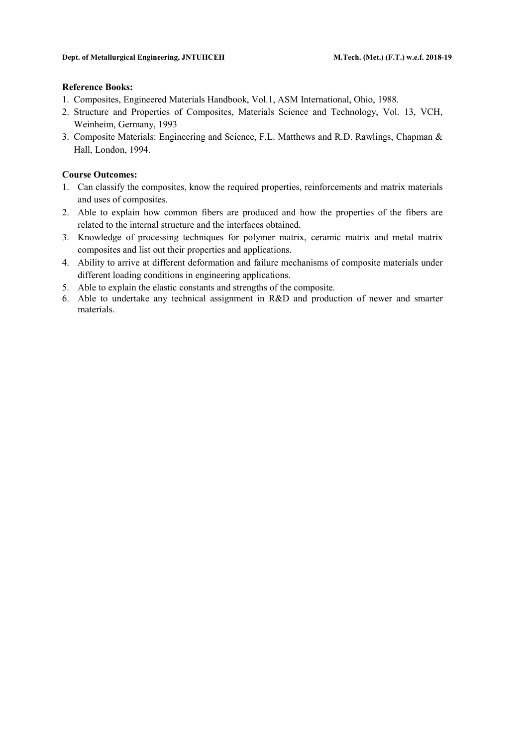**Reference Books:**

1. Composites, Engineered Materials Handbook, Vol.1, ASM International, Ohio, 1988.
2. Structure and Properties of Composites, Materials Science and Technology, Vol. 13, VCH, Weinheim, Germany, 1993
3. Composite Materials: Engineering and Science, F.L. Matthews and R.D. Rawlings, Chapman & Hall, London, 1994.

**Course Outcomes:**

1. Can classify the composites, know the required properties, reinforcements and matrix materials and uses of composites.
2. Able to explain how common fibers are produced and how the properties of the fibers are related to the internal structure and the interfaces obtained.
3. Knowledge of processing techniques for polymer matrix, ceramic matrix and metal matrix composites and list out their properties and applications.
4. Ability to arrive at different deformation and failure mechanisms of composite materials under different loading conditions in engineering applications.
5. Able to explain the elastic constants and strengths of the composite.
6. Able to undertake any technical assignment in R&D and production of newer and smarter materials.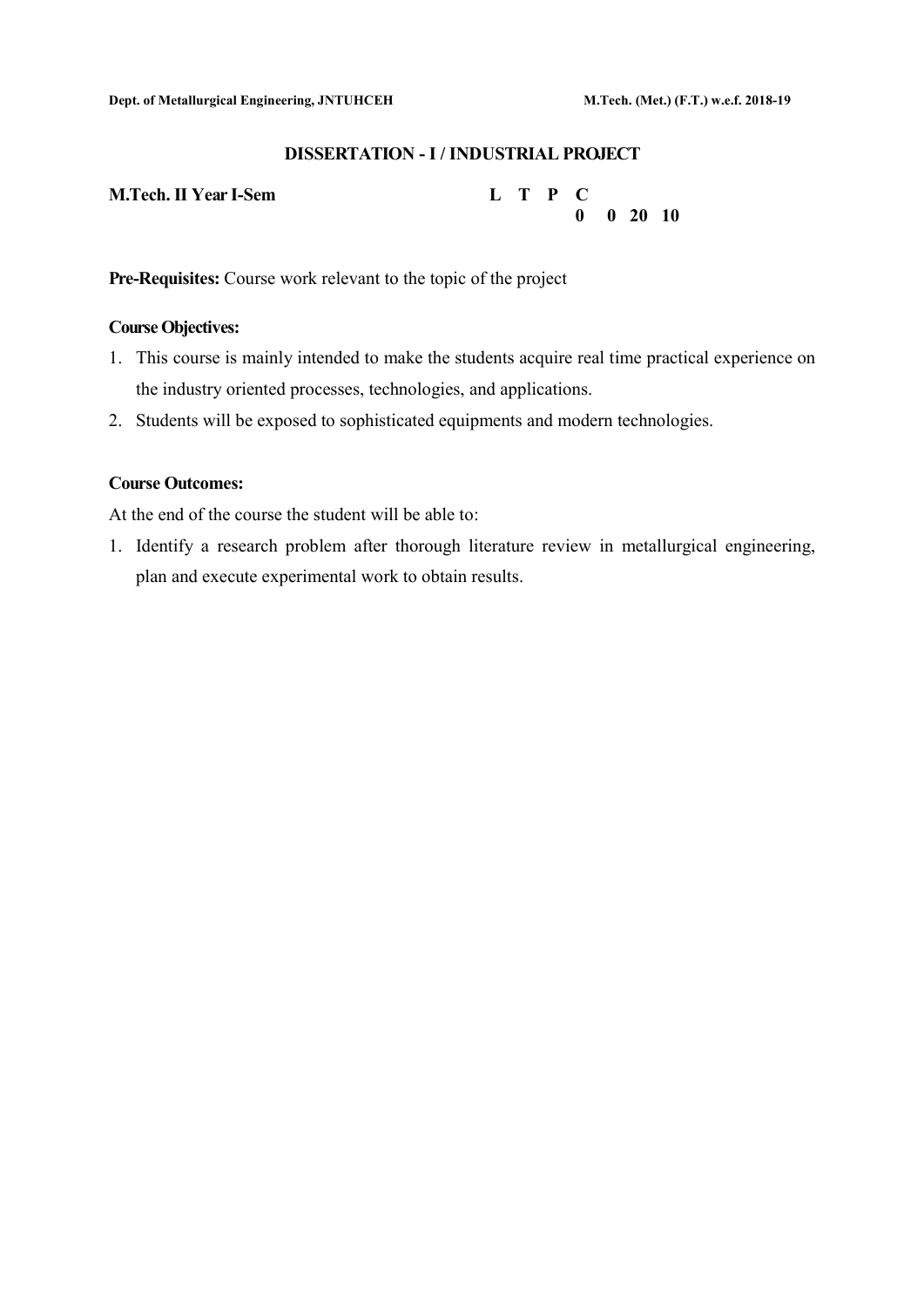## DISSERTATION - I / INDUSTRIAL PROJECT

**M.Tech. II Year I-Sem**

| L | T | P | C |
|---|---|---|---|
| 0 | 0 | 20 | 10 |

**Pre-Requisites:** Course work relevant to the topic of the project

**Course Objectives:**

1. This course is mainly intended to make the students acquire real time practical experience on the industry oriented processes, technologies, and applications.
2. Students will be exposed to sophisticated equipments and modern technologies.

**Course Outcomes:**

At the end of the course the student will be able to:

1. Identify a research problem after thorough literature review in metallurgical engineering, plan and execute experimental work to obtain results.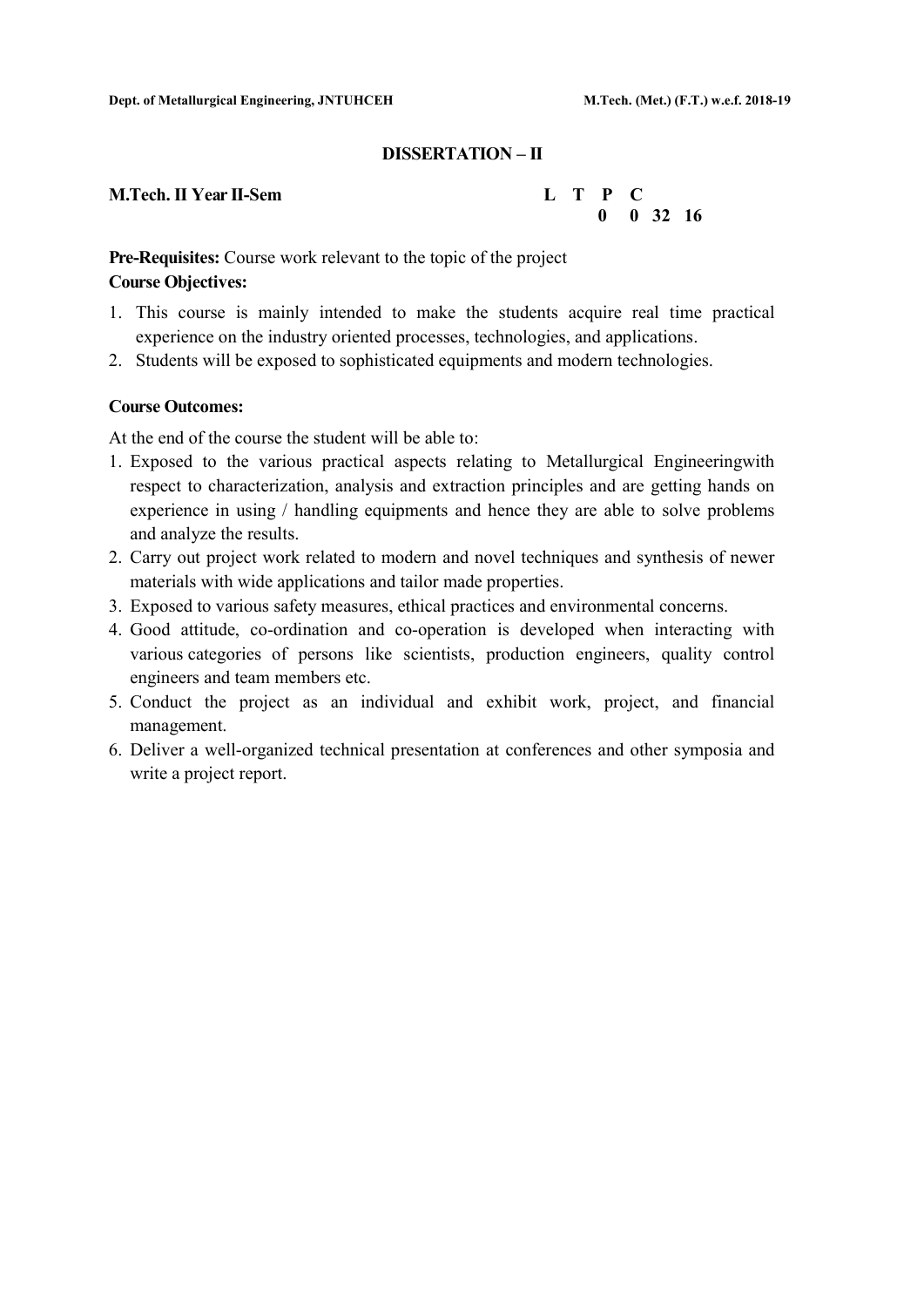## DISSERTATION – II

**M.Tech. II Year II-Sem**

| L | T | P | C |
|---|---|---|---|
| 0 | 0 | 32 | 16 |

**Pre-Requisites:** Course work relevant to the topic of the project

**Course Objectives:**

1. This course is mainly intended to make the students acquire real time practical experience on the industry oriented processes, technologies, and applications.
2. Students will be exposed to sophisticated equipments and modern technologies.

**Course Outcomes:**

At the end of the course the student will be able to:

1. Exposed to the various practical aspects relating to Metallurgical Engineeringwith respect to characterization, analysis and extraction principles and are getting hands on experience in using / handling equipments and hence they are able to solve problems and analyze the results.
2. Carry out project work related to modern and novel techniques and synthesis of newer materials with wide applications and tailor made properties.
3. Exposed to various safety measures, ethical practices and environmental concerns.
4. Good attitude, co-ordination and co-operation is developed when interacting with various categories of persons like scientists, production engineers, quality control engineers and team members etc.
5. Conduct the project as an individual and exhibit work, project, and financial management.
6. Deliver a well-organized technical presentation at conferences and other symposia and write a project report.